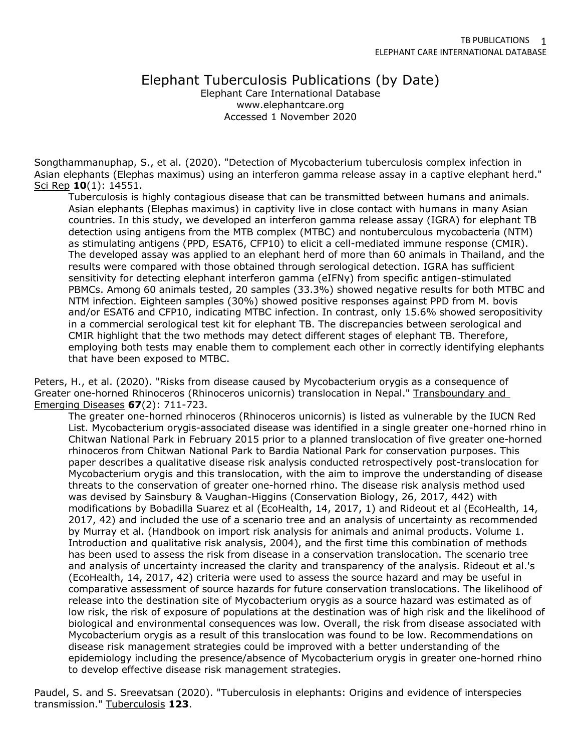# Elephant Tuberculosis Publications (by Date)

Elephant Care International Database
www.elephantcare.org
Accessed 1 November 2020

Songthammanuphap, S., et al. (2020). "Detection of Mycobacterium tuberculosis complex infection in Asian elephants (Elephas maximus) using an interferon gamma release assay in a captive elephant herd." Sci Rep **10**(1): 14551.

> Tuberculosis is highly contagious disease that can be transmitted between humans and animals. Asian elephants (Elephas maximus) in captivity live in close contact with humans in many Asian countries. In this study, we developed an interferon gamma release assay (IGRA) for elephant TB detection using antigens from the MTB complex (MTBC) and nontuberculous mycobacteria (NTM) as stimulating antigens (PPD, ESAT6, CFP10) to elicit a cell-mediated immune response (CMIR). The developed assay was applied to an elephant herd of more than 60 animals in Thailand, and the results were compared with those obtained through serological detection. IGRA has sufficient sensitivity for detecting elephant interferon gamma (eIFNγ) from specific antigen-stimulated PBMCs. Among 60 animals tested, 20 samples (33.3%) showed negative results for both MTBC and NTM infection. Eighteen samples (30%) showed positive responses against PPD from M. bovis and/or ESAT6 and CFP10, indicating MTBC infection. In contrast, only 15.6% showed seropositivity in a commercial serological test kit for elephant TB. The discrepancies between serological and CMIR highlight that the two methods may detect different stages of elephant TB. Therefore, employing both tests may enable them to complement each other in correctly identifying elephants that have been exposed to MTBC.

Peters, H., et al. (2020). "Risks from disease caused by Mycobacterium orygis as a consequence of Greater one-horned Rhinoceros (Rhinoceros unicornis) translocation in Nepal." Transboundary and Emerging Diseases **67**(2): 711-723.

> The greater one-horned rhinoceros (Rhinoceros unicornis) is listed as vulnerable by the IUCN Red List. Mycobacterium orygis-associated disease was identified in a single greater one-horned rhino in Chitwan National Park in February 2015 prior to a planned translocation of five greater one-horned rhinoceros from Chitwan National Park to Bardia National Park for conservation purposes. This paper describes a qualitative disease risk analysis conducted retrospectively post-translocation for Mycobacterium orygis and this translocation, with the aim to improve the understanding of disease threats to the conservation of greater one-horned rhino. The disease risk analysis method used was devised by Sainsbury & Vaughan-Higgins (Conservation Biology, 26, 2017, 442) with modifications by Bobadilla Suarez et al (EcoHealth, 14, 2017, 1) and Rideout et al (EcoHealth, 14, 2017, 42) and included the use of a scenario tree and an analysis of uncertainty as recommended by Murray et al. (Handbook on import risk analysis for animals and animal products. Volume 1. Introduction and qualitative risk analysis, 2004), and the first time this combination of methods has been used to assess the risk from disease in a conservation translocation. The scenario tree and analysis of uncertainty increased the clarity and transparency of the analysis. Rideout et al.'s (EcoHealth, 14, 2017, 42) criteria were used to assess the source hazard and may be useful in comparative assessment of source hazards for future conservation translocations. The likelihood of release into the destination site of Mycobacterium orygis as a source hazard was estimated as of low risk, the risk of exposure of populations at the destination was of high risk and the likelihood of biological and environmental consequences was low. Overall, the risk from disease associated with Mycobacterium orygis as a result of this translocation was found to be low. Recommendations on disease risk management strategies could be improved with a better understanding of the epidemiology including the presence/absence of Mycobacterium orygis in greater one-horned rhino to develop effective disease risk management strategies.

Paudel, S. and S. Sreevatsan (2020). "Tuberculosis in elephants: Origins and evidence of interspecies transmission." Tuberculosis **123**.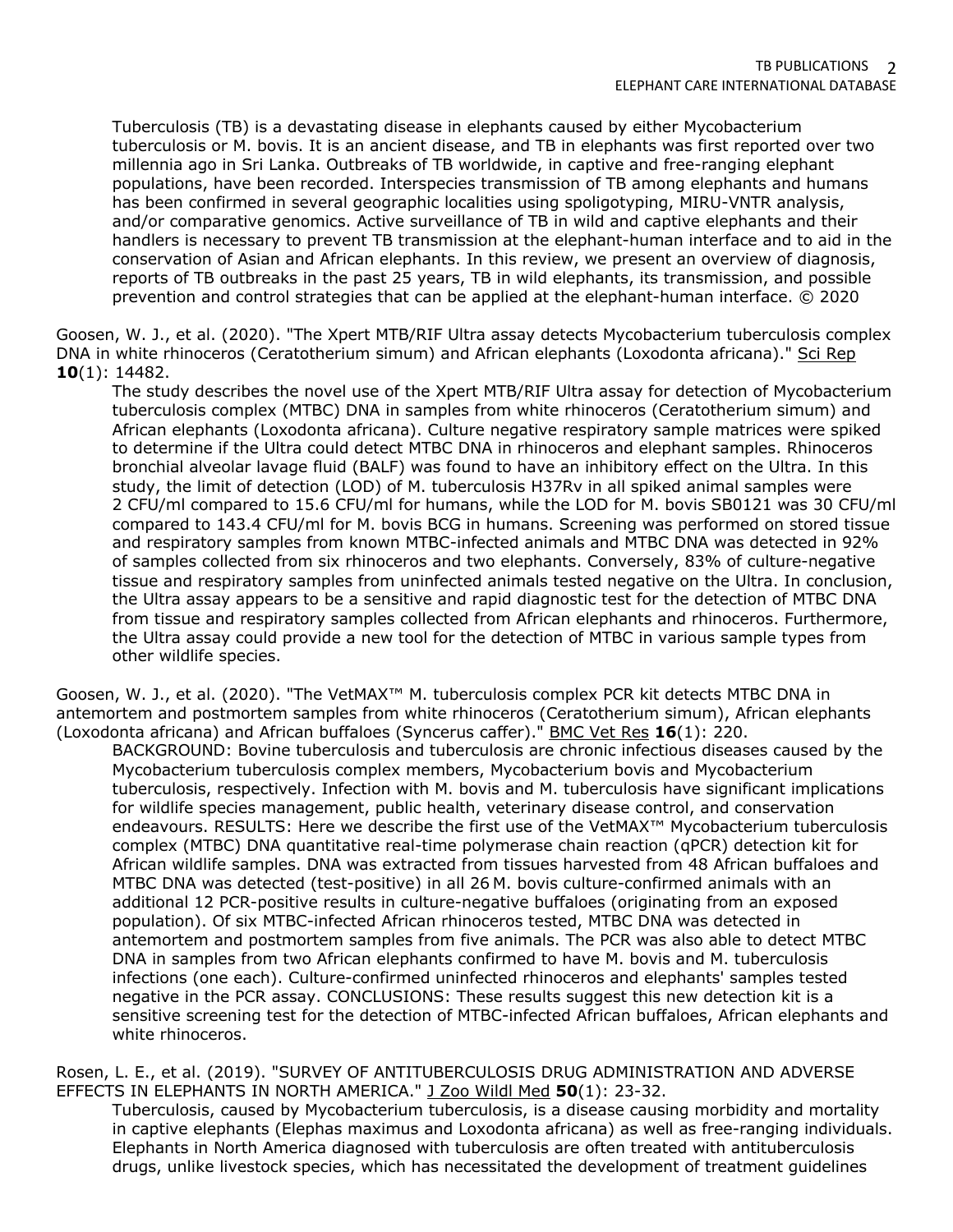Tuberculosis (TB) is a devastating disease in elephants caused by either Mycobacterium tuberculosis or M. bovis. It is an ancient disease, and TB in elephants was first reported over two millennia ago in Sri Lanka. Outbreaks of TB worldwide, in captive and free-ranging elephant populations, have been recorded. Interspecies transmission of TB among elephants and humans has been confirmed in several geographic localities using spoligotyping, MIRU-VNTR analysis, and/or comparative genomics. Active surveillance of TB in wild and captive elephants and their handlers is necessary to prevent TB transmission at the elephant-human interface and to aid in the conservation of Asian and African elephants. In this review, we present an overview of diagnosis, reports of TB outbreaks in the past 25 years, TB in wild elephants, its transmission, and possible prevention and control strategies that can be applied at the elephant-human interface. © 2020

Goosen, W. J., et al. (2020). "The Xpert MTB/RIF Ultra assay detects Mycobacterium tuberculosis complex DNA in white rhinoceros (Ceratotherium simum) and African elephants (Loxodonta africana)." Sci Rep **10**(1): 14482.

The study describes the novel use of the Xpert MTB/RIF Ultra assay for detection of Mycobacterium tuberculosis complex (MTBC) DNA in samples from white rhinoceros (Ceratotherium simum) and African elephants (Loxodonta africana). Culture negative respiratory sample matrices were spiked to determine if the Ultra could detect MTBC DNA in rhinoceros and elephant samples. Rhinoceros bronchial alveolar lavage fluid (BALF) was found to have an inhibitory effect on the Ultra. In this study, the limit of detection (LOD) of M. tuberculosis H37Rv in all spiked animal samples were 2 CFU/ml compared to 15.6 CFU/ml for humans, while the LOD for M. bovis SB0121 was 30 CFU/ml compared to 143.4 CFU/ml for M. bovis BCG in humans. Screening was performed on stored tissue and respiratory samples from known MTBC-infected animals and MTBC DNA was detected in 92% of samples collected from six rhinoceros and two elephants. Conversely, 83% of culture-negative tissue and respiratory samples from uninfected animals tested negative on the Ultra. In conclusion, the Ultra assay appears to be a sensitive and rapid diagnostic test for the detection of MTBC DNA from tissue and respiratory samples collected from African elephants and rhinoceros. Furthermore, the Ultra assay could provide a new tool for the detection of MTBC in various sample types from other wildlife species.

Goosen, W. J., et al. (2020). "The VetMAX™ M. tuberculosis complex PCR kit detects MTBC DNA in antemortem and postmortem samples from white rhinoceros (Ceratotherium simum), African elephants (Loxodonta africana) and African buffaloes (Syncerus caffer)." BMC Vet Res **16**(1): 220.

BACKGROUND: Bovine tuberculosis and tuberculosis are chronic infectious diseases caused by the Mycobacterium tuberculosis complex members, Mycobacterium bovis and Mycobacterium tuberculosis, respectively. Infection with M. bovis and M. tuberculosis have significant implications for wildlife species management, public health, veterinary disease control, and conservation endeavours. RESULTS: Here we describe the first use of the VetMAX™ Mycobacterium tuberculosis complex (MTBC) DNA quantitative real-time polymerase chain reaction (qPCR) detection kit for African wildlife samples. DNA was extracted from tissues harvested from 48 African buffaloes and MTBC DNA was detected (test-positive) in all 26 M. bovis culture-confirmed animals with an additional 12 PCR-positive results in culture-negative buffaloes (originating from an exposed population). Of six MTBC-infected African rhinoceros tested, MTBC DNA was detected in antemortem and postmortem samples from five animals. The PCR was also able to detect MTBC DNA in samples from two African elephants confirmed to have M. bovis and M. tuberculosis infections (one each). Culture-confirmed uninfected rhinoceros and elephants' samples tested negative in the PCR assay. CONCLUSIONS: These results suggest this new detection kit is a sensitive screening test for the detection of MTBC-infected African buffaloes, African elephants and white rhinoceros.

Rosen, L. E., et al. (2019). "SURVEY OF ANTITUBERCULOSIS DRUG ADMINISTRATION AND ADVERSE EFFECTS IN ELEPHANTS IN NORTH AMERICA." J Zoo Wildl Med **50**(1): 23-32.

Tuberculosis, caused by Mycobacterium tuberculosis, is a disease causing morbidity and mortality in captive elephants (Elephas maximus and Loxodonta africana) as well as free-ranging individuals. Elephants in North America diagnosed with tuberculosis are often treated with antituberculosis drugs, unlike livestock species, which has necessitated the development of treatment guidelines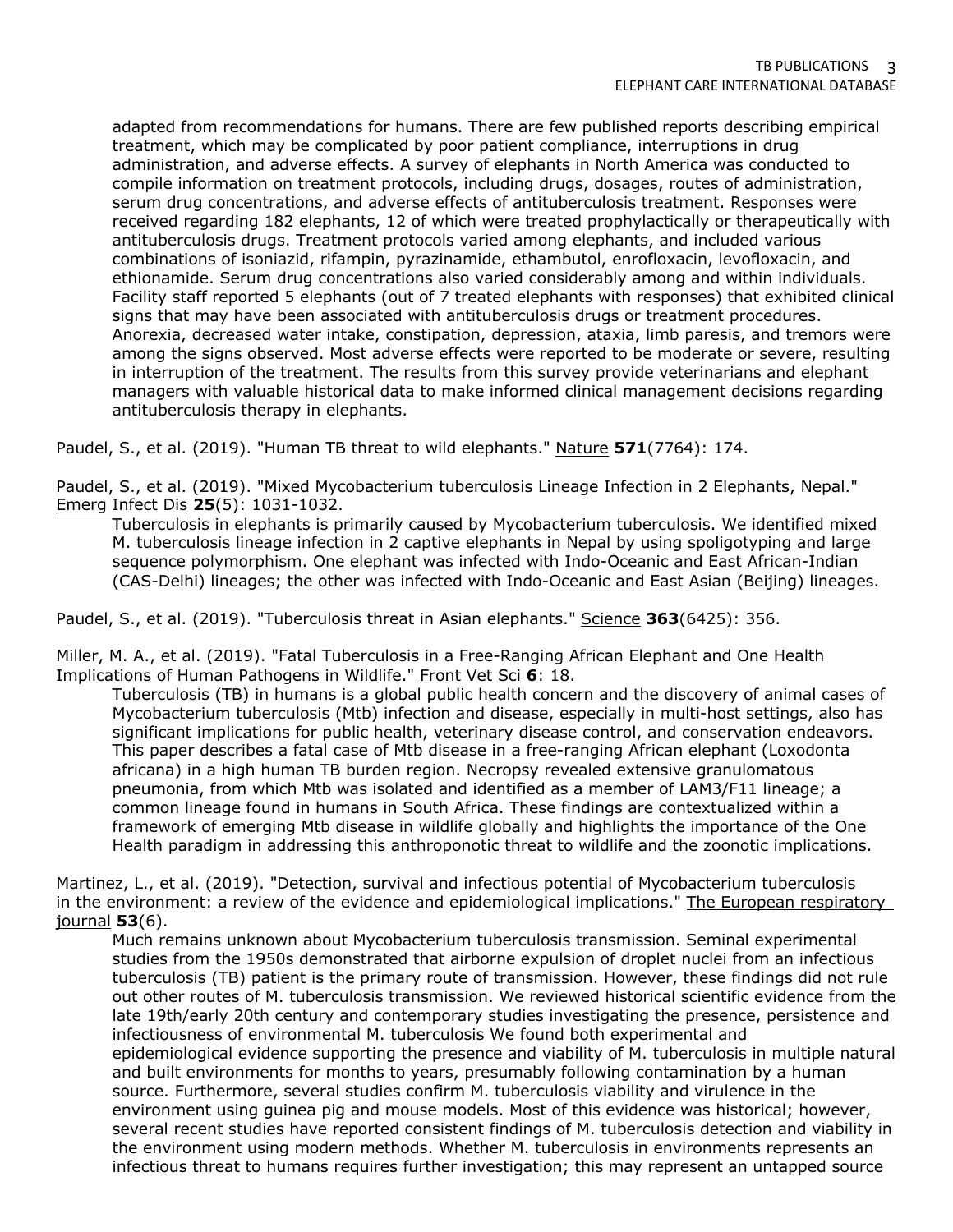adapted from recommendations for humans. There are few published reports describing empirical treatment, which may be complicated by poor patient compliance, interruptions in drug administration, and adverse effects. A survey of elephants in North America was conducted to compile information on treatment protocols, including drugs, dosages, routes of administration, serum drug concentrations, and adverse effects of antituberculosis treatment. Responses were received regarding 182 elephants, 12 of which were treated prophylactically or therapeutically with antituberculosis drugs. Treatment protocols varied among elephants, and included various combinations of isoniazid, rifampin, pyrazinamide, ethambutol, enrofloxacin, levofloxacin, and ethionamide. Serum drug concentrations also varied considerably among and within individuals. Facility staff reported 5 elephants (out of 7 treated elephants with responses) that exhibited clinical signs that may have been associated with antituberculosis drugs or treatment procedures. Anorexia, decreased water intake, constipation, depression, ataxia, limb paresis, and tremors were among the signs observed. Most adverse effects were reported to be moderate or severe, resulting in interruption of the treatment. The results from this survey provide veterinarians and elephant managers with valuable historical data to make informed clinical management decisions regarding antituberculosis therapy in elephants.

Paudel, S., et al. (2019). "Human TB threat to wild elephants." Nature **571**(7764): 174.

Paudel, S., et al. (2019). "Mixed Mycobacterium tuberculosis Lineage Infection in 2 Elephants, Nepal." Emerg Infect Dis **25**(5): 1031-1032.

Tuberculosis in elephants is primarily caused by Mycobacterium tuberculosis. We identified mixed M. tuberculosis lineage infection in 2 captive elephants in Nepal by using spoligotyping and large sequence polymorphism. One elephant was infected with Indo-Oceanic and East African-Indian (CAS-Delhi) lineages; the other was infected with Indo-Oceanic and East Asian (Beijing) lineages.

Paudel, S., et al. (2019). "Tuberculosis threat in Asian elephants." Science **363**(6425): 356.

Miller, M. A., et al. (2019). "Fatal Tuberculosis in a Free-Ranging African Elephant and One Health Implications of Human Pathogens in Wildlife." Front Vet Sci **6**: 18.

Tuberculosis (TB) in humans is a global public health concern and the discovery of animal cases of Mycobacterium tuberculosis (Mtb) infection and disease, especially in multi-host settings, also has significant implications for public health, veterinary disease control, and conservation endeavors. This paper describes a fatal case of Mtb disease in a free-ranging African elephant (Loxodonta africana) in a high human TB burden region. Necropsy revealed extensive granulomatous pneumonia, from which Mtb was isolated and identified as a member of LAM3/F11 lineage; a common lineage found in humans in South Africa. These findings are contextualized within a framework of emerging Mtb disease in wildlife globally and highlights the importance of the One Health paradigm in addressing this anthroponotic threat to wildlife and the zoonotic implications.

Martinez, L., et al. (2019). "Detection, survival and infectious potential of Mycobacterium tuberculosis in the environment: a review of the evidence and epidemiological implications." The European respiratory journal **53**(6).

Much remains unknown about Mycobacterium tuberculosis transmission. Seminal experimental studies from the 1950s demonstrated that airborne expulsion of droplet nuclei from an infectious tuberculosis (TB) patient is the primary route of transmission. However, these findings did not rule out other routes of M. tuberculosis transmission. We reviewed historical scientific evidence from the late 19th/early 20th century and contemporary studies investigating the presence, persistence and infectiousness of environmental M. tuberculosis We found both experimental and epidemiological evidence supporting the presence and viability of M. tuberculosis in multiple natural and built environments for months to years, presumably following contamination by a human source. Furthermore, several studies confirm M. tuberculosis viability and virulence in the environment using guinea pig and mouse models. Most of this evidence was historical; however, several recent studies have reported consistent findings of M. tuberculosis detection and viability in the environment using modern methods. Whether M. tuberculosis in environments represents an infectious threat to humans requires further investigation; this may represent an untapped source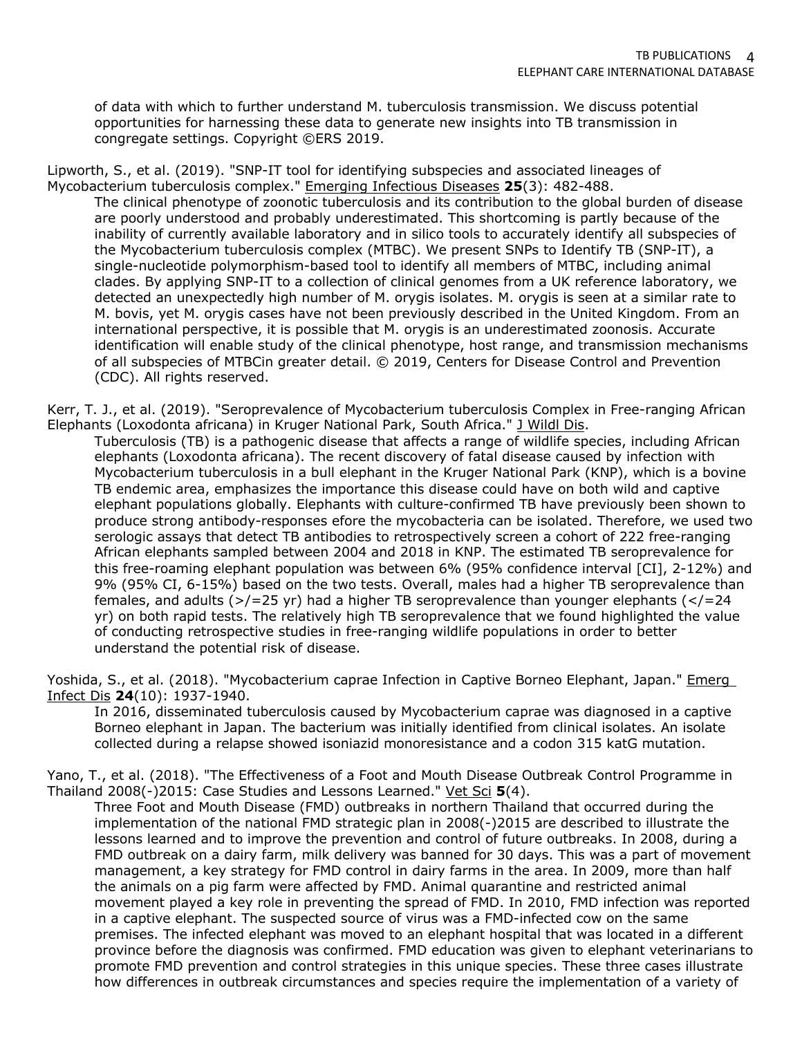of data with which to further understand M. tuberculosis transmission. We discuss potential opportunities for harnessing these data to generate new insights into TB transmission in congregate settings. Copyright ©ERS 2019.

Lipworth, S., et al. (2019). "SNP-IT tool for identifying subspecies and associated lineages of Mycobacterium tuberculosis complex." Emerging Infectious Diseases **25**(3): 482-488.

The clinical phenotype of zoonotic tuberculosis and its contribution to the global burden of disease are poorly understood and probably underestimated. This shortcoming is partly because of the inability of currently available laboratory and in silico tools to accurately identify all subspecies of the Mycobacterium tuberculosis complex (MTBC). We present SNPs to Identify TB (SNP-IT), a single-nucleotide polymorphism-based tool to identify all members of MTBC, including animal clades. By applying SNP-IT to a collection of clinical genomes from a UK reference laboratory, we detected an unexpectedly high number of M. orygis isolates. M. orygis is seen at a similar rate to M. bovis, yet M. orygis cases have not been previously described in the United Kingdom. From an international perspective, it is possible that M. orygis is an underestimated zoonosis. Accurate identification will enable study of the clinical phenotype, host range, and transmission mechanisms of all subspecies of MTBCin greater detail. © 2019, Centers for Disease Control and Prevention (CDC). All rights reserved.

Kerr, T. J., et al. (2019). "Seroprevalence of Mycobacterium tuberculosis Complex in Free-ranging African Elephants (Loxodonta africana) in Kruger National Park, South Africa." J Wildl Dis.

Tuberculosis (TB) is a pathogenic disease that affects a range of wildlife species, including African elephants (Loxodonta africana). The recent discovery of fatal disease caused by infection with Mycobacterium tuberculosis in a bull elephant in the Kruger National Park (KNP), which is a bovine TB endemic area, emphasizes the importance this disease could have on both wild and captive elephant populations globally. Elephants with culture-confirmed TB have previously been shown to produce strong antibody-responses efore the mycobacteria can be isolated. Therefore, we used two serologic assays that detect TB antibodies to retrospectively screen a cohort of 222 free-ranging African elephants sampled between 2004 and 2018 in KNP. The estimated TB seroprevalence for this free-roaming elephant population was between 6% (95% confidence interval [CI], 2-12%) and 9% (95% CI, 6-15%) based on the two tests. Overall, males had a higher TB seroprevalence than females, and adults (>/=25 yr) had a higher TB seroprevalence than younger elephants (</=24 yr) on both rapid tests. The relatively high TB seroprevalence that we found highlighted the value of conducting retrospective studies in free-ranging wildlife populations in order to better understand the potential risk of disease.

Yoshida, S., et al. (2018). "Mycobacterium caprae Infection in Captive Borneo Elephant, Japan." Emerg Infect Dis **24**(10): 1937-1940.

In 2016, disseminated tuberculosis caused by Mycobacterium caprae was diagnosed in a captive Borneo elephant in Japan. The bacterium was initially identified from clinical isolates. An isolate collected during a relapse showed isoniazid monoresistance and a codon 315 katG mutation.

Yano, T., et al. (2018). "The Effectiveness of a Foot and Mouth Disease Outbreak Control Programme in Thailand 2008(-)2015: Case Studies and Lessons Learned." Vet Sci **5**(4).

Three Foot and Mouth Disease (FMD) outbreaks in northern Thailand that occurred during the implementation of the national FMD strategic plan in 2008(-)2015 are described to illustrate the lessons learned and to improve the prevention and control of future outbreaks. In 2008, during a FMD outbreak on a dairy farm, milk delivery was banned for 30 days. This was a part of movement management, a key strategy for FMD control in dairy farms in the area. In 2009, more than half the animals on a pig farm were affected by FMD. Animal quarantine and restricted animal movement played a key role in preventing the spread of FMD. In 2010, FMD infection was reported in a captive elephant. The suspected source of virus was a FMD-infected cow on the same premises. The infected elephant was moved to an elephant hospital that was located in a different province before the diagnosis was confirmed. FMD education was given to elephant veterinarians to promote FMD prevention and control strategies in this unique species. These three cases illustrate how differences in outbreak circumstances and species require the implementation of a variety of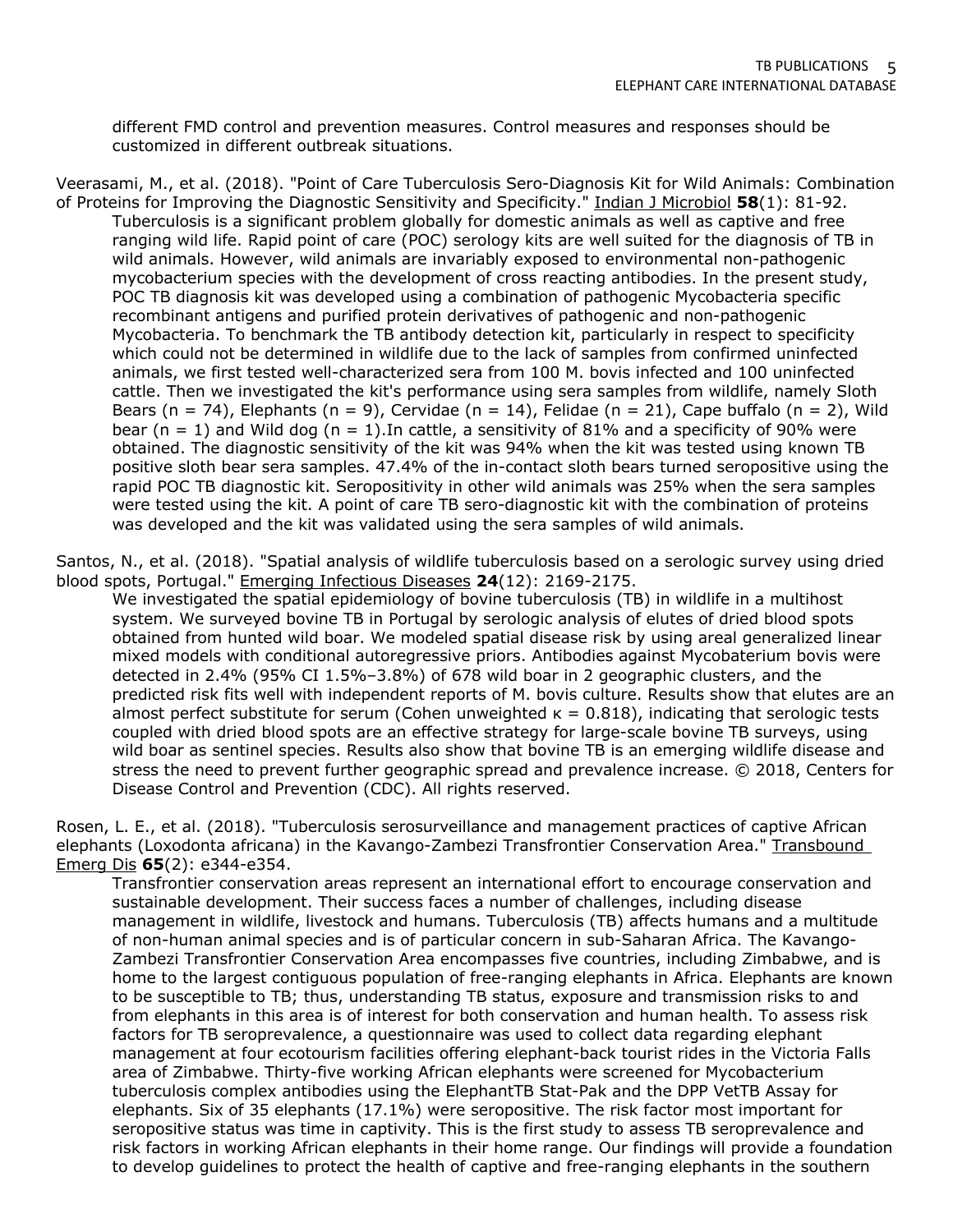different FMD control and prevention measures. Control measures and responses should be customized in different outbreak situations.

Veerasami, M., et al. (2018). "Point of Care Tuberculosis Sero-Diagnosis Kit for Wild Animals: Combination of Proteins for Improving the Diagnostic Sensitivity and Specificity." Indian J Microbiol **58**(1): 81-92.

Tuberculosis is a significant problem globally for domestic animals as well as captive and free ranging wild life. Rapid point of care (POC) serology kits are well suited for the diagnosis of TB in wild animals. However, wild animals are invariably exposed to environmental non-pathogenic mycobacterium species with the development of cross reacting antibodies. In the present study, POC TB diagnosis kit was developed using a combination of pathogenic Mycobacteria specific recombinant antigens and purified protein derivatives of pathogenic and non-pathogenic Mycobacteria. To benchmark the TB antibody detection kit, particularly in respect to specificity which could not be determined in wildlife due to the lack of samples from confirmed uninfected animals, we first tested well-characterized sera from 100 M. bovis infected and 100 uninfected cattle. Then we investigated the kit's performance using sera samples from wildlife, namely Sloth Bears (n = 74), Elephants (n = 9), Cervidae (n = 14), Felidae (n = 21), Cape buffalo (n = 2), Wild bear (n = 1) and Wild dog (n = 1).In cattle, a sensitivity of 81% and a specificity of 90% were obtained. The diagnostic sensitivity of the kit was 94% when the kit was tested using known TB positive sloth bear sera samples. 47.4% of the in-contact sloth bears turned seropositive using the rapid POC TB diagnostic kit. Seropositivity in other wild animals was 25% when the sera samples were tested using the kit. A point of care TB sero-diagnostic kit with the combination of proteins was developed and the kit was validated using the sera samples of wild animals.

Santos, N., et al. (2018). "Spatial analysis of wildlife tuberculosis based on a serologic survey using dried blood spots, Portugal." Emerging Infectious Diseases **24**(12): 2169-2175.

We investigated the spatial epidemiology of bovine tuberculosis (TB) in wildlife in a multihost system. We surveyed bovine TB in Portugal by serologic analysis of elutes of dried blood spots obtained from hunted wild boar. We modeled spatial disease risk by using areal generalized linear mixed models with conditional autoregressive priors. Antibodies against Mycobaterium bovis were detected in 2.4% (95% CI 1.5%–3.8%) of 678 wild boar in 2 geographic clusters, and the predicted risk fits well with independent reports of M. bovis culture. Results show that elutes are an almost perfect substitute for serum (Cohen unweighted κ = 0.818), indicating that serologic tests coupled with dried blood spots are an effective strategy for large-scale bovine TB surveys, using wild boar as sentinel species. Results also show that bovine TB is an emerging wildlife disease and stress the need to prevent further geographic spread and prevalence increase. © 2018, Centers for Disease Control and Prevention (CDC). All rights reserved.

Rosen, L. E., et al. (2018). "Tuberculosis serosurveillance and management practices of captive African elephants (Loxodonta africana) in the Kavango-Zambezi Transfrontier Conservation Area." Transbound Emerg Dis **65**(2): e344-e354.

Transfrontier conservation areas represent an international effort to encourage conservation and sustainable development. Their success faces a number of challenges, including disease management in wildlife, livestock and humans. Tuberculosis (TB) affects humans and a multitude of non-human animal species and is of particular concern in sub-Saharan Africa. The Kavango-Zambezi Transfrontier Conservation Area encompasses five countries, including Zimbabwe, and is home to the largest contiguous population of free-ranging elephants in Africa. Elephants are known to be susceptible to TB; thus, understanding TB status, exposure and transmission risks to and from elephants in this area is of interest for both conservation and human health. To assess risk factors for TB seroprevalence, a questionnaire was used to collect data regarding elephant management at four ecotourism facilities offering elephant-back tourist rides in the Victoria Falls area of Zimbabwe. Thirty-five working African elephants were screened for Mycobacterium tuberculosis complex antibodies using the ElephantTB Stat-Pak and the DPP VetTB Assay for elephants. Six of 35 elephants (17.1%) were seropositive. The risk factor most important for seropositive status was time in captivity. This is the first study to assess TB seroprevalence and risk factors in working African elephants in their home range. Our findings will provide a foundation to develop guidelines to protect the health of captive and free-ranging elephants in the southern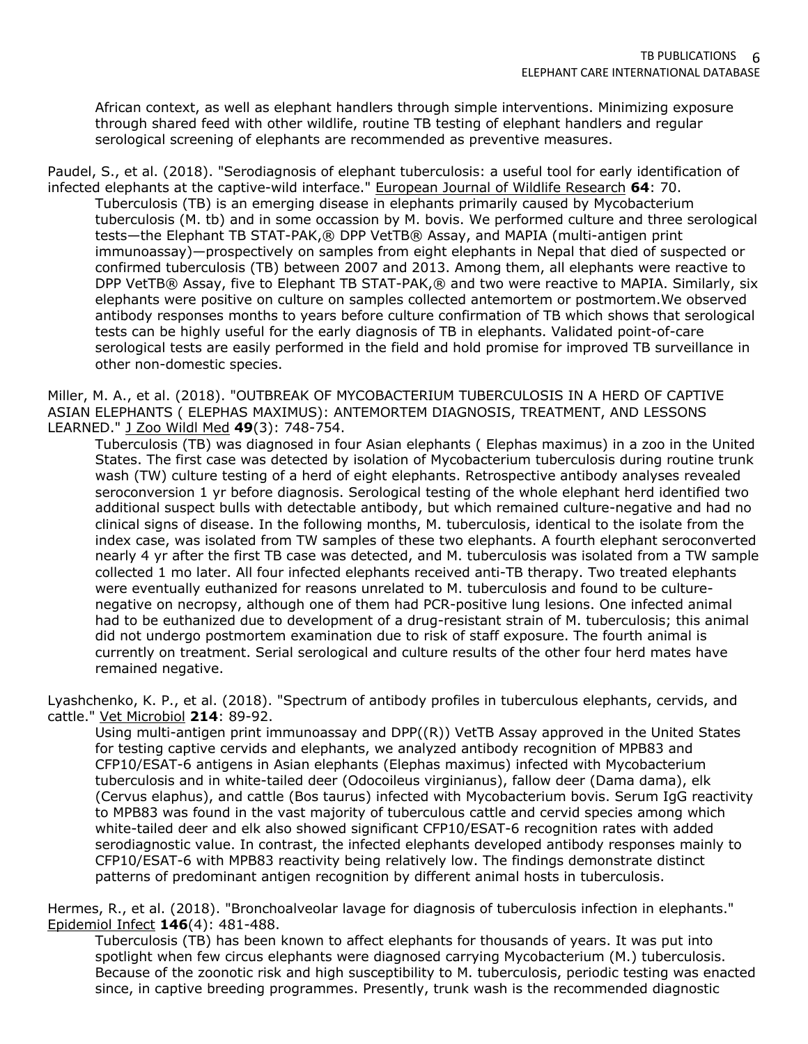African context, as well as elephant handlers through simple interventions. Minimizing exposure through shared feed with other wildlife, routine TB testing of elephant handlers and regular serological screening of elephants are recommended as preventive measures.

Paudel, S., et al. (2018). "Serodiagnosis of elephant tuberculosis: a useful tool for early identification of infected elephants at the captive-wild interface." European Journal of Wildlife Research **64**: 70.

Tuberculosis (TB) is an emerging disease in elephants primarily caused by Mycobacterium tuberculosis (M. tb) and in some occassion by M. bovis. We performed culture and three serological tests—the Elephant TB STAT-PAK,® DPP VetTB® Assay, and MAPIA (multi-antigen print immunoassay)—prospectively on samples from eight elephants in Nepal that died of suspected or confirmed tuberculosis (TB) between 2007 and 2013. Among them, all elephants were reactive to DPP VetTB® Assay, five to Elephant TB STAT-PAK,® and two were reactive to MAPIA. Similarly, six elephants were positive on culture on samples collected antemortem or postmortem.We observed antibody responses months to years before culture confirmation of TB which shows that serological tests can be highly useful for the early diagnosis of TB in elephants. Validated point-of-care serological tests are easily performed in the field and hold promise for improved TB surveillance in other non-domestic species.

Miller, M. A., et al. (2018). "OUTBREAK OF MYCOBACTERIUM TUBERCULOSIS IN A HERD OF CAPTIVE ASIAN ELEPHANTS ( ELEPHAS MAXIMUS): ANTEMORTEM DIAGNOSIS, TREATMENT, AND LESSONS LEARNED." J Zoo Wildl Med **49**(3): 748-754.

Tuberculosis (TB) was diagnosed in four Asian elephants ( Elephas maximus) in a zoo in the United States. The first case was detected by isolation of Mycobacterium tuberculosis during routine trunk wash (TW) culture testing of a herd of eight elephants. Retrospective antibody analyses revealed seroconversion 1 yr before diagnosis. Serological testing of the whole elephant herd identified two additional suspect bulls with detectable antibody, but which remained culture-negative and had no clinical signs of disease. In the following months, M. tuberculosis, identical to the isolate from the index case, was isolated from TW samples of these two elephants. A fourth elephant seroconverted nearly 4 yr after the first TB case was detected, and M. tuberculosis was isolated from a TW sample collected 1 mo later. All four infected elephants received anti-TB therapy. Two treated elephants were eventually euthanized for reasons unrelated to M. tuberculosis and found to be culture-negative on necropsy, although one of them had PCR-positive lung lesions. One infected animal had to be euthanized due to development of a drug-resistant strain of M. tuberculosis; this animal did not undergo postmortem examination due to risk of staff exposure. The fourth animal is currently on treatment. Serial serological and culture results of the other four herd mates have remained negative.

Lyashchenko, K. P., et al. (2018). "Spectrum of antibody profiles in tuberculous elephants, cervids, and cattle." Vet Microbiol **214**: 89-92.

Using multi-antigen print immunoassay and DPP((R)) VetTB Assay approved in the United States for testing captive cervids and elephants, we analyzed antibody recognition of MPB83 and CFP10/ESAT-6 antigens in Asian elephants (Elephas maximus) infected with Mycobacterium tuberculosis and in white-tailed deer (Odocoileus virginianus), fallow deer (Dama dama), elk (Cervus elaphus), and cattle (Bos taurus) infected with Mycobacterium bovis. Serum IgG reactivity to MPB83 was found in the vast majority of tuberculous cattle and cervid species among which white-tailed deer and elk also showed significant CFP10/ESAT-6 recognition rates with added serodiagnostic value. In contrast, the infected elephants developed antibody responses mainly to CFP10/ESAT-6 with MPB83 reactivity being relatively low. The findings demonstrate distinct patterns of predominant antigen recognition by different animal hosts in tuberculosis.

Hermes, R., et al. (2018). "Bronchoalveolar lavage for diagnosis of tuberculosis infection in elephants." Epidemiol Infect **146**(4): 481-488.

Tuberculosis (TB) has been known to affect elephants for thousands of years. It was put into spotlight when few circus elephants were diagnosed carrying Mycobacterium (M.) tuberculosis. Because of the zoonotic risk and high susceptibility to M. tuberculosis, periodic testing was enacted since, in captive breeding programmes. Presently, trunk wash is the recommended diagnostic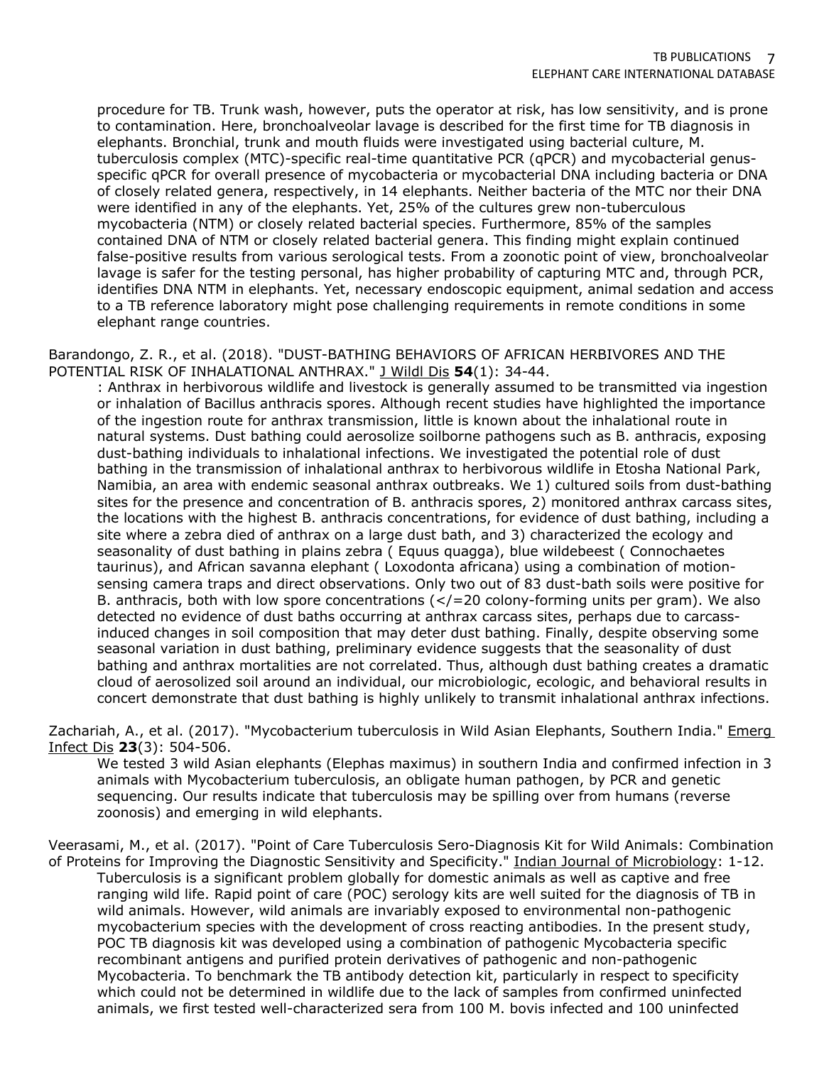procedure for TB. Trunk wash, however, puts the operator at risk, has low sensitivity, and is prone to contamination. Here, bronchoalveolar lavage is described for the first time for TB diagnosis in elephants. Bronchial, trunk and mouth fluids were investigated using bacterial culture, M. tuberculosis complex (MTC)-specific real-time quantitative PCR (qPCR) and mycobacterial genus-specific qPCR for overall presence of mycobacteria or mycobacterial DNA including bacteria or DNA of closely related genera, respectively, in 14 elephants. Neither bacteria of the MTC nor their DNA were identified in any of the elephants. Yet, 25% of the cultures grew non-tuberculous mycobacteria (NTM) or closely related bacterial species. Furthermore, 85% of the samples contained DNA of NTM or closely related bacterial genera. This finding might explain continued false-positive results from various serological tests. From a zoonotic point of view, bronchoalveolar lavage is safer for the testing personal, has higher probability of capturing MTC and, through PCR, identifies DNA NTM in elephants. Yet, necessary endoscopic equipment, animal sedation and access to a TB reference laboratory might pose challenging requirements in remote conditions in some elephant range countries.

Barandongo, Z. R., et al. (2018). "DUST-BATHING BEHAVIORS OF AFRICAN HERBIVORES AND THE POTENTIAL RISK OF INHALATIONAL ANTHRAX." J Wildl Dis **54**(1): 34-44.

: Anthrax in herbivorous wildlife and livestock is generally assumed to be transmitted via ingestion or inhalation of Bacillus anthracis spores. Although recent studies have highlighted the importance of the ingestion route for anthrax transmission, little is known about the inhalational route in natural systems. Dust bathing could aerosolize soilborne pathogens such as B. anthracis, exposing dust-bathing individuals to inhalational infections. We investigated the potential role of dust bathing in the transmission of inhalational anthrax to herbivorous wildlife in Etosha National Park, Namibia, an area with endemic seasonal anthrax outbreaks. We 1) cultured soils from dust-bathing sites for the presence and concentration of B. anthracis spores, 2) monitored anthrax carcass sites, the locations with the highest B. anthracis concentrations, for evidence of dust bathing, including a site where a zebra died of anthrax on a large dust bath, and 3) characterized the ecology and seasonality of dust bathing in plains zebra ( Equus quagga), blue wildebeest ( Connochaetes taurinus), and African savanna elephant ( Loxodonta africana) using a combination of motion-sensing camera traps and direct observations. Only two out of 83 dust-bath soils were positive for B. anthracis, both with low spore concentrations (</=20 colony-forming units per gram). We also detected no evidence of dust baths occurring at anthrax carcass sites, perhaps due to carcass-induced changes in soil composition that may deter dust bathing. Finally, despite observing some seasonal variation in dust bathing, preliminary evidence suggests that the seasonality of dust bathing and anthrax mortalities are not correlated. Thus, although dust bathing creates a dramatic cloud of aerosolized soil around an individual, our microbiologic, ecologic, and behavioral results in concert demonstrate that dust bathing is highly unlikely to transmit inhalational anthrax infections.

Zachariah, A., et al. (2017). "Mycobacterium tuberculosis in Wild Asian Elephants, Southern India." Emerg Infect Dis **23**(3): 504-506.

We tested 3 wild Asian elephants (Elephas maximus) in southern India and confirmed infection in 3 animals with Mycobacterium tuberculosis, an obligate human pathogen, by PCR and genetic sequencing. Our results indicate that tuberculosis may be spilling over from humans (reverse zoonosis) and emerging in wild elephants.

Veerasami, M., et al. (2017). "Point of Care Tuberculosis Sero-Diagnosis Kit for Wild Animals: Combination of Proteins for Improving the Diagnostic Sensitivity and Specificity." Indian Journal of Microbiology: 1-12.

Tuberculosis is a significant problem globally for domestic animals as well as captive and free ranging wild life. Rapid point of care (POC) serology kits are well suited for the diagnosis of TB in wild animals. However, wild animals are invariably exposed to environmental non-pathogenic mycobacterium species with the development of cross reacting antibodies. In the present study, POC TB diagnosis kit was developed using a combination of pathogenic Mycobacteria specific recombinant antigens and purified protein derivatives of pathogenic and non-pathogenic Mycobacteria. To benchmark the TB antibody detection kit, particularly in respect to specificity which could not be determined in wildlife due to the lack of samples from confirmed uninfected animals, we first tested well-characterized sera from 100 M. bovis infected and 100 uninfected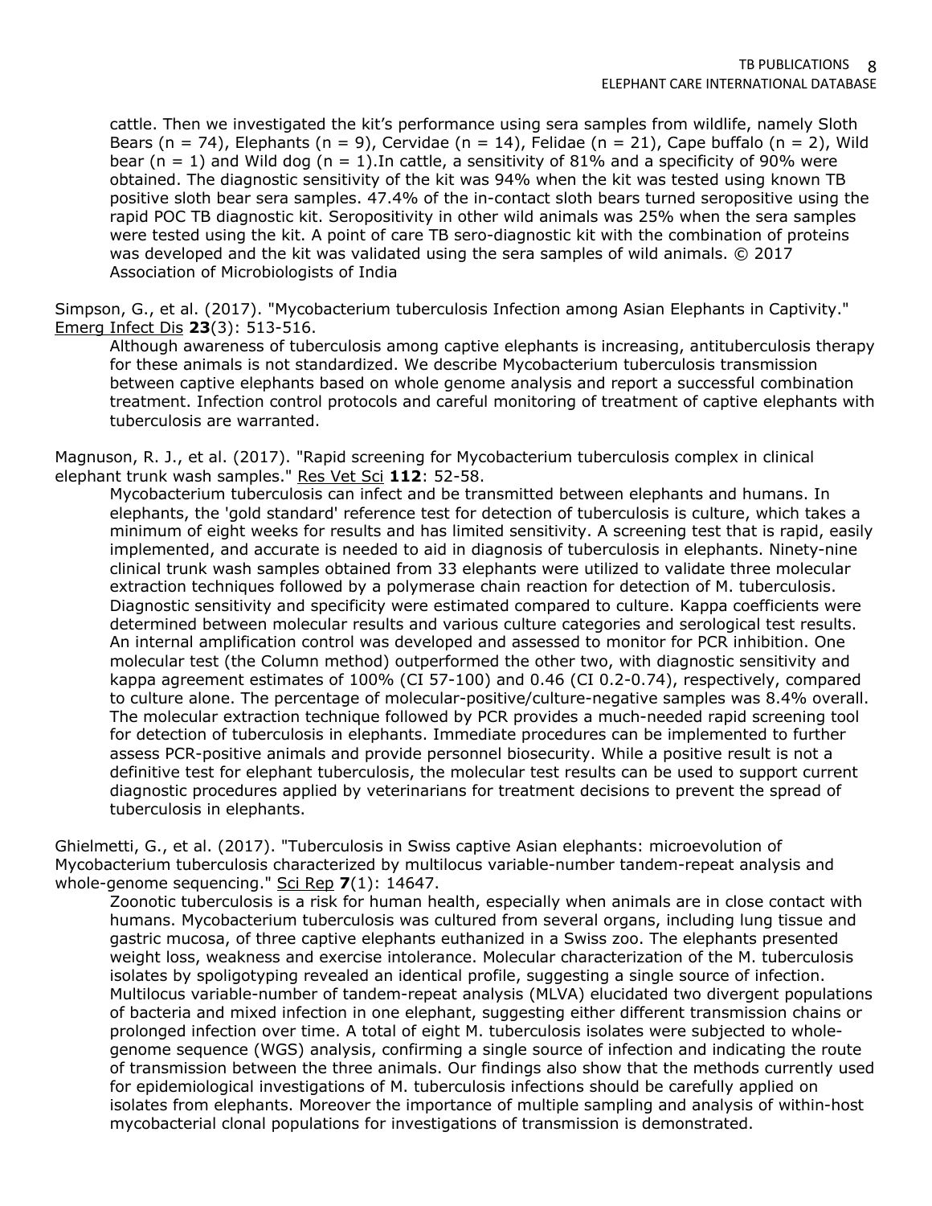cattle. Then we investigated the kit's performance using sera samples from wildlife, namely Sloth Bears (n = 74), Elephants (n = 9), Cervidae (n = 14), Felidae (n = 21), Cape buffalo (n = 2), Wild bear (n = 1) and Wild dog (n = 1).In cattle, a sensitivity of 81% and a specificity of 90% were obtained. The diagnostic sensitivity of the kit was 94% when the kit was tested using known TB positive sloth bear sera samples. 47.4% of the in-contact sloth bears turned seropositive using the rapid POC TB diagnostic kit. Seropositivity in other wild animals was 25% when the sera samples were tested using the kit. A point of care TB sero-diagnostic kit with the combination of proteins was developed and the kit was validated using the sera samples of wild animals. © 2017 Association of Microbiologists of India

Simpson, G., et al. (2017). "Mycobacterium tuberculosis Infection among Asian Elephants in Captivity." Emerg Infect Dis **23**(3): 513-516.

Although awareness of tuberculosis among captive elephants is increasing, antituberculosis therapy for these animals is not standardized. We describe Mycobacterium tuberculosis transmission between captive elephants based on whole genome analysis and report a successful combination treatment. Infection control protocols and careful monitoring of treatment of captive elephants with tuberculosis are warranted.

Magnuson, R. J., et al. (2017). "Rapid screening for Mycobacterium tuberculosis complex in clinical elephant trunk wash samples." Res Vet Sci **112**: 52-58.

Mycobacterium tuberculosis can infect and be transmitted between elephants and humans. In elephants, the 'gold standard' reference test for detection of tuberculosis is culture, which takes a minimum of eight weeks for results and has limited sensitivity. A screening test that is rapid, easily implemented, and accurate is needed to aid in diagnosis of tuberculosis in elephants. Ninety-nine clinical trunk wash samples obtained from 33 elephants were utilized to validate three molecular extraction techniques followed by a polymerase chain reaction for detection of M. tuberculosis. Diagnostic sensitivity and specificity were estimated compared to culture. Kappa coefficients were determined between molecular results and various culture categories and serological test results. An internal amplification control was developed and assessed to monitor for PCR inhibition. One molecular test (the Column method) outperformed the other two, with diagnostic sensitivity and kappa agreement estimates of 100% (CI 57-100) and 0.46 (CI 0.2-0.74), respectively, compared to culture alone. The percentage of molecular-positive/culture-negative samples was 8.4% overall. The molecular extraction technique followed by PCR provides a much-needed rapid screening tool for detection of tuberculosis in elephants. Immediate procedures can be implemented to further assess PCR-positive animals and provide personnel biosecurity. While a positive result is not a definitive test for elephant tuberculosis, the molecular test results can be used to support current diagnostic procedures applied by veterinarians for treatment decisions to prevent the spread of tuberculosis in elephants.

Ghielmetti, G., et al. (2017). "Tuberculosis in Swiss captive Asian elephants: microevolution of Mycobacterium tuberculosis characterized by multilocus variable-number tandem-repeat analysis and whole-genome sequencing." Sci Rep **7**(1): 14647.

Zoonotic tuberculosis is a risk for human health, especially when animals are in close contact with humans. Mycobacterium tuberculosis was cultured from several organs, including lung tissue and gastric mucosa, of three captive elephants euthanized in a Swiss zoo. The elephants presented weight loss, weakness and exercise intolerance. Molecular characterization of the M. tuberculosis isolates by spoligotyping revealed an identical profile, suggesting a single source of infection. Multilocus variable-number of tandem-repeat analysis (MLVA) elucidated two divergent populations of bacteria and mixed infection in one elephant, suggesting either different transmission chains or prolonged infection over time. A total of eight M. tuberculosis isolates were subjected to whole-genome sequence (WGS) analysis, confirming a single source of infection and indicating the route of transmission between the three animals. Our findings also show that the methods currently used for epidemiological investigations of M. tuberculosis infections should be carefully applied on isolates from elephants. Moreover the importance of multiple sampling and analysis of within-host mycobacterial clonal populations for investigations of transmission is demonstrated.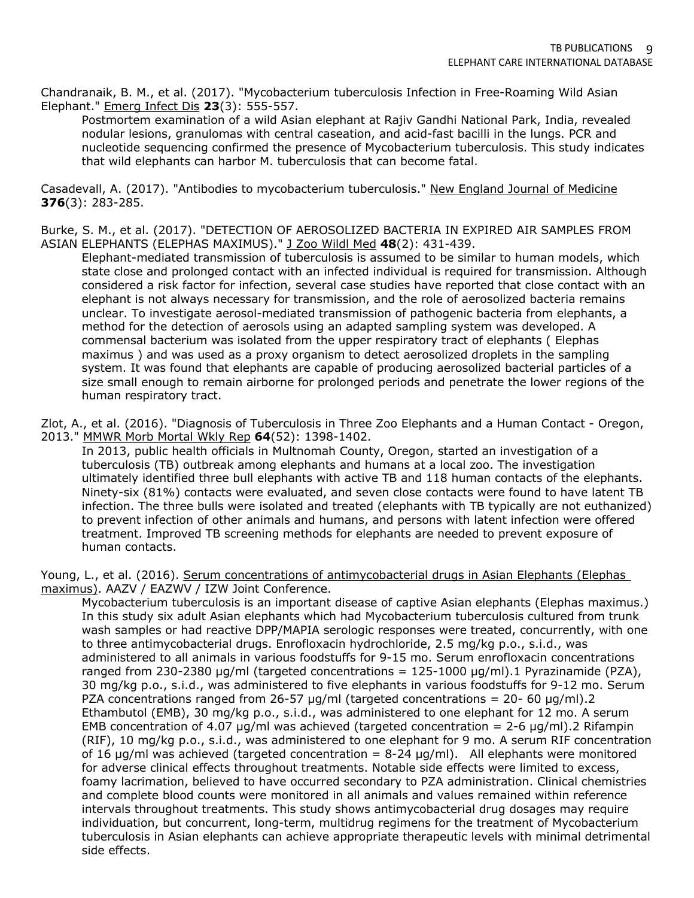Chandranaik, B. M., et al. (2017). "Mycobacterium tuberculosis Infection in Free-Roaming Wild Asian Elephant." Emerg Infect Dis **23**(3): 555-557.

> Postmortem examination of a wild Asian elephant at Rajiv Gandhi National Park, India, revealed nodular lesions, granulomas with central caseation, and acid-fast bacilli in the lungs. PCR and nucleotide sequencing confirmed the presence of Mycobacterium tuberculosis. This study indicates that wild elephants can harbor M. tuberculosis that can become fatal.

Casadevall, A. (2017). "Antibodies to mycobacterium tuberculosis." New England Journal of Medicine **376**(3): 283-285.

Burke, S. M., et al. (2017). "DETECTION OF AEROSOLIZED BACTERIA IN EXPIRED AIR SAMPLES FROM ASIAN ELEPHANTS (ELEPHAS MAXIMUS)." J Zoo Wildl Med **48**(2): 431-439.

> Elephant-mediated transmission of tuberculosis is assumed to be similar to human models, which state close and prolonged contact with an infected individual is required for transmission. Although considered a risk factor for infection, several case studies have reported that close contact with an elephant is not always necessary for transmission, and the role of aerosolized bacteria remains unclear. To investigate aerosol-mediated transmission of pathogenic bacteria from elephants, a method for the detection of aerosols using an adapted sampling system was developed. A commensal bacterium was isolated from the upper respiratory tract of elephants ( Elephas maximus ) and was used as a proxy organism to detect aerosolized droplets in the sampling system. It was found that elephants are capable of producing aerosolized bacterial particles of a size small enough to remain airborne for prolonged periods and penetrate the lower regions of the human respiratory tract.

Zlot, A., et al. (2016). "Diagnosis of Tuberculosis in Three Zoo Elephants and a Human Contact - Oregon, 2013." MMWR Morb Mortal Wkly Rep **64**(52): 1398-1402.

> In 2013, public health officials in Multnomah County, Oregon, started an investigation of a tuberculosis (TB) outbreak among elephants and humans at a local zoo. The investigation ultimately identified three bull elephants with active TB and 118 human contacts of the elephants. Ninety-six (81%) contacts were evaluated, and seven close contacts were found to have latent TB infection. The three bulls were isolated and treated (elephants with TB typically are not euthanized) to prevent infection of other animals and humans, and persons with latent infection were offered treatment. Improved TB screening methods for elephants are needed to prevent exposure of human contacts.

Young, L., et al. (2016). Serum concentrations of antimycobacterial drugs in Asian Elephants (Elephas maximus). AAZV / EAZWV / IZW Joint Conference.

> Mycobacterium tuberculosis is an important disease of captive Asian elephants (Elephas maximus.) In this study six adult Asian elephants which had Mycobacterium tuberculosis cultured from trunk wash samples or had reactive DPP/MAPIA serologic responses were treated, concurrently, with one to three antimycobacterial drugs. Enrofloxacin hydrochloride, 2.5 mg/kg p.o., s.i.d., was administered to all animals in various foodstuffs for 9-15 mo. Serum enrofloxacin concentrations ranged from 230-2380 µg/ml (targeted concentrations = 125-1000 µg/ml).1 Pyrazinamide (PZA), 30 mg/kg p.o., s.i.d., was administered to five elephants in various foodstuffs for 9-12 mo. Serum PZA concentrations ranged from 26-57 µg/ml (targeted concentrations = 20- 60 µg/ml).2 Ethambutol (EMB), 30 mg/kg p.o., s.i.d., was administered to one elephant for 12 mo. A serum EMB concentration of 4.07 µg/ml was achieved (targeted concentration = 2-6 µg/ml).2 Rifampin (RIF), 10 mg/kg p.o., s.i.d., was administered to one elephant for 9 mo. A serum RIF concentration of 16 µg/ml was achieved (targeted concentration = 8-24 µg/ml). All elephants were monitored for adverse clinical effects throughout treatments. Notable side effects were limited to excess, foamy lacrimation, believed to have occurred secondary to PZA administration. Clinical chemistries and complete blood counts were monitored in all animals and values remained within reference intervals throughout treatments. This study shows antimycobacterial drug dosages may require individuation, but concurrent, long-term, multidrug regimens for the treatment of Mycobacterium tuberculosis in Asian elephants can achieve appropriate therapeutic levels with minimal detrimental side effects.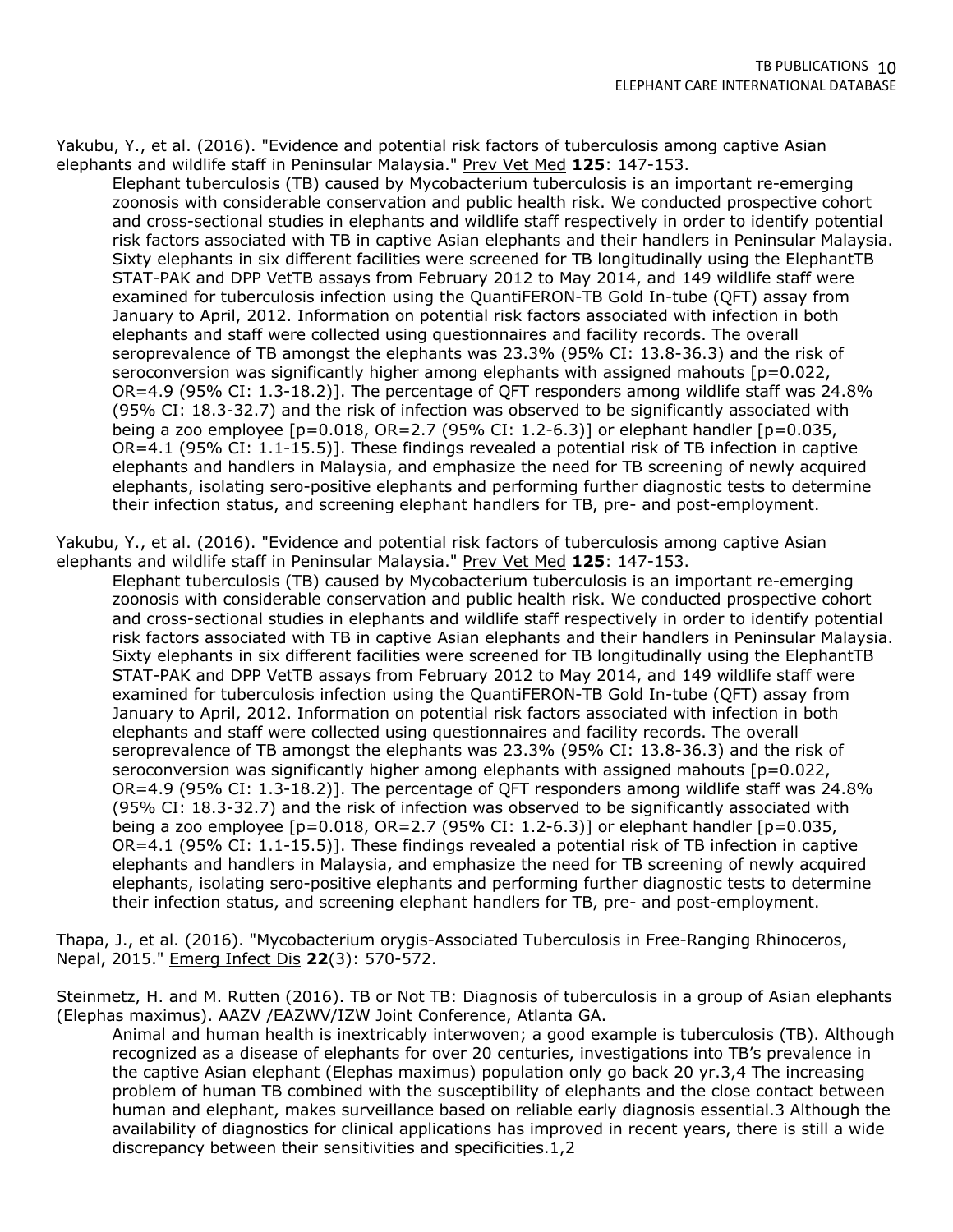Yakubu, Y., et al. (2016). "Evidence and potential risk factors of tuberculosis among captive Asian elephants and wildlife staff in Peninsular Malaysia." Prev Vet Med **125**: 147-153.

> Elephant tuberculosis (TB) caused by Mycobacterium tuberculosis is an important re-emerging zoonosis with considerable conservation and public health risk. We conducted prospective cohort and cross-sectional studies in elephants and wildlife staff respectively in order to identify potential risk factors associated with TB in captive Asian elephants and their handlers in Peninsular Malaysia. Sixty elephants in six different facilities were screened for TB longitudinally using the ElephantTB STAT-PAK and DPP VetTB assays from February 2012 to May 2014, and 149 wildlife staff were examined for tuberculosis infection using the QuantiFERON-TB Gold In-tube (QFT) assay from January to April, 2012. Information on potential risk factors associated with infection in both elephants and staff were collected using questionnaires and facility records. The overall seroprevalence of TB amongst the elephants was 23.3% (95% CI: 13.8-36.3) and the risk of seroconversion was significantly higher among elephants with assigned mahouts [p=0.022, OR=4.9 (95% CI: 1.3-18.2)]. The percentage of QFT responders among wildlife staff was 24.8% (95% CI: 18.3-32.7) and the risk of infection was observed to be significantly associated with being a zoo employee [p=0.018, OR=2.7 (95% CI: 1.2-6.3)] or elephant handler [p=0.035, OR=4.1 (95% CI: 1.1-15.5)]. These findings revealed a potential risk of TB infection in captive elephants and handlers in Malaysia, and emphasize the need for TB screening of newly acquired elephants, isolating sero-positive elephants and performing further diagnostic tests to determine their infection status, and screening elephant handlers for TB, pre- and post-employment.

Yakubu, Y., et al. (2016). "Evidence and potential risk factors of tuberculosis among captive Asian elephants and wildlife staff in Peninsular Malaysia." Prev Vet Med **125**: 147-153.

> Elephant tuberculosis (TB) caused by Mycobacterium tuberculosis is an important re-emerging zoonosis with considerable conservation and public health risk. We conducted prospective cohort and cross-sectional studies in elephants and wildlife staff respectively in order to identify potential risk factors associated with TB in captive Asian elephants and their handlers in Peninsular Malaysia. Sixty elephants in six different facilities were screened for TB longitudinally using the ElephantTB STAT-PAK and DPP VetTB assays from February 2012 to May 2014, and 149 wildlife staff were examined for tuberculosis infection using the QuantiFERON-TB Gold In-tube (QFT) assay from January to April, 2012. Information on potential risk factors associated with infection in both elephants and staff were collected using questionnaires and facility records. The overall seroprevalence of TB amongst the elephants was 23.3% (95% CI: 13.8-36.3) and the risk of seroconversion was significantly higher among elephants with assigned mahouts [p=0.022, OR=4.9 (95% CI: 1.3-18.2)]. The percentage of QFT responders among wildlife staff was 24.8% (95% CI: 18.3-32.7) and the risk of infection was observed to be significantly associated with being a zoo employee [p=0.018, OR=2.7 (95% CI: 1.2-6.3)] or elephant handler [p=0.035, OR=4.1 (95% CI: 1.1-15.5)]. These findings revealed a potential risk of TB infection in captive elephants and handlers in Malaysia, and emphasize the need for TB screening of newly acquired elephants, isolating sero-positive elephants and performing further diagnostic tests to determine their infection status, and screening elephant handlers for TB, pre- and post-employment.

Thapa, J., et al. (2016). "Mycobacterium orygis-Associated Tuberculosis in Free-Ranging Rhinoceros, Nepal, 2015." Emerg Infect Dis **22**(3): 570-572.

Steinmetz, H. and M. Rutten (2016). TB or Not TB: Diagnosis of tuberculosis in a group of Asian elephants (Elephas maximus). AAZV /EAZWV/IZW Joint Conference, Atlanta GA.

> Animal and human health is inextricably interwoven; a good example is tuberculosis (TB). Although recognized as a disease of elephants for over 20 centuries, investigations into TB's prevalence in the captive Asian elephant (Elephas maximus) population only go back 20 yr.[3,4] The increasing problem of human TB combined with the susceptibility of elephants and the close contact between human and elephant, makes surveillance based on reliable early diagnosis essential.[3] Although the availability of diagnostics for clinical applications has improved in recent years, there is still a wide discrepancy between their sensitivities and specificities.[1,2]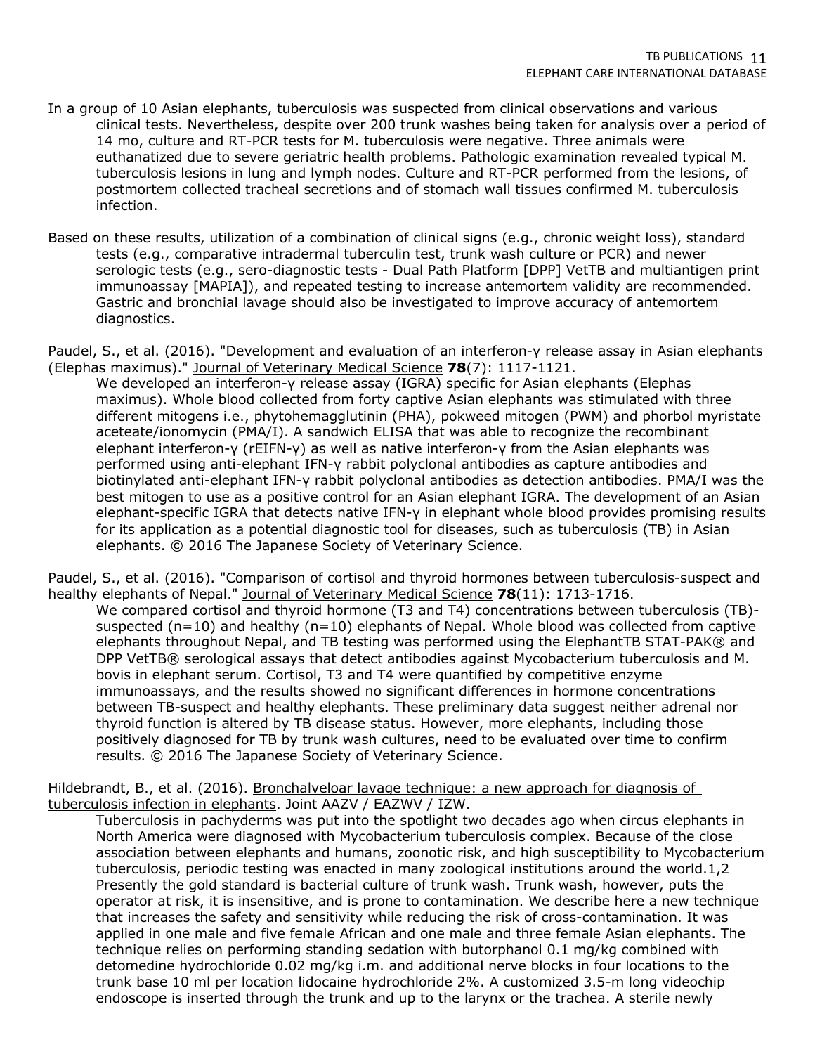In a group of 10 Asian elephants, tuberculosis was suspected from clinical observations and various clinical tests. Nevertheless, despite over 200 trunk washes being taken for analysis over a period of 14 mo, culture and RT-PCR tests for M. tuberculosis were negative. Three animals were euthanatized due to severe geriatric health problems. Pathologic examination revealed typical M. tuberculosis lesions in lung and lymph nodes. Culture and RT-PCR performed from the lesions, of postmortem collected tracheal secretions and of stomach wall tissues confirmed M. tuberculosis infection.

Based on these results, utilization of a combination of clinical signs (e.g., chronic weight loss), standard tests (e.g., comparative intradermal tuberculin test, trunk wash culture or PCR) and newer serologic tests (e.g., sero-diagnostic tests - Dual Path Platform [DPP] VetTB and multiantigen print immunoassay [MAPIA]), and repeated testing to increase antemortem validity are recommended. Gastric and bronchial lavage should also be investigated to improve accuracy of antemortem diagnostics.

Paudel, S., et al. (2016). "Development and evaluation of an interferon-γ release assay in Asian elephants (Elephas maximus)." Journal of Veterinary Medical Science **78**(7): 1117-1121.

We developed an interferon-γ release assay (IGRA) specific for Asian elephants (Elephas maximus). Whole blood collected from forty captive Asian elephants was stimulated with three different mitogens i.e., phytohemagglutinin (PHA), pokweed mitogen (PWM) and phorbol myristate aceteate/ionomycin (PMA/I). A sandwich ELISA that was able to recognize the recombinant elephant interferon-γ (rEIFN-γ) as well as native interferon-γ from the Asian elephants was performed using anti-elephant IFN-γ rabbit polyclonal antibodies as capture antibodies and biotinylated anti-elephant IFN-γ rabbit polyclonal antibodies as detection antibodies. PMA/I was the best mitogen to use as a positive control for an Asian elephant IGRA. The development of an Asian elephant-specific IGRA that detects native IFN-γ in elephant whole blood provides promising results for its application as a potential diagnostic tool for diseases, such as tuberculosis (TB) in Asian elephants. © 2016 The Japanese Society of Veterinary Science.

Paudel, S., et al. (2016). "Comparison of cortisol and thyroid hormones between tuberculosis-suspect and healthy elephants of Nepal." Journal of Veterinary Medical Science **78**(11): 1713-1716.

We compared cortisol and thyroid hormone (T3 and T4) concentrations between tuberculosis (TB)-suspected (n=10) and healthy (n=10) elephants of Nepal. Whole blood was collected from captive elephants throughout Nepal, and TB testing was performed using the ElephantTB STAT-PAK® and DPP VetTB® serological assays that detect antibodies against Mycobacterium tuberculosis and M. bovis in elephant serum. Cortisol, T3 and T4 were quantified by competitive enzyme immunoassays, and the results showed no significant differences in hormone concentrations between TB-suspect and healthy elephants. These preliminary data suggest neither adrenal nor thyroid function is altered by TB disease status. However, more elephants, including those positively diagnosed for TB by trunk wash cultures, need to be evaluated over time to confirm results. © 2016 The Japanese Society of Veterinary Science.

Hildebrandt, B., et al. (2016). Bronchalveloar lavage technique: a new approach for diagnosis of tuberculosis infection in elephants. Joint AAZV / EAZWV / IZW.

Tuberculosis in pachyderms was put into the spotlight two decades ago when circus elephants in North America were diagnosed with Mycobacterium tuberculosis complex. Because of the close association between elephants and humans, zoonotic risk, and high susceptibility to Mycobacterium tuberculosis, periodic testing was enacted in many zoological institutions around the world.1,2 Presently the gold standard is bacterial culture of trunk wash. Trunk wash, however, puts the operator at risk, it is insensitive, and is prone to contamination. We describe here a new technique that increases the safety and sensitivity while reducing the risk of cross-contamination. It was applied in one male and five female African and one male and three female Asian elephants. The technique relies on performing standing sedation with butorphanol 0.1 mg/kg combined with detomedine hydrochloride 0.02 mg/kg i.m. and additional nerve blocks in four locations to the trunk base 10 ml per location lidocaine hydrochloride 2%. A customized 3.5-m long videochip endoscope is inserted through the trunk and up to the larynx or the trachea. A sterile newly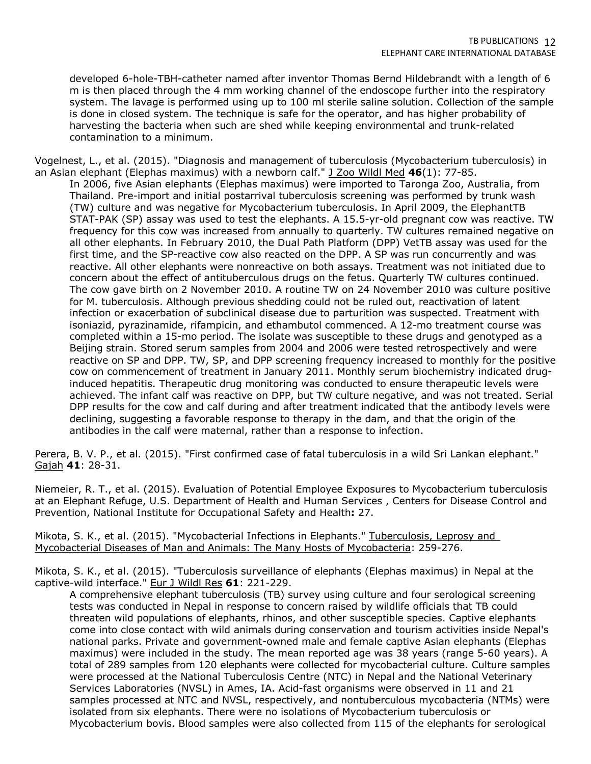developed 6-hole-TBH-catheter named after inventor Thomas Bernd Hildebrandt with a length of 6 m is then placed through the 4 mm working channel of the endoscope further into the respiratory system. The lavage is performed using up to 100 ml sterile saline solution. Collection of the sample is done in closed system. The technique is safe for the operator, and has higher probability of harvesting the bacteria when such are shed while keeping environmental and trunk-related contamination to a minimum.

Vogelnest, L., et al. (2015). "Diagnosis and management of tuberculosis (Mycobacterium tuberculosis) in an Asian elephant (Elephas maximus) with a newborn calf." J Zoo Wildl Med **46**(1): 77-85.

In 2006, five Asian elephants (Elephas maximus) were imported to Taronga Zoo, Australia, from Thailand. Pre-import and initial postarrival tuberculosis screening was performed by trunk wash (TW) culture and was negative for Mycobacterium tuberculosis. In April 2009, the ElephantTB STAT-PAK (SP) assay was used to test the elephants. A 15.5-yr-old pregnant cow was reactive. TW frequency for this cow was increased from annually to quarterly. TW cultures remained negative on all other elephants. In February 2010, the Dual Path Platform (DPP) VetTB assay was used for the first time, and the SP-reactive cow also reacted on the DPP. A SP was run concurrently and was reactive. All other elephants were nonreactive on both assays. Treatment was not initiated due to concern about the effect of antituberculous drugs on the fetus. Quarterly TW cultures continued. The cow gave birth on 2 November 2010. A routine TW on 24 November 2010 was culture positive for M. tuberculosis. Although previous shedding could not be ruled out, reactivation of latent infection or exacerbation of subclinical disease due to parturition was suspected. Treatment with isoniazid, pyrazinamide, rifampicin, and ethambutol commenced. A 12-mo treatment course was completed within a 15-mo period. The isolate was susceptible to these drugs and genotyped as a Beijing strain. Stored serum samples from 2004 and 2006 were tested retrospectively and were reactive on SP and DPP. TW, SP, and DPP screening frequency increased to monthly for the positive cow on commencement of treatment in January 2011. Monthly serum biochemistry indicated drug-induced hepatitis. Therapeutic drug monitoring was conducted to ensure therapeutic levels were achieved. The infant calf was reactive on DPP, but TW culture negative, and was not treated. Serial DPP results for the cow and calf during and after treatment indicated that the antibody levels were declining, suggesting a favorable response to therapy in the dam, and that the origin of the antibodies in the calf were maternal, rather than a response to infection.

Perera, B. V. P., et al. (2015). "First confirmed case of fatal tuberculosis in a wild Sri Lankan elephant." Gajah **41**: 28-31.

Niemeier, R. T., et al. (2015). Evaluation of Potential Employee Exposures to Mycobacterium tuberculosis at an Elephant Refuge, U.S. Department of Health and Human Services , Centers for Disease Control and Prevention, National Institute for Occupational Safety and Health**:** 27.

Mikota, S. K., et al. (2015). "Mycobacterial Infections in Elephants." Tuberculosis, Leprosy and Mycobacterial Diseases of Man and Animals: The Many Hosts of Mycobacteria: 259-276.

Mikota, S. K., et al. (2015). "Tuberculosis surveillance of elephants (Elephas maximus) in Nepal at the captive-wild interface." Eur J Wildl Res **61**: 221-229.

A comprehensive elephant tuberculosis (TB) survey using culture and four serological screening tests was conducted in Nepal in response to concern raised by wildlife officials that TB could threaten wild populations of elephants, rhinos, and other susceptible species. Captive elephants come into close contact with wild animals during conservation and tourism activities inside Nepal's national parks. Private and government-owned male and female captive Asian elephants (Elephas maximus) were included in the study. The mean reported age was 38 years (range 5-60 years). A total of 289 samples from 120 elephants were collected for mycobacterial culture. Culture samples were processed at the National Tuberculosis Centre (NTC) in Nepal and the National Veterinary Services Laboratories (NVSL) in Ames, IA. Acid-fast organisms were observed in 11 and 21 samples processed at NTC and NVSL, respectively, and nontuberculous mycobacteria (NTMs) were isolated from six elephants. There were no isolations of Mycobacterium tuberculosis or Mycobacterium bovis. Blood samples were also collected from 115 of the elephants for serological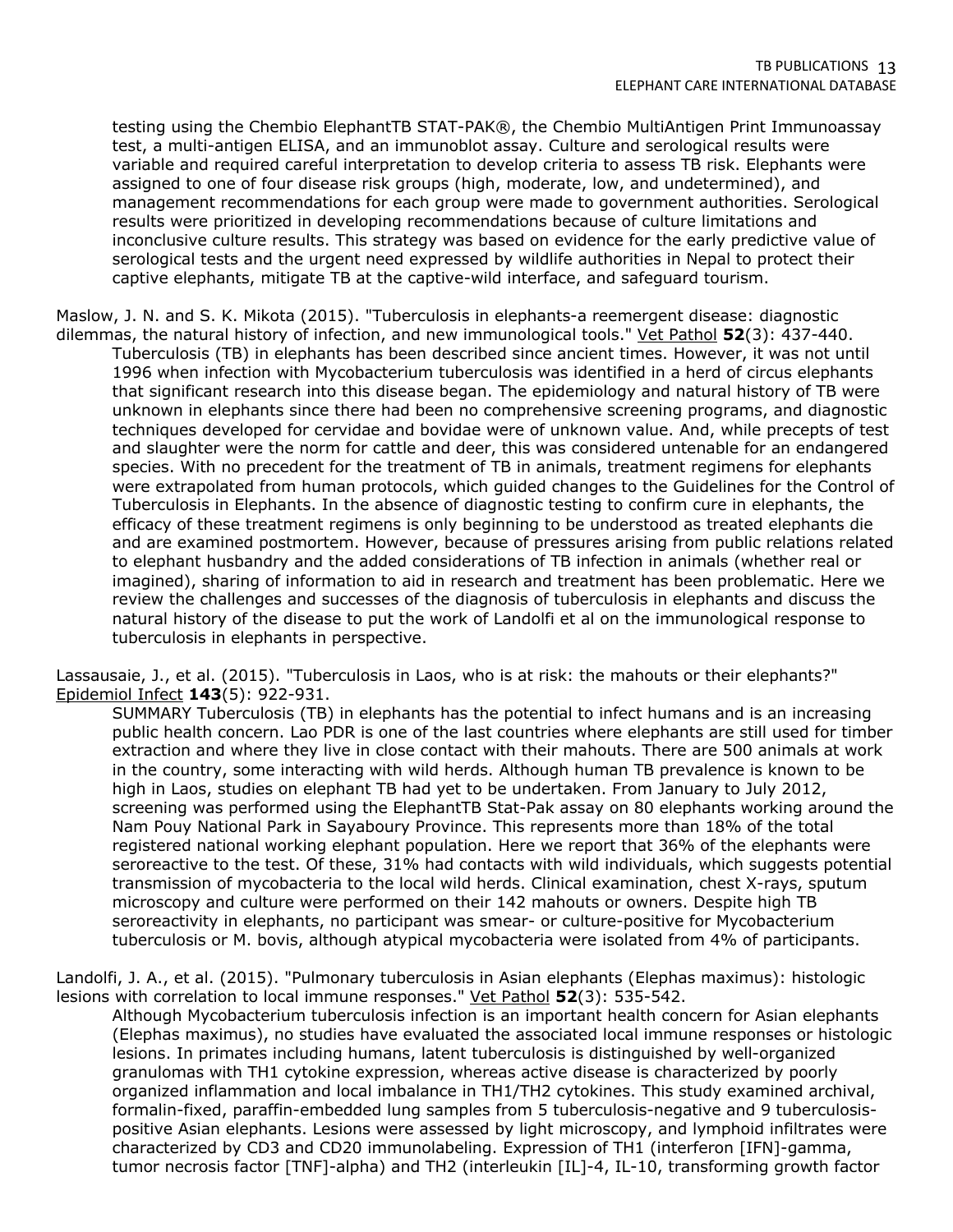testing using the Chembio ElephantTB STAT-PAK®, the Chembio MultiAntigen Print Immunoassay test, a multi-antigen ELISA, and an immunoblot assay. Culture and serological results were variable and required careful interpretation to develop criteria to assess TB risk. Elephants were assigned to one of four disease risk groups (high, moderate, low, and undetermined), and management recommendations for each group were made to government authorities. Serological results were prioritized in developing recommendations because of culture limitations and inconclusive culture results. This strategy was based on evidence for the early predictive value of serological tests and the urgent need expressed by wildlife authorities in Nepal to protect their captive elephants, mitigate TB at the captive-wild interface, and safeguard tourism.

Maslow, J. N. and S. K. Mikota (2015). "Tuberculosis in elephants-a reemergent disease: diagnostic dilemmas, the natural history of infection, and new immunological tools." Vet Pathol **52**(3): 437-440.

Tuberculosis (TB) in elephants has been described since ancient times. However, it was not until 1996 when infection with Mycobacterium tuberculosis was identified in a herd of circus elephants that significant research into this disease began. The epidemiology and natural history of TB were unknown in elephants since there had been no comprehensive screening programs, and diagnostic techniques developed for cervidae and bovidae were of unknown value. And, while precepts of test and slaughter were the norm for cattle and deer, this was considered untenable for an endangered species. With no precedent for the treatment of TB in animals, treatment regimens for elephants were extrapolated from human protocols, which guided changes to the Guidelines for the Control of Tuberculosis in Elephants. In the absence of diagnostic testing to confirm cure in elephants, the efficacy of these treatment regimens is only beginning to be understood as treated elephants die and are examined postmortem. However, because of pressures arising from public relations related to elephant husbandry and the added considerations of TB infection in animals (whether real or imagined), sharing of information to aid in research and treatment has been problematic. Here we review the challenges and successes of the diagnosis of tuberculosis in elephants and discuss the natural history of the disease to put the work of Landolfi et al on the immunological response to tuberculosis in elephants in perspective.

Lassausaie, J., et al. (2015). "Tuberculosis in Laos, who is at risk: the mahouts or their elephants?" Epidemiol Infect **143**(5): 922-931.

SUMMARY Tuberculosis (TB) in elephants has the potential to infect humans and is an increasing public health concern. Lao PDR is one of the last countries where elephants are still used for timber extraction and where they live in close contact with their mahouts. There are 500 animals at work in the country, some interacting with wild herds. Although human TB prevalence is known to be high in Laos, studies on elephant TB had yet to be undertaken. From January to July 2012, screening was performed using the ElephantTB Stat-Pak assay on 80 elephants working around the Nam Pouy National Park in Sayaboury Province. This represents more than 18% of the total registered national working elephant population. Here we report that 36% of the elephants were seroreactive to the test. Of these, 31% had contacts with wild individuals, which suggests potential transmission of mycobacteria to the local wild herds. Clinical examination, chest X-rays, sputum microscopy and culture were performed on their 142 mahouts or owners. Despite high TB seroreactivity in elephants, no participant was smear- or culture-positive for Mycobacterium tuberculosis or M. bovis, although atypical mycobacteria were isolated from 4% of participants.

Landolfi, J. A., et al. (2015). "Pulmonary tuberculosis in Asian elephants (Elephas maximus): histologic lesions with correlation to local immune responses." Vet Pathol **52**(3): 535-542.

Although Mycobacterium tuberculosis infection is an important health concern for Asian elephants (Elephas maximus), no studies have evaluated the associated local immune responses or histologic lesions. In primates including humans, latent tuberculosis is distinguished by well-organized granulomas with TH1 cytokine expression, whereas active disease is characterized by poorly organized inflammation and local imbalance in TH1/TH2 cytokines. This study examined archival, formalin-fixed, paraffin-embedded lung samples from 5 tuberculosis-negative and 9 tuberculosis-positive Asian elephants. Lesions were assessed by light microscopy, and lymphoid infiltrates were characterized by CD3 and CD20 immunolabeling. Expression of TH1 (interferon [IFN]-gamma, tumor necrosis factor [TNF]-alpha) and TH2 (interleukin [IL]-4, IL-10, transforming growth factor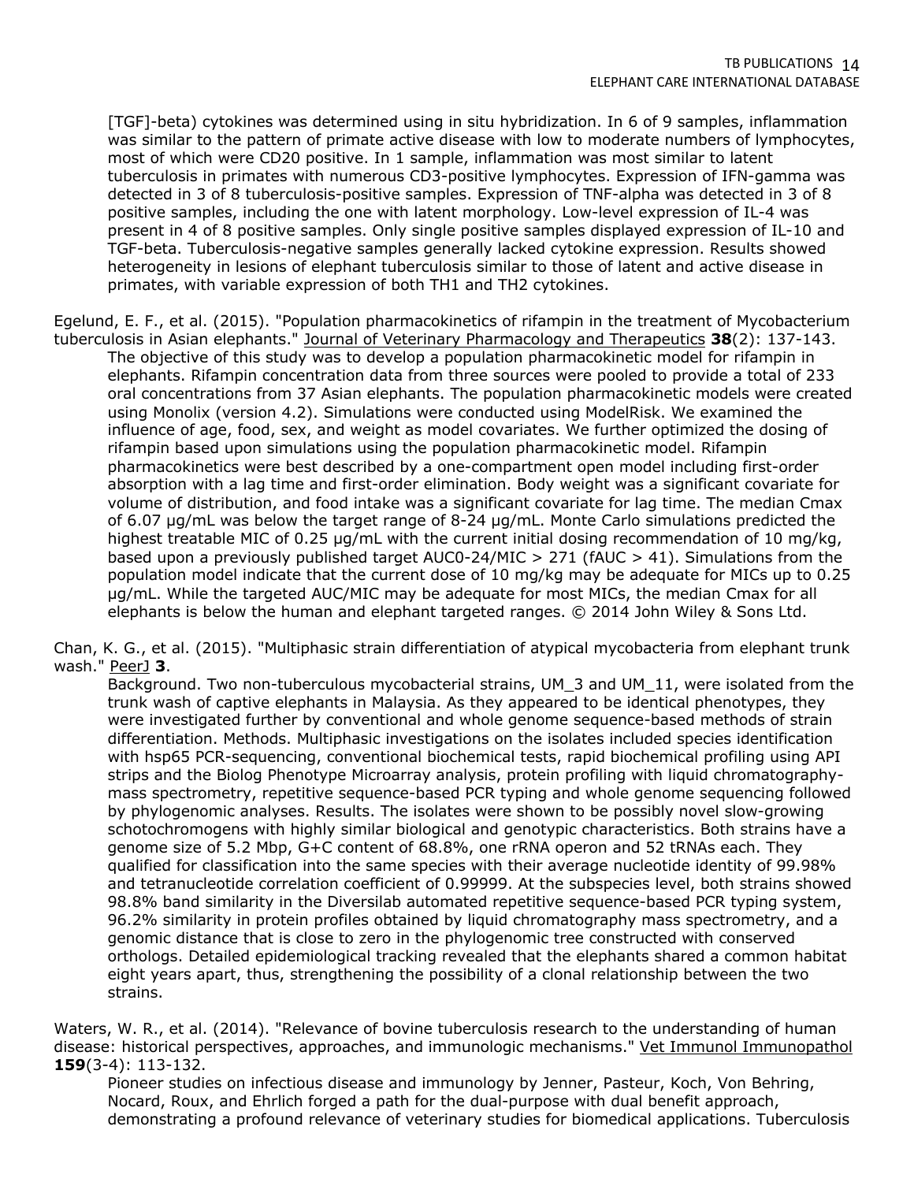[TGF]-beta) cytokines was determined using in situ hybridization. In 6 of 9 samples, inflammation was similar to the pattern of primate active disease with low to moderate numbers of lymphocytes, most of which were CD20 positive. In 1 sample, inflammation was most similar to latent tuberculosis in primates with numerous CD3-positive lymphocytes. Expression of IFN-gamma was detected in 3 of 8 tuberculosis-positive samples. Expression of TNF-alpha was detected in 3 of 8 positive samples, including the one with latent morphology. Low-level expression of IL-4 was present in 4 of 8 positive samples. Only single positive samples displayed expression of IL-10 and TGF-beta. Tuberculosis-negative samples generally lacked cytokine expression. Results showed heterogeneity in lesions of elephant tuberculosis similar to those of latent and active disease in primates, with variable expression of both TH1 and TH2 cytokines.

Egelund, E. F., et al. (2015). "Population pharmacokinetics of rifampin in the treatment of Mycobacterium tuberculosis in Asian elephants." Journal of Veterinary Pharmacology and Therapeutics **38**(2): 137-143.

The objective of this study was to develop a population pharmacokinetic model for rifampin in elephants. Rifampin concentration data from three sources were pooled to provide a total of 233 oral concentrations from 37 Asian elephants. The population pharmacokinetic models were created using Monolix (version 4.2). Simulations were conducted using ModelRisk. We examined the influence of age, food, sex, and weight as model covariates. We further optimized the dosing of rifampin based upon simulations using the population pharmacokinetic model. Rifampin pharmacokinetics were best described by a one-compartment open model including first-order absorption with a lag time and first-order elimination. Body weight was a significant covariate for volume of distribution, and food intake was a significant covariate for lag time. The median Cmax of 6.07 μg/mL was below the target range of 8-24 μg/mL. Monte Carlo simulations predicted the highest treatable MIC of 0.25 μg/mL with the current initial dosing recommendation of 10 mg/kg, based upon a previously published target AUC0-24/MIC > 271 (fAUC > 41). Simulations from the population model indicate that the current dose of 10 mg/kg may be adequate for MICs up to 0.25 μg/mL. While the targeted AUC/MIC may be adequate for most MICs, the median Cmax for all elephants is below the human and elephant targeted ranges. © 2014 John Wiley & Sons Ltd.

Chan, K. G., et al. (2015). "Multiphasic strain differentiation of atypical mycobacteria from elephant trunk wash." PeerJ **3**.

Background. Two non-tuberculous mycobacterial strains, UM_3 and UM_11, were isolated from the trunk wash of captive elephants in Malaysia. As they appeared to be identical phenotypes, they were investigated further by conventional and whole genome sequence-based methods of strain differentiation. Methods. Multiphasic investigations on the isolates included species identification with hsp65 PCR-sequencing, conventional biochemical tests, rapid biochemical profiling using API strips and the Biolog Phenotype Microarray analysis, protein profiling with liquid chromatography-mass spectrometry, repetitive sequence-based PCR typing and whole genome sequencing followed by phylogenomic analyses. Results. The isolates were shown to be possibly novel slow-growing schotochromogens with highly similar biological and genotypic characteristics. Both strains have a genome size of 5.2 Mbp, G+C content of 68.8%, one rRNA operon and 52 tRNAs each. They qualified for classification into the same species with their average nucleotide identity of 99.98% and tetranucleotide correlation coefficient of 0.99999. At the subspecies level, both strains showed 98.8% band similarity in the Diversilab automated repetitive sequence-based PCR typing system, 96.2% similarity in protein profiles obtained by liquid chromatography mass spectrometry, and a genomic distance that is close to zero in the phylogenomic tree constructed with conserved orthologs. Detailed epidemiological tracking revealed that the elephants shared a common habitat eight years apart, thus, strengthening the possibility of a clonal relationship between the two strains.

Waters, W. R., et al. (2014). "Relevance of bovine tuberculosis research to the understanding of human disease: historical perspectives, approaches, and immunologic mechanisms." Vet Immunol Immunopathol **159**(3-4): 113-132.

Pioneer studies on infectious disease and immunology by Jenner, Pasteur, Koch, Von Behring, Nocard, Roux, and Ehrlich forged a path for the dual-purpose with dual benefit approach, demonstrating a profound relevance of veterinary studies for biomedical applications. Tuberculosis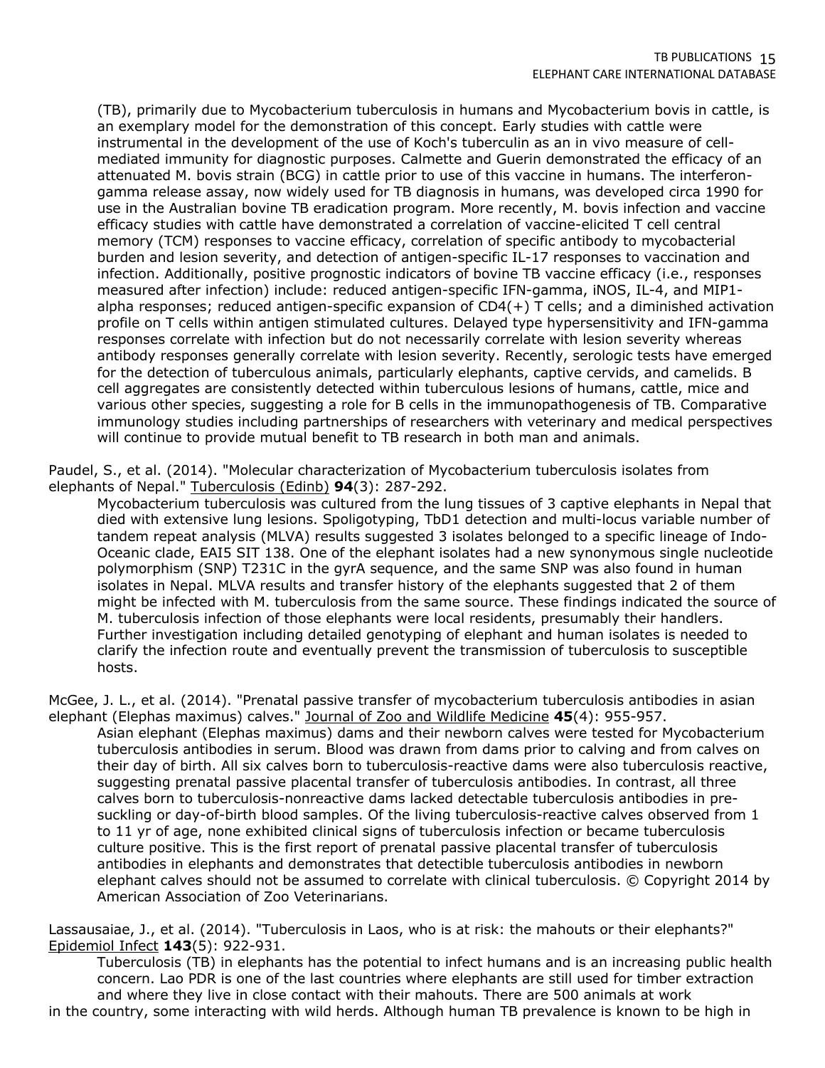(TB), primarily due to Mycobacterium tuberculosis in humans and Mycobacterium bovis in cattle, is an exemplary model for the demonstration of this concept. Early studies with cattle were instrumental in the development of the use of Koch's tuberculin as an in vivo measure of cell-mediated immunity for diagnostic purposes. Calmette and Guerin demonstrated the efficacy of an attenuated M. bovis strain (BCG) in cattle prior to use of this vaccine in humans. The interferon-gamma release assay, now widely used for TB diagnosis in humans, was developed circa 1990 for use in the Australian bovine TB eradication program. More recently, M. bovis infection and vaccine efficacy studies with cattle have demonstrated a correlation of vaccine-elicited T cell central memory (TCM) responses to vaccine efficacy, correlation of specific antibody to mycobacterial burden and lesion severity, and detection of antigen-specific IL-17 responses to vaccination and infection. Additionally, positive prognostic indicators of bovine TB vaccine efficacy (i.e., responses measured after infection) include: reduced antigen-specific IFN-gamma, iNOS, IL-4, and MIP1-alpha responses; reduced antigen-specific expansion of CD4(+) T cells; and a diminished activation profile on T cells within antigen stimulated cultures. Delayed type hypersensitivity and IFN-gamma responses correlate with infection but do not necessarily correlate with lesion severity whereas antibody responses generally correlate with lesion severity. Recently, serologic tests have emerged for the detection of tuberculous animals, particularly elephants, captive cervids, and camelids. B cell aggregates are consistently detected within tuberculous lesions of humans, cattle, mice and various other species, suggesting a role for B cells in the immunopathogenesis of TB. Comparative immunology studies including partnerships of researchers with veterinary and medical perspectives will continue to provide mutual benefit to TB research in both man and animals.

Paudel, S., et al. (2014). "Molecular characterization of Mycobacterium tuberculosis isolates from elephants of Nepal." Tuberculosis (Edinb) **94**(3): 287-292.

Mycobacterium tuberculosis was cultured from the lung tissues of 3 captive elephants in Nepal that died with extensive lung lesions. Spoligotyping, TbD1 detection and multi-locus variable number of tandem repeat analysis (MLVA) results suggested 3 isolates belonged to a specific lineage of Indo-Oceanic clade, EAI5 SIT 138. One of the elephant isolates had a new synonymous single nucleotide polymorphism (SNP) T231C in the gyrA sequence, and the same SNP was also found in human isolates in Nepal. MLVA results and transfer history of the elephants suggested that 2 of them might be infected with M. tuberculosis from the same source. These findings indicated the source of M. tuberculosis infection of those elephants were local residents, presumably their handlers. Further investigation including detailed genotyping of elephant and human isolates is needed to clarify the infection route and eventually prevent the transmission of tuberculosis to susceptible hosts.

McGee, J. L., et al. (2014). "Prenatal passive transfer of mycobacterium tuberculosis antibodies in asian elephant (Elephas maximus) calves." Journal of Zoo and Wildlife Medicine **45**(4): 955-957.

Asian elephant (Elephas maximus) dams and their newborn calves were tested for Mycobacterium tuberculosis antibodies in serum. Blood was drawn from dams prior to calving and from calves on their day of birth. All six calves born to tuberculosis-reactive dams were also tuberculosis reactive, suggesting prenatal passive placental transfer of tuberculosis antibodies. In contrast, all three calves born to tuberculosis-nonreactive dams lacked detectable tuberculosis antibodies in pre-suckling or day-of-birth blood samples. Of the living tuberculosis-reactive calves observed from 1 to 11 yr of age, none exhibited clinical signs of tuberculosis infection or became tuberculosis culture positive. This is the first report of prenatal passive placental transfer of tuberculosis antibodies in elephants and demonstrates that detectible tuberculosis antibodies in newborn elephant calves should not be assumed to correlate with clinical tuberculosis. © Copyright 2014 by American Association of Zoo Veterinarians.

Lassausaiae, J., et al. (2014). "Tuberculosis in Laos, who is at risk: the mahouts or their elephants?" Epidemiol Infect **143**(5): 922-931.

Tuberculosis (TB) in elephants has the potential to infect humans and is an increasing public health concern. Lao PDR is one of the last countries where elephants are still used for timber extraction and where they live in close contact with their mahouts. There are 500 animals at work in the country, some interacting with wild herds. Although human TB prevalence is known to be high in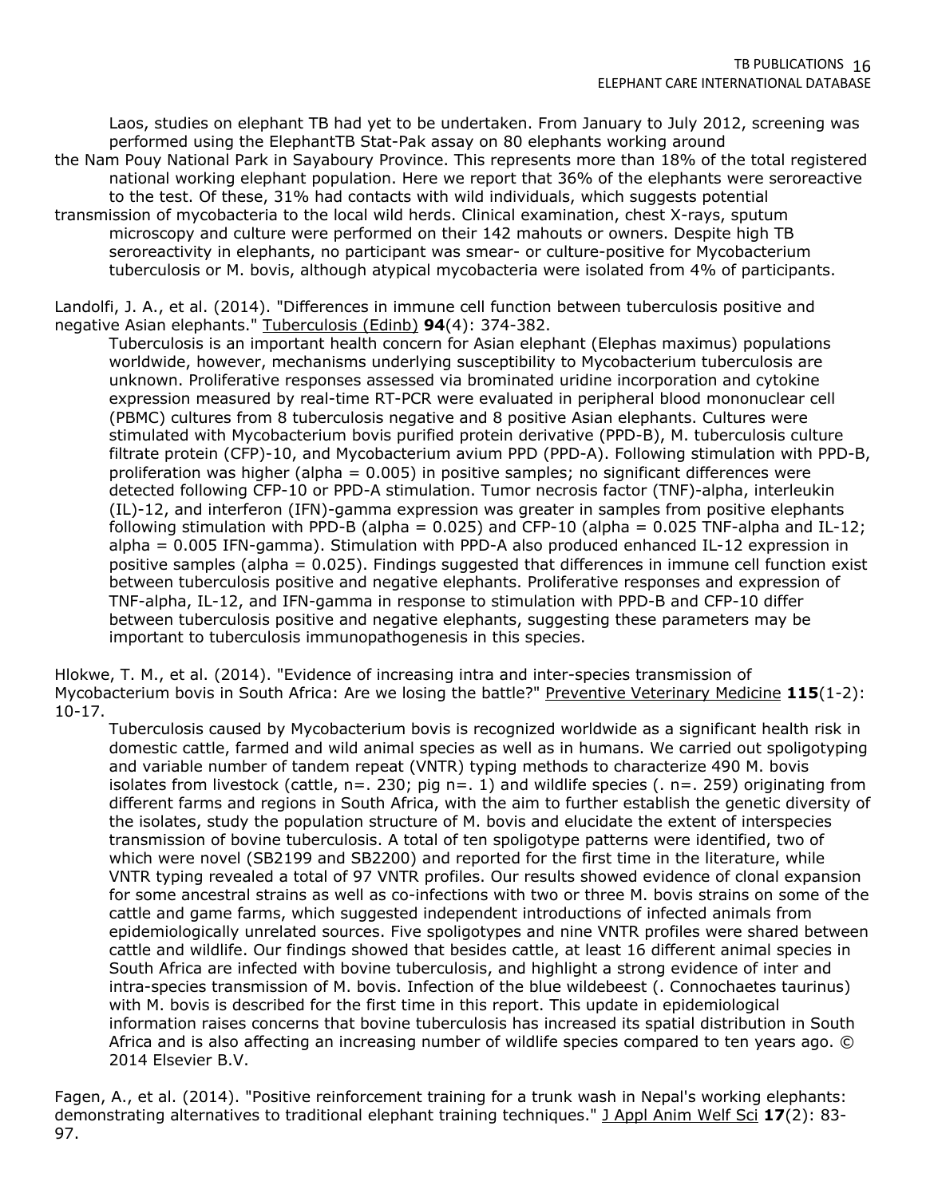Laos, studies on elephant TB had yet to be undertaken. From January to July 2012, screening was performed using the ElephantTB Stat-Pak assay on 80 elephants working around the Nam Pouy National Park in Sayaboury Province. This represents more than 18% of the total registered national working elephant population. Here we report that 36% of the elephants were seroreactive to the test. Of these, 31% had contacts with wild individuals, which suggests potential transmission of mycobacteria to the local wild herds. Clinical examination, chest X-rays, sputum microscopy and culture were performed on their 142 mahouts or owners. Despite high TB seroreactivity in elephants, no participant was smear- or culture-positive for Mycobacterium tuberculosis or M. bovis, although atypical mycobacteria were isolated from 4% of participants.

Landolfi, J. A., et al. (2014). "Differences in immune cell function between tuberculosis positive and negative Asian elephants." Tuberculosis (Edinb) **94**(4): 374-382.

Tuberculosis is an important health concern for Asian elephant (Elephas maximus) populations worldwide, however, mechanisms underlying susceptibility to Mycobacterium tuberculosis are unknown. Proliferative responses assessed via brominated uridine incorporation and cytokine expression measured by real-time RT-PCR were evaluated in peripheral blood mononuclear cell (PBMC) cultures from 8 tuberculosis negative and 8 positive Asian elephants. Cultures were stimulated with Mycobacterium bovis purified protein derivative (PPD-B), M. tuberculosis culture filtrate protein (CFP)-10, and Mycobacterium avium PPD (PPD-A). Following stimulation with PPD-B, proliferation was higher (alpha = 0.005) in positive samples; no significant differences were detected following CFP-10 or PPD-A stimulation. Tumor necrosis factor (TNF)-alpha, interleukin (IL)-12, and interferon (IFN)-gamma expression was greater in samples from positive elephants following stimulation with PPD-B (alpha = 0.025) and CFP-10 (alpha = 0.025 TNF-alpha and IL-12; alpha = 0.005 IFN-gamma). Stimulation with PPD-A also produced enhanced IL-12 expression in positive samples (alpha = 0.025). Findings suggested that differences in immune cell function exist between tuberculosis positive and negative elephants. Proliferative responses and expression of TNF-alpha, IL-12, and IFN-gamma in response to stimulation with PPD-B and CFP-10 differ between tuberculosis positive and negative elephants, suggesting these parameters may be important to tuberculosis immunopathogenesis in this species.

Hlokwe, T. M., et al. (2014). "Evidence of increasing intra and inter-species transmission of Mycobacterium bovis in South Africa: Are we losing the battle?" Preventive Veterinary Medicine **115**(1-2): 10-17.

Tuberculosis caused by Mycobacterium bovis is recognized worldwide as a significant health risk in domestic cattle, farmed and wild animal species as well as in humans. We carried out spoligotyping and variable number of tandem repeat (VNTR) typing methods to characterize 490 M. bovis isolates from livestock (cattle, n=. 230; pig n=. 1) and wildlife species (. n=. 259) originating from different farms and regions in South Africa, with the aim to further establish the genetic diversity of the isolates, study the population structure of M. bovis and elucidate the extent of interspecies transmission of bovine tuberculosis. A total of ten spoligotype patterns were identified, two of which were novel (SB2199 and SB2200) and reported for the first time in the literature, while VNTR typing revealed a total of 97 VNTR profiles. Our results showed evidence of clonal expansion for some ancestral strains as well as co-infections with two or three M. bovis strains on some of the cattle and game farms, which suggested independent introductions of infected animals from epidemiologically unrelated sources. Five spoligotypes and nine VNTR profiles were shared between cattle and wildlife. Our findings showed that besides cattle, at least 16 different animal species in South Africa are infected with bovine tuberculosis, and highlight a strong evidence of inter and intra-species transmission of M. bovis. Infection of the blue wildebeest (. Connochaetes taurinus) with M. bovis is described for the first time in this report. This update in epidemiological information raises concerns that bovine tuberculosis has increased its spatial distribution in South Africa and is also affecting an increasing number of wildlife species compared to ten years ago. © 2014 Elsevier B.V.

Fagen, A., et al. (2014). "Positive reinforcement training for a trunk wash in Nepal's working elephants: demonstrating alternatives to traditional elephant training techniques." J Appl Anim Welf Sci **17**(2): 83-97.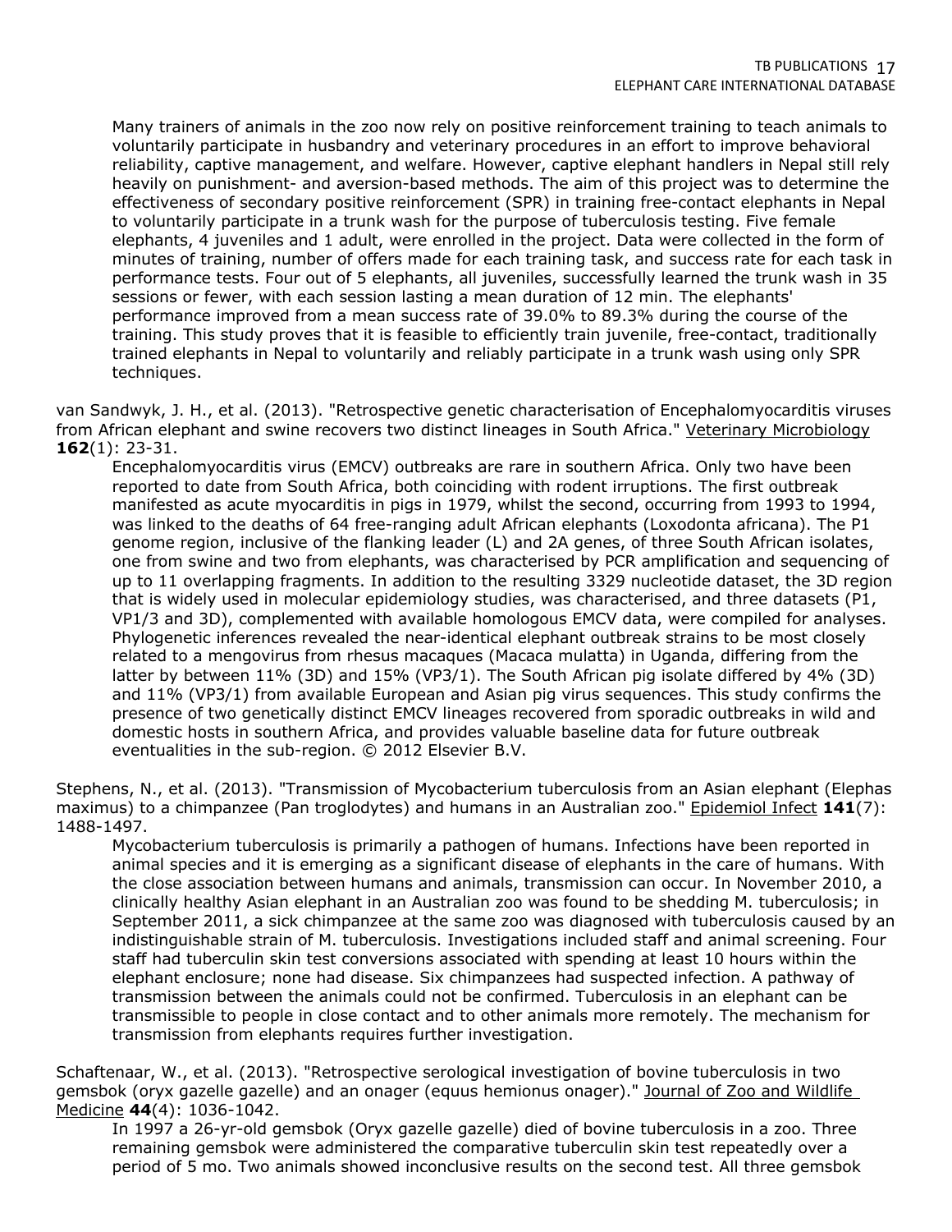Many trainers of animals in the zoo now rely on positive reinforcement training to teach animals to voluntarily participate in husbandry and veterinary procedures in an effort to improve behavioral reliability, captive management, and welfare. However, captive elephant handlers in Nepal still rely heavily on punishment- and aversion-based methods. The aim of this project was to determine the effectiveness of secondary positive reinforcement (SPR) in training free-contact elephants in Nepal to voluntarily participate in a trunk wash for the purpose of tuberculosis testing. Five female elephants, 4 juveniles and 1 adult, were enrolled in the project. Data were collected in the form of minutes of training, number of offers made for each training task, and success rate for each task in performance tests. Four out of 5 elephants, all juveniles, successfully learned the trunk wash in 35 sessions or fewer, with each session lasting a mean duration of 12 min. The elephants' performance improved from a mean success rate of 39.0% to 89.3% during the course of the training. This study proves that it is feasible to efficiently train juvenile, free-contact, traditionally trained elephants in Nepal to voluntarily and reliably participate in a trunk wash using only SPR techniques.

van Sandwyk, J. H., et al. (2013). "Retrospective genetic characterisation of Encephalomyocarditis viruses from African elephant and swine recovers two distinct lineages in South Africa." Veterinary Microbiology **162**(1): 23-31.

Encephalomyocarditis virus (EMCV) outbreaks are rare in southern Africa. Only two have been reported to date from South Africa, both coinciding with rodent irruptions. The first outbreak manifested as acute myocarditis in pigs in 1979, whilst the second, occurring from 1993 to 1994, was linked to the deaths of 64 free-ranging adult African elephants (Loxodonta africana). The P1 genome region, inclusive of the flanking leader (L) and 2A genes, of three South African isolates, one from swine and two from elephants, was characterised by PCR amplification and sequencing of up to 11 overlapping fragments. In addition to the resulting 3329 nucleotide dataset, the 3D region that is widely used in molecular epidemiology studies, was characterised, and three datasets (P1, VP1/3 and 3D), complemented with available homologous EMCV data, were compiled for analyses. Phylogenetic inferences revealed the near-identical elephant outbreak strains to be most closely related to a mengovirus from rhesus macaques (Macaca mulatta) in Uganda, differing from the latter by between 11% (3D) and 15% (VP3/1). The South African pig isolate differed by 4% (3D) and 11% (VP3/1) from available European and Asian pig virus sequences. This study confirms the presence of two genetically distinct EMCV lineages recovered from sporadic outbreaks in wild and domestic hosts in southern Africa, and provides valuable baseline data for future outbreak eventualities in the sub-region. © 2012 Elsevier B.V.

Stephens, N., et al. (2013). "Transmission of Mycobacterium tuberculosis from an Asian elephant (Elephas maximus) to a chimpanzee (Pan troglodytes) and humans in an Australian zoo." Epidemiol Infect **141**(7): 1488-1497.

Mycobacterium tuberculosis is primarily a pathogen of humans. Infections have been reported in animal species and it is emerging as a significant disease of elephants in the care of humans. With the close association between humans and animals, transmission can occur. In November 2010, a clinically healthy Asian elephant in an Australian zoo was found to be shedding M. tuberculosis; in September 2011, a sick chimpanzee at the same zoo was diagnosed with tuberculosis caused by an indistinguishable strain of M. tuberculosis. Investigations included staff and animal screening. Four staff had tuberculin skin test conversions associated with spending at least 10 hours within the elephant enclosure; none had disease. Six chimpanzees had suspected infection. A pathway of transmission between the animals could not be confirmed. Tuberculosis in an elephant can be transmissible to people in close contact and to other animals more remotely. The mechanism for transmission from elephants requires further investigation.

Schaftenaar, W., et al. (2013). "Retrospective serological investigation of bovine tuberculosis in two gemsbok (oryx gazelle gazelle) and an onager (equus hemionus onager)." Journal of Zoo and Wildlife Medicine **44**(4): 1036-1042.

In 1997 a 26-yr-old gemsbok (Oryx gazelle gazelle) died of bovine tuberculosis in a zoo. Three remaining gemsbok were administered the comparative tuberculin skin test repeatedly over a period of 5 mo. Two animals showed inconclusive results on the second test. All three gemsbok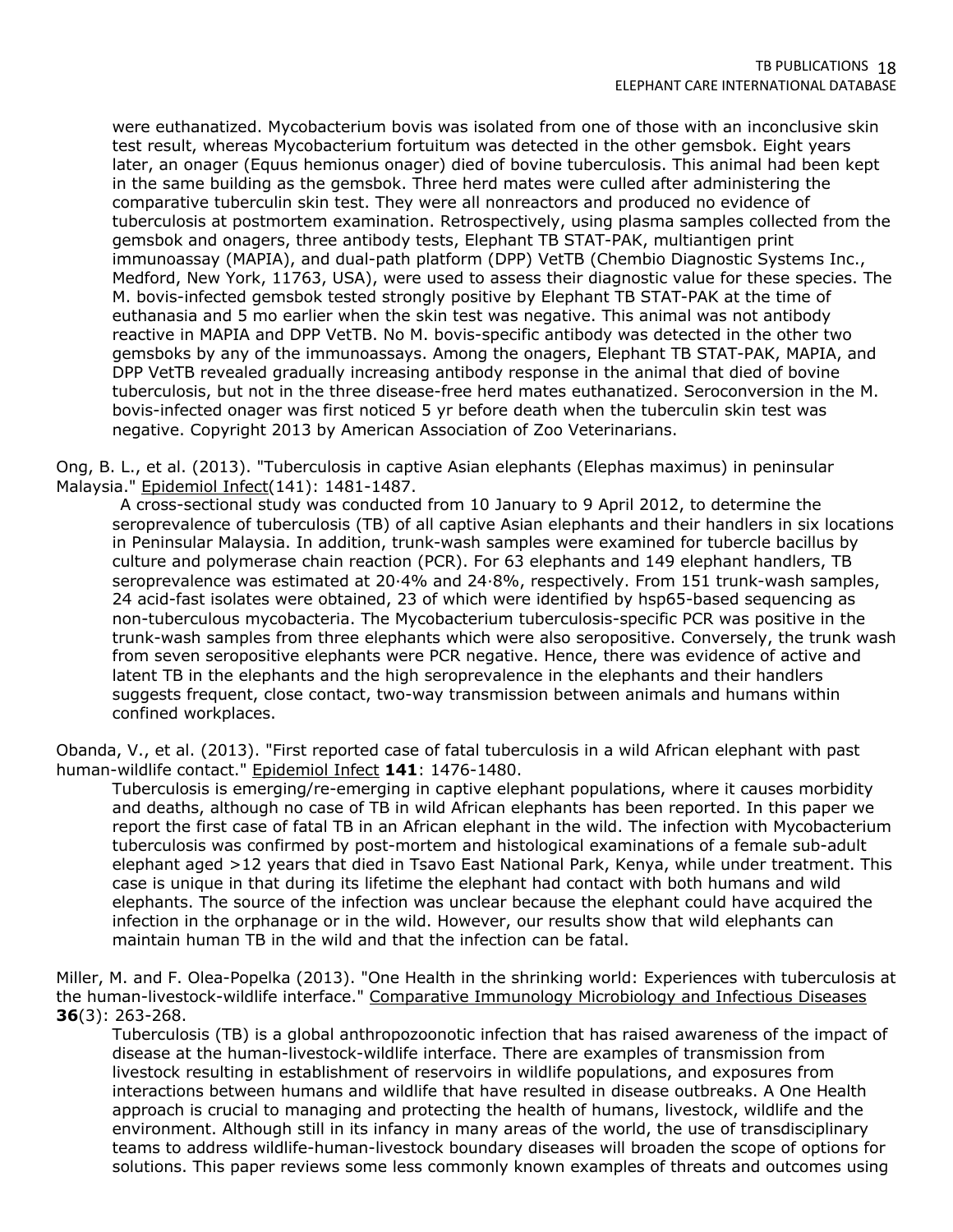were euthanatized. Mycobacterium bovis was isolated from one of those with an inconclusive skin test result, whereas Mycobacterium fortuitum was detected in the other gemsbok. Eight years later, an onager (Equus hemionus onager) died of bovine tuberculosis. This animal had been kept in the same building as the gemsbok. Three herd mates were culled after administering the comparative tuberculin skin test. They were all nonreactors and produced no evidence of tuberculosis at postmortem examination. Retrospectively, using plasma samples collected from the gemsbok and onagers, three antibody tests, Elephant TB STAT-PAK, multiantigen print immunoassay (MAPIA), and dual-path platform (DPP) VetTB (Chembio Diagnostic Systems Inc., Medford, New York, 11763, USA), were used to assess their diagnostic value for these species. The M. bovis-infected gemsbok tested strongly positive by Elephant TB STAT-PAK at the time of euthanasia and 5 mo earlier when the skin test was negative. This animal was not antibody reactive in MAPIA and DPP VetTB. No M. bovis-specific antibody was detected in the other two gemsboks by any of the immunoassays. Among the onagers, Elephant TB STAT-PAK, MAPIA, and DPP VetTB revealed gradually increasing antibody response in the animal that died of bovine tuberculosis, but not in the three disease-free herd mates euthanatized. Seroconversion in the M. bovis-infected onager was first noticed 5 yr before death when the tuberculin skin test was negative. Copyright 2013 by American Association of Zoo Veterinarians.

Ong, B. L., et al. (2013). "Tuberculosis in captive Asian elephants (Elephas maximus) in peninsular Malaysia." Epidemiol Infect(141): 1481-1487.

A cross-sectional study was conducted from 10 January to 9 April 2012, to determine the seroprevalence of tuberculosis (TB) of all captive Asian elephants and their handlers in six locations in Peninsular Malaysia. In addition, trunk-wash samples were examined for tubercle bacillus by culture and polymerase chain reaction (PCR). For 63 elephants and 149 elephant handlers, TB seroprevalence was estimated at 20·4% and 24·8%, respectively. From 151 trunk-wash samples, 24 acid-fast isolates were obtained, 23 of which were identified by hsp65-based sequencing as non-tuberculous mycobacteria. The Mycobacterium tuberculosis-specific PCR was positive in the trunk-wash samples from three elephants which were also seropositive. Conversely, the trunk wash from seven seropositive elephants were PCR negative. Hence, there was evidence of active and latent TB in the elephants and the high seroprevalence in the elephants and their handlers suggests frequent, close contact, two-way transmission between animals and humans within confined workplaces.

Obanda, V., et al. (2013). "First reported case of fatal tuberculosis in a wild African elephant with past human-wildlife contact." Epidemiol Infect **141**: 1476-1480.

Tuberculosis is emerging/re-emerging in captive elephant populations, where it causes morbidity and deaths, although no case of TB in wild African elephants has been reported. In this paper we report the first case of fatal TB in an African elephant in the wild. The infection with Mycobacterium tuberculosis was confirmed by post-mortem and histological examinations of a female sub-adult elephant aged >12 years that died in Tsavo East National Park, Kenya, while under treatment. This case is unique in that during its lifetime the elephant had contact with both humans and wild elephants. The source of the infection was unclear because the elephant could have acquired the infection in the orphanage or in the wild. However, our results show that wild elephants can maintain human TB in the wild and that the infection can be fatal.

Miller, M. and F. Olea-Popelka (2013). "One Health in the shrinking world: Experiences with tuberculosis at the human-livestock-wildlife interface." Comparative Immunology Microbiology and Infectious Diseases **36**(3): 263-268.

Tuberculosis (TB) is a global anthropozoonotic infection that has raised awareness of the impact of disease at the human-livestock-wildlife interface. There are examples of transmission from livestock resulting in establishment of reservoirs in wildlife populations, and exposures from interactions between humans and wildlife that have resulted in disease outbreaks. A One Health approach is crucial to managing and protecting the health of humans, livestock, wildlife and the environment. Although still in its infancy in many areas of the world, the use of transdisciplinary teams to address wildlife-human-livestock boundary diseases will broaden the scope of options for solutions. This paper reviews some less commonly known examples of threats and outcomes using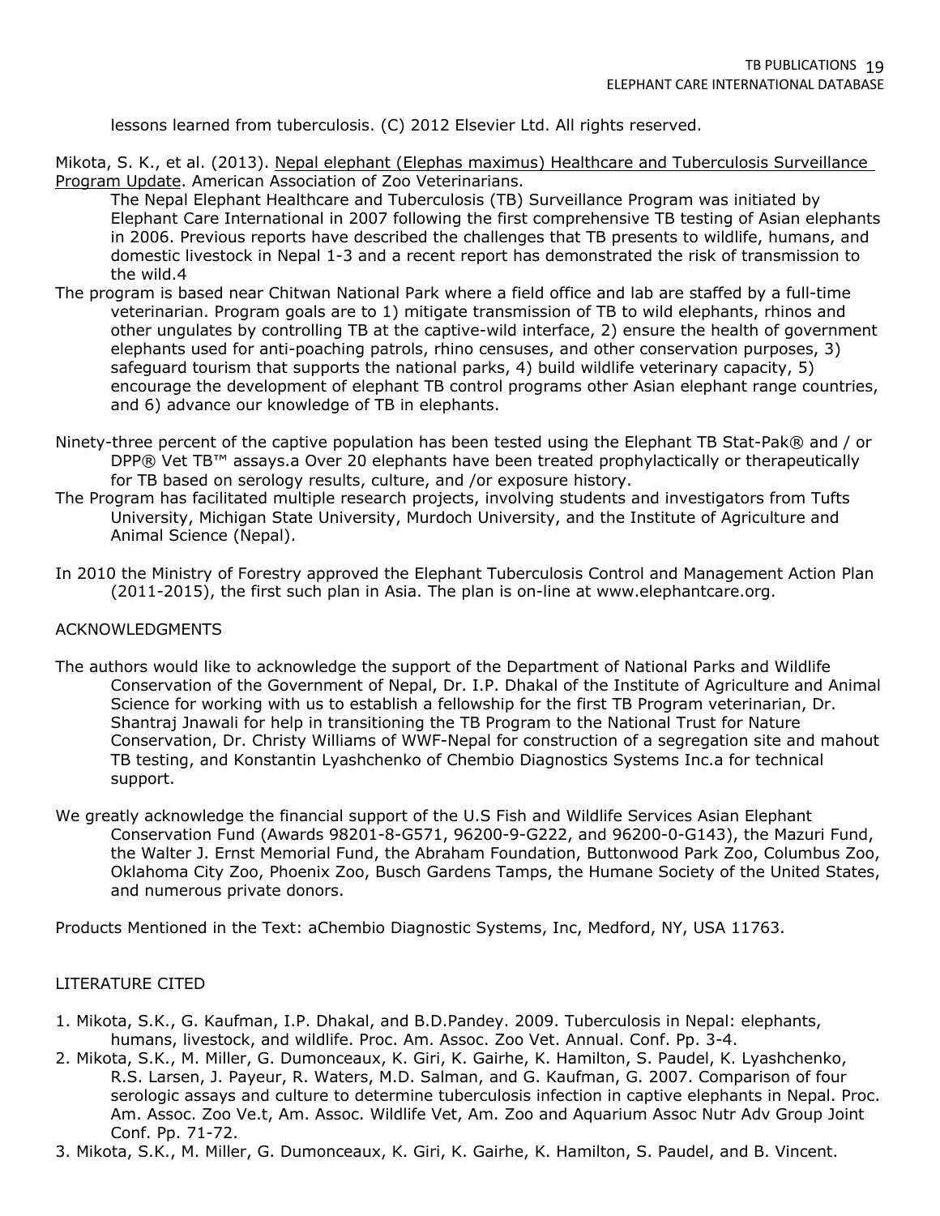lessons learned from tuberculosis. (C) 2012 Elsevier Ltd. All rights reserved.

Mikota, S. K., et al. (2013). Nepal elephant (Elephas maximus) Healthcare and Tuberculosis Surveillance Program Update. American Association of Zoo Veterinarians.

The Nepal Elephant Healthcare and Tuberculosis (TB) Surveillance Program was initiated by Elephant Care International in 2007 following the first comprehensive TB testing of Asian elephants in 2006. Previous reports have described the challenges that TB presents to wildlife, humans, and domestic livestock in Nepal 1-3 and a recent report has demonstrated the risk of transmission to the wild.4

The program is based near Chitwan National Park where a field office and lab are staffed by a full-time veterinarian. Program goals are to 1) mitigate transmission of TB to wild elephants, rhinos and other ungulates by controlling TB at the captive-wild interface, 2) ensure the health of government elephants used for anti-poaching patrols, rhino censuses, and other conservation purposes, 3) safeguard tourism that supports the national parks, 4) build wildlife veterinary capacity, 5) encourage the development of elephant TB control programs other Asian elephant range countries, and 6) advance our knowledge of TB in elephants.

Ninety-three percent of the captive population has been tested using the Elephant TB Stat-Pak® and / or DPP® Vet TB™ assays.a Over 20 elephants have been treated prophylactically or therapeutically for TB based on serology results, culture, and /or exposure history.

The Program has facilitated multiple research projects, involving students and investigators from Tufts University, Michigan State University, Murdoch University, and the Institute of Agriculture and Animal Science (Nepal).

In 2010 the Ministry of Forestry approved the Elephant Tuberculosis Control and Management Action Plan (2011-2015), the first such plan in Asia. The plan is on-line at www.elephantcare.org.

ACKNOWLEDGMENTS

The authors would like to acknowledge the support of the Department of National Parks and Wildlife Conservation of the Government of Nepal, Dr. I.P. Dhakal of the Institute of Agriculture and Animal Science for working with us to establish a fellowship for the first TB Program veterinarian, Dr. Shantraj Jnawali for help in transitioning the TB Program to the National Trust for Nature Conservation, Dr. Christy Williams of WWF-Nepal for construction of a segregation site and mahout TB testing, and Konstantin Lyashchenko of Chembio Diagnostics Systems Inc.a for technical support.

We greatly acknowledge the financial support of the U.S Fish and Wildlife Services Asian Elephant Conservation Fund (Awards 98201-8-G571, 96200-9-G222, and 96200-0-G143), the Mazuri Fund, the Walter J. Ernst Memorial Fund, the Abraham Foundation, Buttonwood Park Zoo, Columbus Zoo, Oklahoma City Zoo, Phoenix Zoo, Busch Gardens Tamps, the Humane Society of the United States, and numerous private donors.

Products Mentioned in the Text: aChembio Diagnostic Systems, Inc, Medford, NY, USA 11763.

LITERATURE CITED

1. Mikota, S.K., G. Kaufman, I.P. Dhakal, and B.D.Pandey. 2009. Tuberculosis in Nepal: elephants, humans, livestock, and wildlife. Proc. Am. Assoc. Zoo Vet. Annual. Conf. Pp. 3-4.
2. Mikota, S.K., M. Miller, G. Dumonceaux, K. Giri, K. Gairhe, K. Hamilton, S. Paudel, K. Lyashchenko, R.S. Larsen, J. Payeur, R. Waters, M.D. Salman, and G. Kaufman, G. 2007. Comparison of four serologic assays and culture to determine tuberculosis infection in captive elephants in Nepal. Proc. Am. Assoc. Zoo Ve.t, Am. Assoc. Wildlife Vet, Am. Zoo and Aquarium Assoc Nutr Adv Group Joint Conf. Pp. 71-72.
3. Mikota, S.K., M. Miller, G. Dumonceaux, K. Giri, K. Gairhe, K. Hamilton, S. Paudel, and B. Vincent.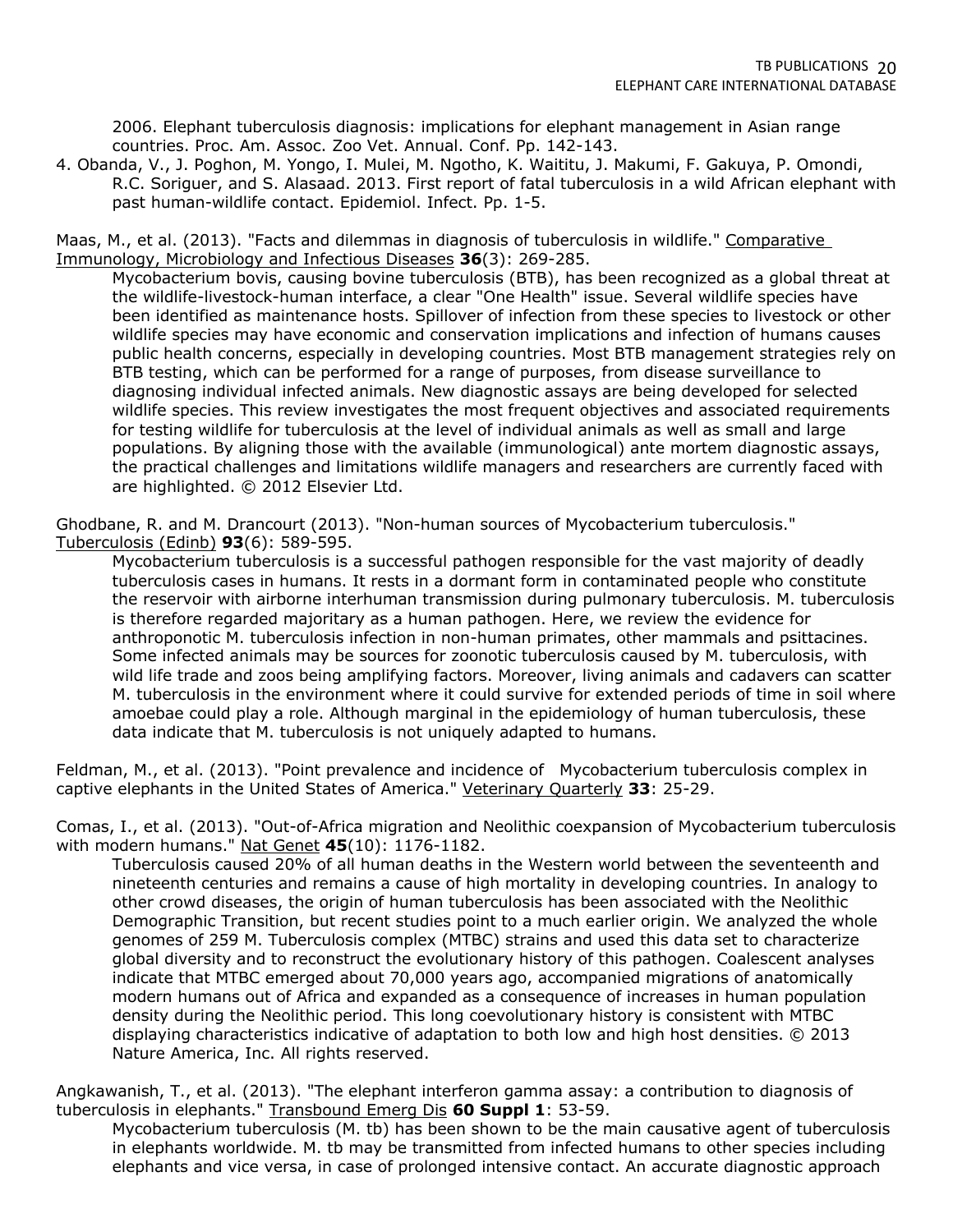2006. Elephant tuberculosis diagnosis: implications for elephant management in Asian range countries. Proc. Am. Assoc. Zoo Vet. Annual. Conf. Pp. 142-143.

4. Obanda, V., J. Poghon, M. Yongo, I. Mulei, M. Ngotho, K. Waititu, J. Makumi, F. Gakuya, P. Omondi, R.C. Soriguer, and S. Alasaad. 2013. First report of fatal tuberculosis in a wild African elephant with past human-wildlife contact. Epidemiol. Infect. Pp. 1-5.

Maas, M., et al. (2013). "Facts and dilemmas in diagnosis of tuberculosis in wildlife." Comparative Immunology, Microbiology and Infectious Diseases **36**(3): 269-285.

Mycobacterium bovis, causing bovine tuberculosis (BTB), has been recognized as a global threat at the wildlife-livestock-human interface, a clear "One Health" issue. Several wildlife species have been identified as maintenance hosts. Spillover of infection from these species to livestock or other wildlife species may have economic and conservation implications and infection of humans causes public health concerns, especially in developing countries. Most BTB management strategies rely on BTB testing, which can be performed for a range of purposes, from disease surveillance to diagnosing individual infected animals. New diagnostic assays are being developed for selected wildlife species. This review investigates the most frequent objectives and associated requirements for testing wildlife for tuberculosis at the level of individual animals as well as small and large populations. By aligning those with the available (immunological) ante mortem diagnostic assays, the practical challenges and limitations wildlife managers and researchers are currently faced with are highlighted. © 2012 Elsevier Ltd.

Ghodbane, R. and M. Drancourt (2013). "Non-human sources of Mycobacterium tuberculosis." Tuberculosis (Edinb) **93**(6): 589-595.

Mycobacterium tuberculosis is a successful pathogen responsible for the vast majority of deadly tuberculosis cases in humans. It rests in a dormant form in contaminated people who constitute the reservoir with airborne interhuman transmission during pulmonary tuberculosis. M. tuberculosis is therefore regarded majoritary as a human pathogen. Here, we review the evidence for anthroponotic M. tuberculosis infection in non-human primates, other mammals and psittacines. Some infected animals may be sources for zoonotic tuberculosis caused by M. tuberculosis, with wild life trade and zoos being amplifying factors. Moreover, living animals and cadavers can scatter M. tuberculosis in the environment where it could survive for extended periods of time in soil where amoebae could play a role. Although marginal in the epidemiology of human tuberculosis, these data indicate that M. tuberculosis is not uniquely adapted to humans.

Feldman, M., et al. (2013). "Point prevalence and incidence of  Mycobacterium tuberculosis complex in captive elephants in the United States of America." Veterinary Quarterly **33**: 25-29.

Comas, I., et al. (2013). "Out-of-Africa migration and Neolithic coexpansion of Mycobacterium tuberculosis with modern humans." Nat Genet **45**(10): 1176-1182.

Tuberculosis caused 20% of all human deaths in the Western world between the seventeenth and nineteenth centuries and remains a cause of high mortality in developing countries. In analogy to other crowd diseases, the origin of human tuberculosis has been associated with the Neolithic Demographic Transition, but recent studies point to a much earlier origin. We analyzed the whole genomes of 259 M. Tuberculosis complex (MTBC) strains and used this data set to characterize global diversity and to reconstruct the evolutionary history of this pathogen. Coalescent analyses indicate that MTBC emerged about 70,000 years ago, accompanied migrations of anatomically modern humans out of Africa and expanded as a consequence of increases in human population density during the Neolithic period. This long coevolutionary history is consistent with MTBC displaying characteristics indicative of adaptation to both low and high host densities. © 2013 Nature America, Inc. All rights reserved.

Angkawanish, T., et al. (2013). "The elephant interferon gamma assay: a contribution to diagnosis of tuberculosis in elephants." Transbound Emerg Dis **60 Suppl 1**: 53-59.

Mycobacterium tuberculosis (M. tb) has been shown to be the main causative agent of tuberculosis in elephants worldwide. M. tb may be transmitted from infected humans to other species including elephants and vice versa, in case of prolonged intensive contact. An accurate diagnostic approach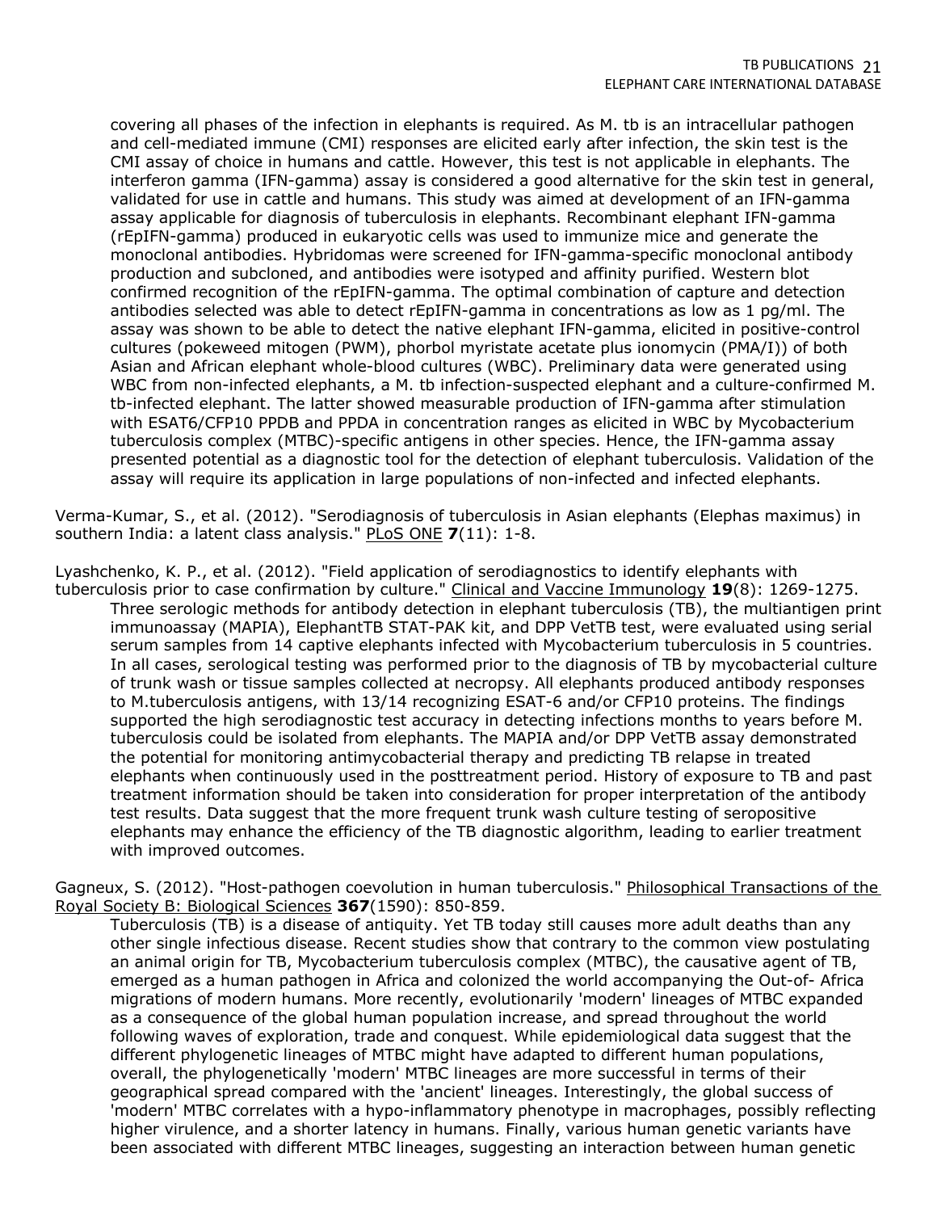covering all phases of the infection in elephants is required. As M. tb is an intracellular pathogen and cell-mediated immune (CMI) responses are elicited early after infection, the skin test is the CMI assay of choice in humans and cattle. However, this test is not applicable in elephants. The interferon gamma (IFN-gamma) assay is considered a good alternative for the skin test in general, validated for use in cattle and humans. This study was aimed at development of an IFN-gamma assay applicable for diagnosis of tuberculosis in elephants. Recombinant elephant IFN-gamma (rEpIFN-gamma) produced in eukaryotic cells was used to immunize mice and generate the monoclonal antibodies. Hybridomas were screened for IFN-gamma-specific monoclonal antibody production and subcloned, and antibodies were isotyped and affinity purified. Western blot confirmed recognition of the rEpIFN-gamma. The optimal combination of capture and detection antibodies selected was able to detect rEpIFN-gamma in concentrations as low as 1 pg/ml. The assay was shown to be able to detect the native elephant IFN-gamma, elicited in positive-control cultures (pokeweed mitogen (PWM), phorbol myristate acetate plus ionomycin (PMA/I)) of both Asian and African elephant whole-blood cultures (WBC). Preliminary data were generated using WBC from non-infected elephants, a M. tb infection-suspected elephant and a culture-confirmed M. tb-infected elephant. The latter showed measurable production of IFN-gamma after stimulation with ESAT6/CFP10 PPDB and PPDA in concentration ranges as elicited in WBC by Mycobacterium tuberculosis complex (MTBC)-specific antigens in other species. Hence, the IFN-gamma assay presented potential as a diagnostic tool for the detection of elephant tuberculosis. Validation of the assay will require its application in large populations of non-infected and infected elephants.

Verma-Kumar, S., et al. (2012). "Serodiagnosis of tuberculosis in Asian elephants (Elephas maximus) in southern India: a latent class analysis." PLoS ONE **7**(11): 1-8.

Lyashchenko, K. P., et al. (2012). "Field application of serodiagnostics to identify elephants with tuberculosis prior to case confirmation by culture." Clinical and Vaccine Immunology **19**(8): 1269-1275.

Three serologic methods for antibody detection in elephant tuberculosis (TB), the multiantigen print immunoassay (MAPIA), ElephantTB STAT-PAK kit, and DPP VetTB test, were evaluated using serial serum samples from 14 captive elephants infected with Mycobacterium tuberculosis in 5 countries. In all cases, serological testing was performed prior to the diagnosis of TB by mycobacterial culture of trunk wash or tissue samples collected at necropsy. All elephants produced antibody responses to M.tuberculosis antigens, with 13/14 recognizing ESAT-6 and/or CFP10 proteins. The findings supported the high serodiagnostic test accuracy in detecting infections months to years before M. tuberculosis could be isolated from elephants. The MAPIA and/or DPP VetTB assay demonstrated the potential for monitoring antimycobacterial therapy and predicting TB relapse in treated elephants when continuously used in the posttreatment period. History of exposure to TB and past treatment information should be taken into consideration for proper interpretation of the antibody test results. Data suggest that the more frequent trunk wash culture testing of seropositive elephants may enhance the efficiency of the TB diagnostic algorithm, leading to earlier treatment with improved outcomes.

Gagneux, S. (2012). "Host-pathogen coevolution in human tuberculosis." Philosophical Transactions of the Royal Society B: Biological Sciences **367**(1590): 850-859.

Tuberculosis (TB) is a disease of antiquity. Yet TB today still causes more adult deaths than any other single infectious disease. Recent studies show that contrary to the common view postulating an animal origin for TB, Mycobacterium tuberculosis complex (MTBC), the causative agent of TB, emerged as a human pathogen in Africa and colonized the world accompanying the Out-of- Africa migrations of modern humans. More recently, evolutionarily 'modern' lineages of MTBC expanded as a consequence of the global human population increase, and spread throughout the world following waves of exploration, trade and conquest. While epidemiological data suggest that the different phylogenetic lineages of MTBC might have adapted to different human populations, overall, the phylogenetically 'modern' MTBC lineages are more successful in terms of their geographical spread compared with the 'ancient' lineages. Interestingly, the global success of 'modern' MTBC correlates with a hypo-inflammatory phenotype in macrophages, possibly reflecting higher virulence, and a shorter latency in humans. Finally, various human genetic variants have been associated with different MTBC lineages, suggesting an interaction between human genetic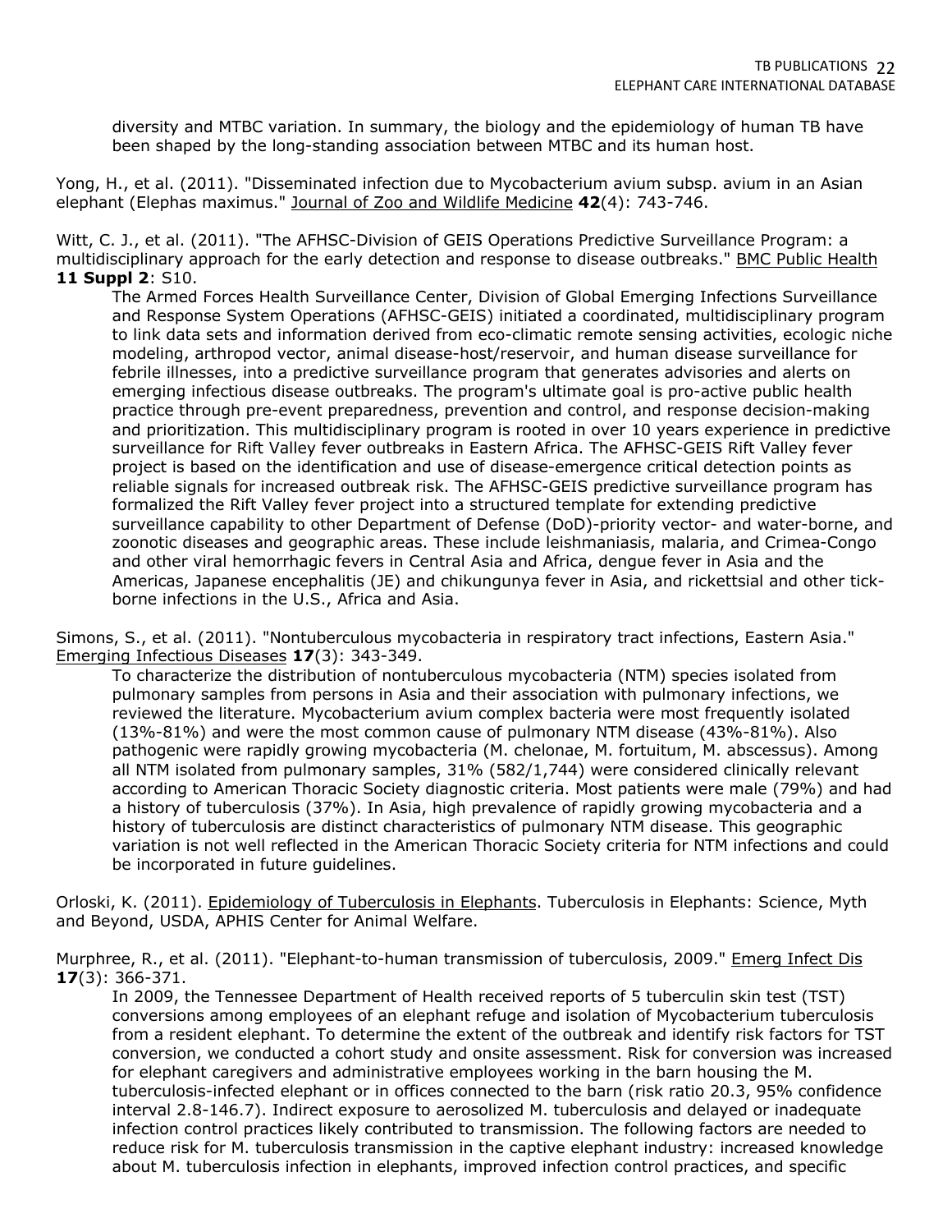diversity and MTBC variation. In summary, the biology and the epidemiology of human TB have been shaped by the long-standing association between MTBC and its human host.

Yong, H., et al. (2011). "Disseminated infection due to Mycobacterium avium subsp. avium in an Asian elephant (Elephas maximus." Journal of Zoo and Wildlife Medicine **42**(4): 743-746.

Witt, C. J., et al. (2011). "The AFHSC-Division of GEIS Operations Predictive Surveillance Program: a multidisciplinary approach for the early detection and response to disease outbreaks." BMC Public Health **11 Suppl 2**: S10.

The Armed Forces Health Surveillance Center, Division of Global Emerging Infections Surveillance and Response System Operations (AFHSC-GEIS) initiated a coordinated, multidisciplinary program to link data sets and information derived from eco-climatic remote sensing activities, ecologic niche modeling, arthropod vector, animal disease-host/reservoir, and human disease surveillance for febrile illnesses, into a predictive surveillance program that generates advisories and alerts on emerging infectious disease outbreaks. The program's ultimate goal is pro-active public health practice through pre-event preparedness, prevention and control, and response decision-making and prioritization. This multidisciplinary program is rooted in over 10 years experience in predictive surveillance for Rift Valley fever outbreaks in Eastern Africa. The AFHSC-GEIS Rift Valley fever project is based on the identification and use of disease-emergence critical detection points as reliable signals for increased outbreak risk. The AFHSC-GEIS predictive surveillance program has formalized the Rift Valley fever project into a structured template for extending predictive surveillance capability to other Department of Defense (DoD)-priority vector- and water-borne, and zoonotic diseases and geographic areas. These include leishmaniasis, malaria, and Crimea-Congo and other viral hemorrhagic fevers in Central Asia and Africa, dengue fever in Asia and the Americas, Japanese encephalitis (JE) and chikungunya fever in Asia, and rickettsial and other tick-borne infections in the U.S., Africa and Asia.

Simons, S., et al. (2011). "Nontuberculous mycobacteria in respiratory tract infections, Eastern Asia." Emerging Infectious Diseases **17**(3): 343-349.

To characterize the distribution of nontuberculous mycobacteria (NTM) species isolated from pulmonary samples from persons in Asia and their association with pulmonary infections, we reviewed the literature. Mycobacterium avium complex bacteria were most frequently isolated (13%-81%) and were the most common cause of pulmonary NTM disease (43%-81%). Also pathogenic were rapidly growing mycobacteria (M. chelonae, M. fortuitum, M. abscessus). Among all NTM isolated from pulmonary samples, 31% (582/1,744) were considered clinically relevant according to American Thoracic Society diagnostic criteria. Most patients were male (79%) and had a history of tuberculosis (37%). In Asia, high prevalence of rapidly growing mycobacteria and a history of tuberculosis are distinct characteristics of pulmonary NTM disease. This geographic variation is not well reflected in the American Thoracic Society criteria for NTM infections and could be incorporated in future guidelines.

Orloski, K. (2011). Epidemiology of Tuberculosis in Elephants. Tuberculosis in Elephants: Science, Myth and Beyond, USDA, APHIS Center for Animal Welfare.

Murphree, R., et al. (2011). "Elephant-to-human transmission of tuberculosis, 2009." Emerg Infect Dis **17**(3): 366-371.

In 2009, the Tennessee Department of Health received reports of 5 tuberculin skin test (TST) conversions among employees of an elephant refuge and isolation of Mycobacterium tuberculosis from a resident elephant. To determine the extent of the outbreak and identify risk factors for TST conversion, we conducted a cohort study and onsite assessment. Risk for conversion was increased for elephant caregivers and administrative employees working in the barn housing the M. tuberculosis-infected elephant or in offices connected to the barn (risk ratio 20.3, 95% confidence interval 2.8-146.7). Indirect exposure to aerosolized M. tuberculosis and delayed or inadequate infection control practices likely contributed to transmission. The following factors are needed to reduce risk for M. tuberculosis transmission in the captive elephant industry: increased knowledge about M. tuberculosis infection in elephants, improved infection control practices, and specific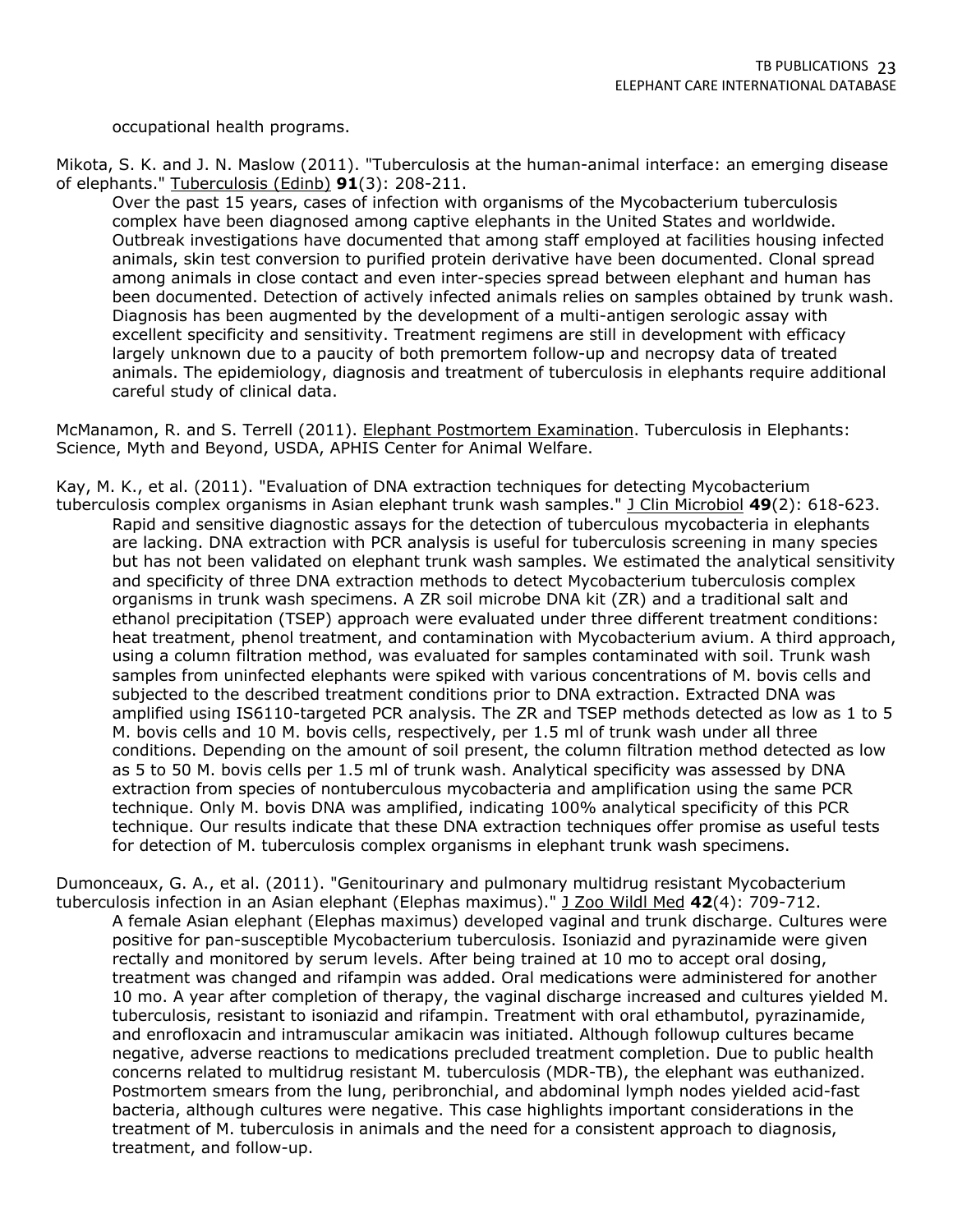occupational health programs.

Mikota, S. K. and J. N. Maslow (2011). "Tuberculosis at the human-animal interface: an emerging disease of elephants." Tuberculosis (Edinb) **91**(3): 208-211.

Over the past 15 years, cases of infection with organisms of the Mycobacterium tuberculosis complex have been diagnosed among captive elephants in the United States and worldwide. Outbreak investigations have documented that among staff employed at facilities housing infected animals, skin test conversion to purified protein derivative have been documented. Clonal spread among animals in close contact and even inter-species spread between elephant and human has been documented. Detection of actively infected animals relies on samples obtained by trunk wash. Diagnosis has been augmented by the development of a multi-antigen serologic assay with excellent specificity and sensitivity. Treatment regimens are still in development with efficacy largely unknown due to a paucity of both premortem follow-up and necropsy data of treated animals. The epidemiology, diagnosis and treatment of tuberculosis in elephants require additional careful study of clinical data.

McManamon, R. and S. Terrell (2011). Elephant Postmortem Examination. Tuberculosis in Elephants: Science, Myth and Beyond, USDA, APHIS Center for Animal Welfare.

Kay, M. K., et al. (2011). "Evaluation of DNA extraction techniques for detecting Mycobacterium tuberculosis complex organisms in Asian elephant trunk wash samples." J Clin Microbiol **49**(2): 618-623.

Rapid and sensitive diagnostic assays for the detection of tuberculous mycobacteria in elephants are lacking. DNA extraction with PCR analysis is useful for tuberculosis screening in many species but has not been validated on elephant trunk wash samples. We estimated the analytical sensitivity and specificity of three DNA extraction methods to detect Mycobacterium tuberculosis complex organisms in trunk wash specimens. A ZR soil microbe DNA kit (ZR) and a traditional salt and ethanol precipitation (TSEP) approach were evaluated under three different treatment conditions: heat treatment, phenol treatment, and contamination with Mycobacterium avium. A third approach, using a column filtration method, was evaluated for samples contaminated with soil. Trunk wash samples from uninfected elephants were spiked with various concentrations of M. bovis cells and subjected to the described treatment conditions prior to DNA extraction. Extracted DNA was amplified using IS6110-targeted PCR analysis. The ZR and TSEP methods detected as low as 1 to 5 M. bovis cells and 10 M. bovis cells, respectively, per 1.5 ml of trunk wash under all three conditions. Depending on the amount of soil present, the column filtration method detected as low as 5 to 50 M. bovis cells per 1.5 ml of trunk wash. Analytical specificity was assessed by DNA extraction from species of nontuberculous mycobacteria and amplification using the same PCR technique. Only M. bovis DNA was amplified, indicating 100% analytical specificity of this PCR technique. Our results indicate that these DNA extraction techniques offer promise as useful tests for detection of M. tuberculosis complex organisms in elephant trunk wash specimens.

Dumonceaux, G. A., et al. (2011). "Genitourinary and pulmonary multidrug resistant Mycobacterium tuberculosis infection in an Asian elephant (Elephas maximus)." J Zoo Wildl Med **42**(4): 709-712.

A female Asian elephant (Elephas maximus) developed vaginal and trunk discharge. Cultures were positive for pan-susceptible Mycobacterium tuberculosis. Isoniazid and pyrazinamide were given rectally and monitored by serum levels. After being trained at 10 mo to accept oral dosing, treatment was changed and rifampin was added. Oral medications were administered for another 10 mo. A year after completion of therapy, the vaginal discharge increased and cultures yielded M. tuberculosis, resistant to isoniazid and rifampin. Treatment with oral ethambutol, pyrazinamide, and enrofloxacin and intramuscular amikacin was initiated. Although followup cultures became negative, adverse reactions to medications precluded treatment completion. Due to public health concerns related to multidrug resistant M. tuberculosis (MDR-TB), the elephant was euthanized. Postmortem smears from the lung, peribronchial, and abdominal lymph nodes yielded acid-fast bacteria, although cultures were negative. This case highlights important considerations in the treatment of M. tuberculosis in animals and the need for a consistent approach to diagnosis, treatment, and follow-up.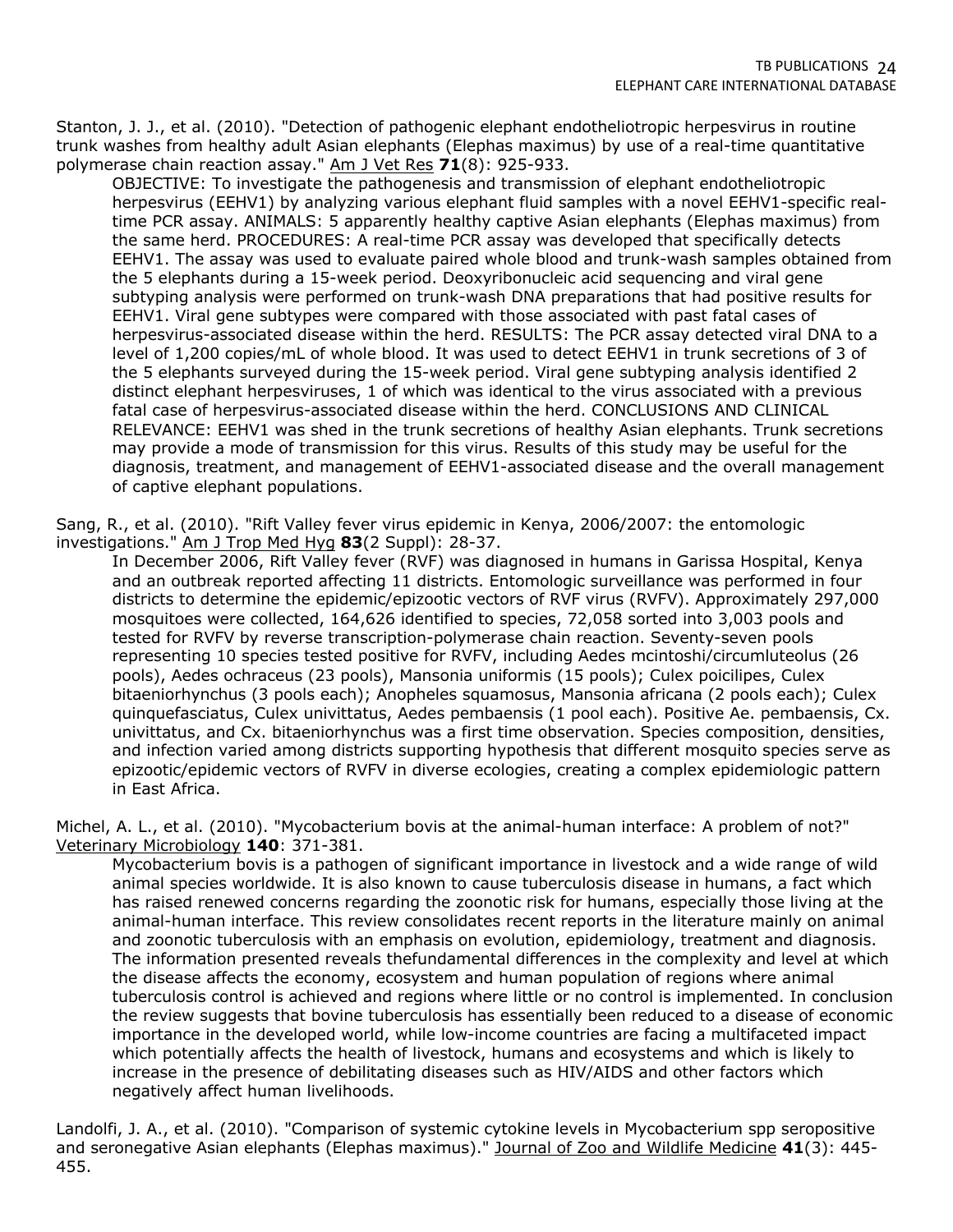Stanton, J. J., et al. (2010). "Detection of pathogenic elephant endotheliotropic herpesvirus in routine trunk washes from healthy adult Asian elephants (Elephas maximus) by use of a real-time quantitative polymerase chain reaction assay." Am J Vet Res **71**(8): 925-933.

> OBJECTIVE: To investigate the pathogenesis and transmission of elephant endotheliotropic herpesvirus (EEHV1) by analyzing various elephant fluid samples with a novel EEHV1-specific real-time PCR assay. ANIMALS: 5 apparently healthy captive Asian elephants (Elephas maximus) from the same herd. PROCEDURES: A real-time PCR assay was developed that specifically detects EEHV1. The assay was used to evaluate paired whole blood and trunk-wash samples obtained from the 5 elephants during a 15-week period. Deoxyribonucleic acid sequencing and viral gene subtyping analysis were performed on trunk-wash DNA preparations that had positive results for EEHV1. Viral gene subtypes were compared with those associated with past fatal cases of herpesvirus-associated disease within the herd. RESULTS: The PCR assay detected viral DNA to a level of 1,200 copies/mL of whole blood. It was used to detect EEHV1 in trunk secretions of 3 of the 5 elephants surveyed during the 15-week period. Viral gene subtyping analysis identified 2 distinct elephant herpesviruses, 1 of which was identical to the virus associated with a previous fatal case of herpesvirus-associated disease within the herd. CONCLUSIONS AND CLINICAL RELEVANCE: EEHV1 was shed in the trunk secretions of healthy Asian elephants. Trunk secretions may provide a mode of transmission for this virus. Results of this study may be useful for the diagnosis, treatment, and management of EEHV1-associated disease and the overall management of captive elephant populations.

Sang, R., et al. (2010). "Rift Valley fever virus epidemic in Kenya, 2006/2007: the entomologic investigations." Am J Trop Med Hyg **83**(2 Suppl): 28-37.

> In December 2006, Rift Valley fever (RVF) was diagnosed in humans in Garissa Hospital, Kenya and an outbreak reported affecting 11 districts. Entomologic surveillance was performed in four districts to determine the epidemic/epizootic vectors of RVF virus (RVFV). Approximately 297,000 mosquitoes were collected, 164,626 identified to species, 72,058 sorted into 3,003 pools and tested for RVFV by reverse transcription-polymerase chain reaction. Seventy-seven pools representing 10 species tested positive for RVFV, including Aedes mcintoshi/circumluteolus (26 pools), Aedes ochraceus (23 pools), Mansonia uniformis (15 pools); Culex poicilipes, Culex bitaeniorhynchus (3 pools each); Anopheles squamosus, Mansonia africana (2 pools each); Culex quinquefasciatus, Culex univittatus, Aedes pembaensis (1 pool each). Positive Ae. pembaensis, Cx. univittatus, and Cx. bitaeniorhynchus was a first time observation. Species composition, densities, and infection varied among districts supporting hypothesis that different mosquito species serve as epizootic/epidemic vectors of RVFV in diverse ecologies, creating a complex epidemiologic pattern in East Africa.

Michel, A. L., et al. (2010). "Mycobacterium bovis at the animal-human interface: A problem of not?" Veterinary Microbiology **140**: 371-381.

> Mycobacterium bovis is a pathogen of significant importance in livestock and a wide range of wild animal species worldwide. It is also known to cause tuberculosis disease in humans, a fact which has raised renewed concerns regarding the zoonotic risk for humans, especially those living at the animal-human interface. This review consolidates recent reports in the literature mainly on animal and zoonotic tuberculosis with an emphasis on evolution, epidemiology, treatment and diagnosis. The information presented reveals thefundamental differences in the complexity and level at which the disease affects the economy, ecosystem and human population of regions where animal tuberculosis control is achieved and regions where little or no control is implemented. In conclusion the review suggests that bovine tuberculosis has essentially been reduced to a disease of economic importance in the developed world, while low-income countries are facing a multifaceted impact which potentially affects the health of livestock, humans and ecosystems and which is likely to increase in the presence of debilitating diseases such as HIV/AIDS and other factors which negatively affect human livelihoods.

Landolfi, J. A., et al. (2010). "Comparison of systemic cytokine levels in Mycobacterium spp seropositive and seronegative Asian elephants (Elephas maximus)." Journal of Zoo and Wildlife Medicine **41**(3): 445-455.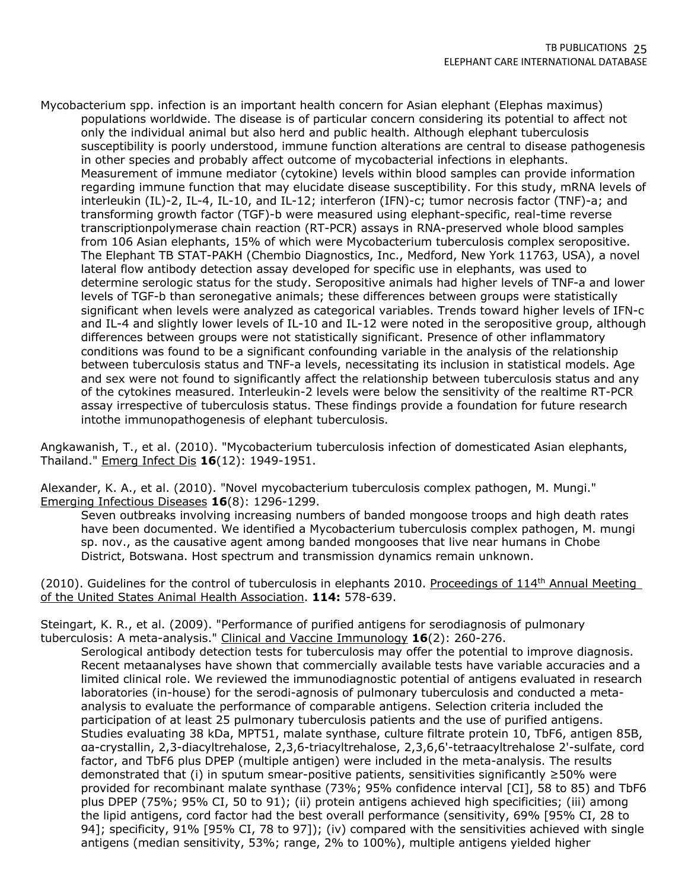Mycobacterium spp. infection is an important health concern for Asian elephant (Elephas maximus) populations worldwide. The disease is of particular concern considering its potential to affect not only the individual animal but also herd and public health. Although elephant tuberculosis susceptibility is poorly understood, immune function alterations are central to disease pathogenesis in other species and probably affect outcome of mycobacterial infections in elephants. Measurement of immune mediator (cytokine) levels within blood samples can provide information regarding immune function that may elucidate disease susceptibility. For this study, mRNA levels of interleukin (IL)-2, IL-4, IL-10, and IL-12; interferon (IFN)-c; tumor necrosis factor (TNF)-a; and transforming growth factor (TGF)-b were measured using elephant-specific, real-time reverse transcriptionpolymerase chain reaction (RT-PCR) assays in RNA-preserved whole blood samples from 106 Asian elephants, 15% of which were Mycobacterium tuberculosis complex seropositive. The Elephant TB STAT-PAKH (Chembio Diagnostics, Inc., Medford, New York 11763, USA), a novel lateral flow antibody detection assay developed for specific use in elephants, was used to determine serologic status for the study. Seropositive animals had higher levels of TNF-a and lower levels of TGF-b than seronegative animals; these differences between groups were statistically significant when levels were analyzed as categorical variables. Trends toward higher levels of IFN-c and IL-4 and slightly lower levels of IL-10 and IL-12 were noted in the seropositive group, although differences between groups were not statistically significant. Presence of other inflammatory conditions was found to be a significant confounding variable in the analysis of the relationship between tuberculosis status and TNF-a levels, necessitating its inclusion in statistical models. Age and sex were not found to significantly affect the relationship between tuberculosis status and any of the cytokines measured. Interleukin-2 levels were below the sensitivity of the realtime RT-PCR assay irrespective of tuberculosis status. These findings provide a foundation for future research intothe immunopathogenesis of elephant tuberculosis.

Angkawanish, T., et al. (2010). "Mycobacterium tuberculosis infection of domesticated Asian elephants, Thailand." Emerg Infect Dis **16**(12): 1949-1951.

Alexander, K. A., et al. (2010). "Novel mycobacterium tuberculosis complex pathogen, M. Mungi." Emerging Infectious Diseases **16**(8): 1296-1299.

Seven outbreaks involving increasing numbers of banded mongoose troops and high death rates have been documented. We identified a Mycobacterium tuberculosis complex pathogen, M. mungi sp. nov., as the causative agent among banded mongooses that live near humans in Chobe District, Botswana. Host spectrum and transmission dynamics remain unknown.

(2010). Guidelines for the control of tuberculosis in elephants 2010. Proceedings of 114th Annual Meeting of the United States Animal Health Association. **114:** 578-639.

Steingart, K. R., et al. (2009). "Performance of purified antigens for serodiagnosis of pulmonary tuberculosis: A meta-analysis." Clinical and Vaccine Immunology **16**(2): 260-276.

Serological antibody detection tests for tuberculosis may offer the potential to improve diagnosis. Recent metaanalyses have shown that commercially available tests have variable accuracies and a limited clinical role. We reviewed the immunodiagnostic potential of antigens evaluated in research laboratories (in-house) for the serodi-agnosis of pulmonary tuberculosis and conducted a meta-analysis to evaluate the performance of comparable antigens. Selection criteria included the participation of at least 25 pulmonary tuberculosis patients and the use of purified antigens. Studies evaluating 38 kDa, MPT51, malate synthase, culture filtrate protein 10, TbF6, antigen 85B, αa-crystallin, 2,3-diacyltrehalose, 2,3,6-triacyltrehalose, 2,3,6,6'-tetraacyltrehalose 2'-sulfate, cord factor, and TbF6 plus DPEP (multiple antigen) were included in the meta-analysis. The results demonstrated that (i) in sputum smear-positive patients, sensitivities significantly ≥50% were provided for recombinant malate synthase (73%; 95% confidence interval [CI], 58 to 85) and TbF6 plus DPEP (75%; 95% CI, 50 to 91); (ii) protein antigens achieved high specificities; (iii) among the lipid antigens, cord factor had the best overall performance (sensitivity, 69% [95% CI, 28 to 94]; specificity, 91% [95% CI, 78 to 97]); (iv) compared with the sensitivities achieved with single antigens (median sensitivity, 53%; range, 2% to 100%), multiple antigens yielded higher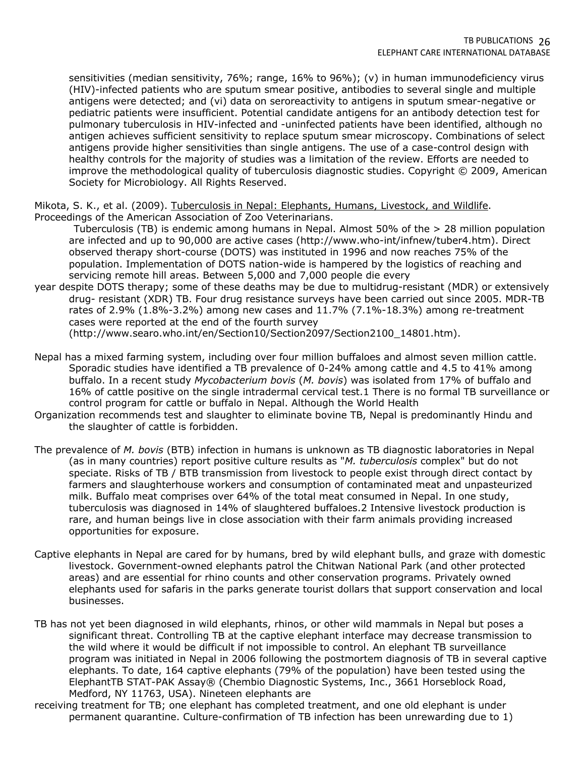sensitivities (median sensitivity, 76%; range, 16% to 96%); (v) in human immunodeficiency virus (HIV)-infected patients who are sputum smear positive, antibodies to several single and multiple antigens were detected; and (vi) data on seroreactivity to antigens in sputum smear-negative or pediatric patients were insufficient. Potential candidate antigens for an antibody detection test for pulmonary tuberculosis in HIV-infected and -uninfected patients have been identified, although no antigen achieves sufficient sensitivity to replace sputum smear microscopy. Combinations of select antigens provide higher sensitivities than single antigens. The use of a case-control design with healthy controls for the majority of studies was a limitation of the review. Efforts are needed to improve the methodological quality of tuberculosis diagnostic studies. Copyright © 2009, American Society for Microbiology. All Rights Reserved.

Mikota, S. K., et al. (2009). Tuberculosis in Nepal: Elephants, Humans, Livestock, and Wildlife. Proceedings of the American Association of Zoo Veterinarians.

Tuberculosis (TB) is endemic among humans in Nepal. Almost 50% of the > 28 million population are infected and up to 90,000 are active cases (http://www.who-int/infnew/tuber4.htm). Direct observed therapy short-course (DOTS) was instituted in 1996 and now reaches 75% of the population. Implementation of DOTS nation-wide is hampered by the logistics of reaching and servicing remote hill areas. Between 5,000 and 7,000 people die every year despite DOTS therapy; some of these deaths may be due to multidrug-resistant (MDR) or extensively drug- resistant (XDR) TB. Four drug resistance surveys have been carried out since 2005. MDR-TB rates of 2.9% (1.8%-3.2%) among new cases and 11.7% (7.1%-18.3%) among re-treatment cases were reported at the end of the fourth survey (http://www.searo.who.int/en/Section10/Section2097/Section2100_14801.htm).

Nepal has a mixed farming system, including over four million buffaloes and almost seven million cattle. Sporadic studies have identified a TB prevalence of 0-24% among cattle and 4.5 to 41% among buffalo. In a recent study *Mycobacterium bovis* (*M. bovis*) was isolated from 17% of buffalo and 16% of cattle positive on the single intradermal cervical test.1 There is no formal TB surveillance or control program for cattle or buffalo in Nepal. Although the World Health Organization recommends test and slaughter to eliminate bovine TB, Nepal is predominantly Hindu and the slaughter of cattle is forbidden.

The prevalence of *M. bovis* (BTB) infection in humans is unknown as TB diagnostic laboratories in Nepal (as in many countries) report positive culture results as "*M. tuberculosis* complex" but do not speciate. Risks of TB / BTB transmission from livestock to people exist through direct contact by farmers and slaughterhouse workers and consumption of contaminated meat and unpasteurized milk. Buffalo meat comprises over 64% of the total meat consumed in Nepal. In one study, tuberculosis was diagnosed in 14% of slaughtered buffaloes.2 Intensive livestock production is rare, and human beings live in close association with their farm animals providing increased opportunities for exposure.

Captive elephants in Nepal are cared for by humans, bred by wild elephant bulls, and graze with domestic livestock. Government-owned elephants patrol the Chitwan National Park (and other protected areas) and are essential for rhino counts and other conservation programs. Privately owned elephants used for safaris in the parks generate tourist dollars that support conservation and local businesses.

TB has not yet been diagnosed in wild elephants, rhinos, or other wild mammals in Nepal but poses a significant threat. Controlling TB at the captive elephant interface may decrease transmission to the wild where it would be difficult if not impossible to control. An elephant TB surveillance program was initiated in Nepal in 2006 following the postmortem diagnosis of TB in several captive elephants. To date, 164 captive elephants (79% of the population) have been tested using the ElephantTB STAT-PAK Assay® (Chembio Diagnostic Systems, Inc., 3661 Horseblock Road, Medford, NY 11763, USA). Nineteen elephants are receiving treatment for TB; one elephant has completed treatment, and one old elephant is under permanent quarantine. Culture-confirmation of TB infection has been unrewarding due to 1)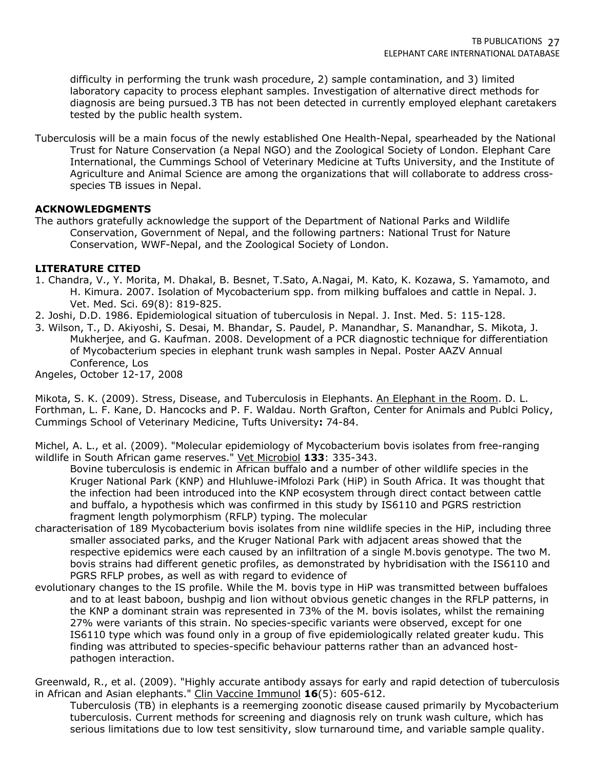difficulty in performing the trunk wash procedure, 2) sample contamination, and 3) limited laboratory capacity to process elephant samples. Investigation of alternative direct methods for diagnosis are being pursued.3 TB has not been detected in currently employed elephant caretakers tested by the public health system.

Tuberculosis will be a main focus of the newly established One Health-Nepal, spearheaded by the National Trust for Nature Conservation (a Nepal NGO) and the Zoological Society of London. Elephant Care International, the Cummings School of Veterinary Medicine at Tufts University, and the Institute of Agriculture and Animal Science are among the organizations that will collaborate to address cross-species TB issues in Nepal.

**ACKNOWLEDGMENTS**

The authors gratefully acknowledge the support of the Department of National Parks and Wildlife Conservation, Government of Nepal, and the following partners: National Trust for Nature Conservation, WWF-Nepal, and the Zoological Society of London.

**LITERATURE CITED**

1. Chandra, V., Y. Morita, M. Dhakal, B. Besnet, T.Sato, A.Nagai, M. Kato, K. Kozawa, S. Yamamoto, and H. Kimura. 2007. Isolation of Mycobacterium spp. from milking buffaloes and cattle in Nepal. J. Vet. Med. Sci. 69(8): 819-825.
2. Joshi, D.D. 1986. Epidemiological situation of tuberculosis in Nepal. J. Inst. Med. 5: 115-128.
3. Wilson, T., D. Akiyoshi, S. Desai, M. Bhandar, S. Paudel, P. Manandhar, S. Manandhar, S. Mikota, J. Mukherjee, and G. Kaufman. 2008. Development of a PCR diagnostic technique for differentiation of Mycobacterium species in elephant trunk wash samples in Nepal. Poster AAZV Annual Conference, Los

Angeles, October 12-17, 2008

Mikota, S. K. (2009). Stress, Disease, and Tuberculosis in Elephants. An Elephant in the Room. D. L. Forthman, L. F. Kane, D. Hancocks and P. F. Waldau. North Grafton, Center for Animals and Publci Policy, Cummings School of Veterinary Medicine, Tufts University**:** 74-84.

Michel, A. L., et al. (2009). "Molecular epidemiology of Mycobacterium bovis isolates from free-ranging wildlife in South African game reserves." Vet Microbiol **133**: 335-343.

Bovine tuberculosis is endemic in African buffalo and a number of other wildlife species in the Kruger National Park (KNP) and Hluhluwe-iMfolozi Park (HiP) in South Africa. It was thought that the infection had been introduced into the KNP ecosystem through direct contact between cattle and buffalo, a hypothesis which was confirmed in this study by IS6110 and PGRS restriction fragment length polymorphism (RFLP) typing. The molecular characterisation of 189 Mycobacterium bovis isolates from nine wildlife species in the HiP, including three smaller associated parks, and the Kruger National Park with adjacent areas showed that the respective epidemics were each caused by an infiltration of a single M.bovis genotype. The two M. bovis strains had different genetic profiles, as demonstrated by hybridisation with the IS6110 and PGRS RFLP probes, as well as with regard to evidence of evolutionary changes to the IS profile. While the M. bovis type in HiP was transmitted between buffaloes and to at least baboon, bushpig and lion without obvious genetic changes in the RFLP patterns, in the KNP a dominant strain was represented in 73% of the M. bovis isolates, whilst the remaining 27% were variants of this strain. No species-specific variants were observed, except for one IS6110 type which was found only in a group of five epidemiologically related greater kudu. This finding was attributed to species-specific behaviour patterns rather than an advanced host-pathogen interaction.

Greenwald, R., et al. (2009). "Highly accurate antibody assays for early and rapid detection of tuberculosis in African and Asian elephants." Clin Vaccine Immunol **16**(5): 605-612.

Tuberculosis (TB) in elephants is a reemerging zoonotic disease caused primarily by Mycobacterium tuberculosis. Current methods for screening and diagnosis rely on trunk wash culture, which has serious limitations due to low test sensitivity, slow turnaround time, and variable sample quality.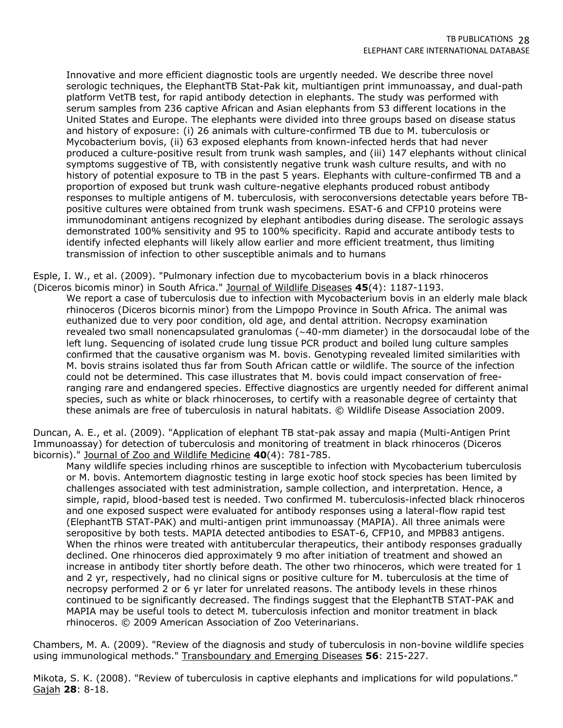Innovative and more efficient diagnostic tools are urgently needed. We describe three novel serologic techniques, the ElephantTB Stat-Pak kit, multiantigen print immunoassay, and dual-path platform VetTB test, for rapid antibody detection in elephants. The study was performed with serum samples from 236 captive African and Asian elephants from 53 different locations in the United States and Europe. The elephants were divided into three groups based on disease status and history of exposure: (i) 26 animals with culture-confirmed TB due to M. tuberculosis or Mycobacterium bovis, (ii) 63 exposed elephants from known-infected herds that had never produced a culture-positive result from trunk wash samples, and (iii) 147 elephants without clinical symptoms suggestive of TB, with consistently negative trunk wash culture results, and with no history of potential exposure to TB in the past 5 years. Elephants with culture-confirmed TB and a proportion of exposed but trunk wash culture-negative elephants produced robust antibody responses to multiple antigens of M. tuberculosis, with seroconversions detectable years before TB-positive cultures were obtained from trunk wash specimens. ESAT-6 and CFP10 proteins were immunodominant antigens recognized by elephant antibodies during disease. The serologic assays demonstrated 100% sensitivity and 95 to 100% specificity. Rapid and accurate antibody tests to identify infected elephants will likely allow earlier and more efficient treatment, thus limiting transmission of infection to other susceptible animals and to humans

Esple, I. W., et al. (2009). "Pulmonary infection due to mycobacterium bovis in a black rhinoceros (Diceros bicomis minor) in South Africa." Journal of Wildlife Diseases **45**(4): 1187-1193.

We report a case of tuberculosis due to infection with Mycobacterium bovis in an elderly male black rhinoceros (Diceros bicornis minor) from the Limpopo Province in South Africa. The animal was euthanized due to very poor condition, old age, and dental attrition. Necropsy examination revealed two small nonencapsulated granulomas (~40-mm diameter) in the dorsocaudal lobe of the left lung. Sequencing of isolated crude lung tissue PCR product and boiled lung culture samples confirmed that the causative organism was M. bovis. Genotyping revealed limited similarities with M. bovis strains isolated thus far from South African cattle or wildlife. The source of the infection could not be determined. This case illustrates that M. bovis could impact conservation of free-ranging rare and endangered species. Effective diagnostics are urgently needed for different animal species, such as white or black rhinoceroses, to certify with a reasonable degree of certainty that these animals are free of tuberculosis in natural habitats. © Wildlife Disease Association 2009.

Duncan, A. E., et al. (2009). "Application of elephant TB stat-pak assay and mapia (Multi-Antigen Print Immunoassay) for detection of tuberculosis and monitoring of treatment in black rhinoceros (Diceros bicornis)." Journal of Zoo and Wildlife Medicine **40**(4): 781-785.

Many wildlife species including rhinos are susceptible to infection with Mycobacterium tuberculosis or M. bovis. Antemortem diagnostic testing in large exotic hoof stock species has been limited by challenges associated with test administration, sample collection, and interpretation. Hence, a simple, rapid, blood-based test is needed. Two confirmed M. tuberculosis-infected black rhinoceros and one exposed suspect were evaluated for antibody responses using a lateral-flow rapid test (ElephantTB STAT-PAK) and multi-antigen print immunoassay (MAPIA). All three animals were seropositive by both tests. MAPIA detected antibodies to ESAT-6, CFP10, and MPB83 antigens. When the rhinos were treated with antitubercular therapeutics, their antibody responses gradually declined. One rhinoceros died approximately 9 mo after initiation of treatment and showed an increase in antibody titer shortly before death. The other two rhinoceros, which were treated for 1 and 2 yr, respectively, had no clinical signs or positive culture for M. tuberculosis at the time of necropsy performed 2 or 6 yr later for unrelated reasons. The antibody levels in these rhinos continued to be significantly decreased. The findings suggest that the ElephantTB STAT-PAK and MAPIA may be useful tools to detect M. tuberculosis infection and monitor treatment in black rhinoceros. © 2009 American Association of Zoo Veterinarians.

Chambers, M. A. (2009). "Review of the diagnosis and study of tuberculosis in non-bovine wildlife species using immunological methods." Transboundary and Emerging Diseases **56**: 215-227.

Mikota, S. K. (2008). "Review of tuberculosis in captive elephants and implications for wild populations." Gajah **28**: 8-18.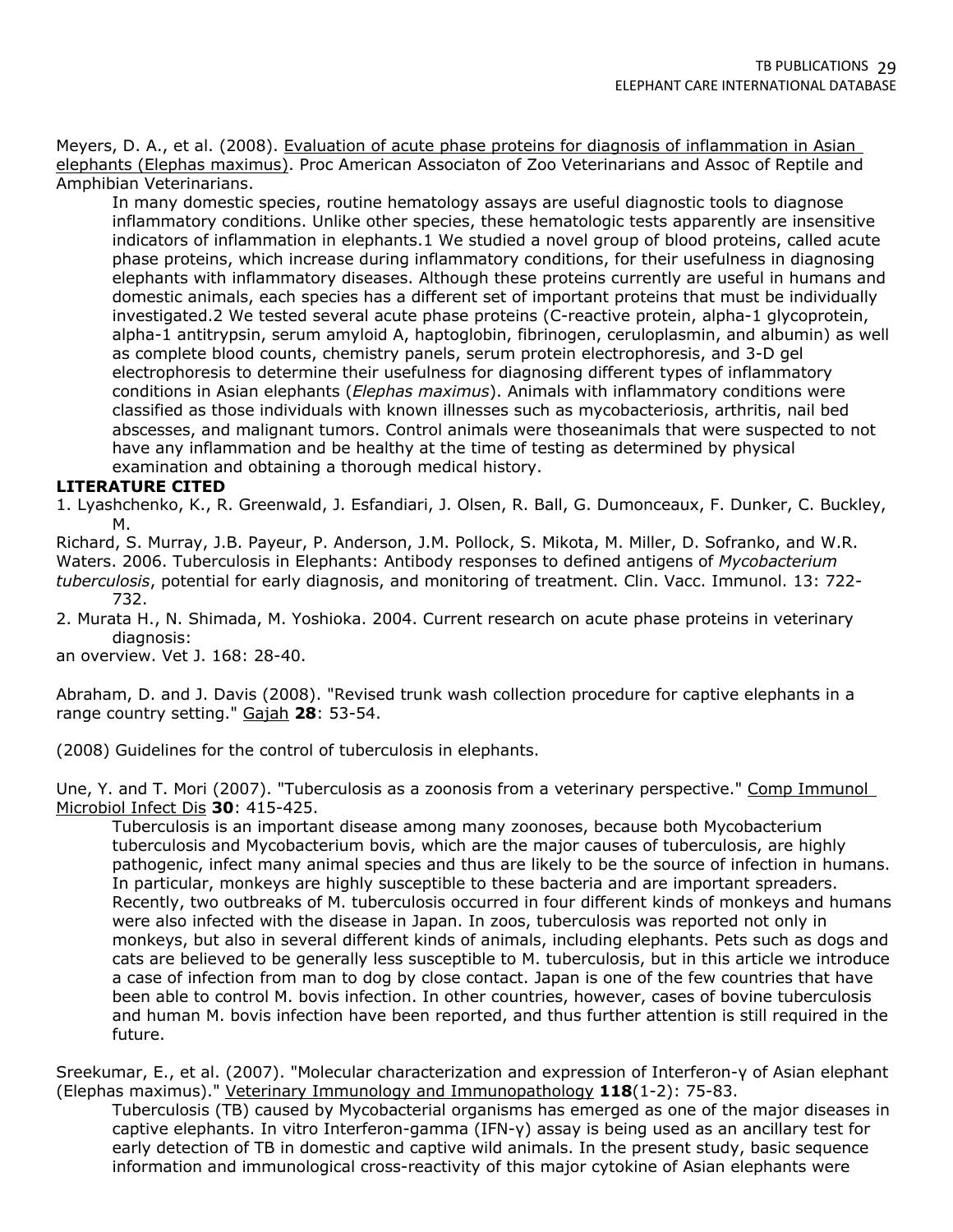Meyers, D. A., et al. (2008). Evaluation of acute phase proteins for diagnosis of inflammation in Asian elephants (Elephas maximus). Proc American Associaton of Zoo Veterinarians and Assoc of Reptile and Amphibian Veterinarians.

In many domestic species, routine hematology assays are useful diagnostic tools to diagnose inflammatory conditions. Unlike other species, these hematologic tests apparently are insensitive indicators of inflammation in elephants.1 We studied a novel group of blood proteins, called acute phase proteins, which increase during inflammatory conditions, for their usefulness in diagnosing elephants with inflammatory diseases. Although these proteins currently are useful in humans and domestic animals, each species has a different set of important proteins that must be individually investigated.2 We tested several acute phase proteins (C-reactive protein, alpha-1 glycoprotein, alpha-1 antitrypsin, serum amyloid A, haptoglobin, fibrinogen, ceruloplasmin, and albumin) as well as complete blood counts, chemistry panels, serum protein electrophoresis, and 3-D gel electrophoresis to determine their usefulness for diagnosing different types of inflammatory conditions in Asian elephants (*Elephas maximus*). Animals with inflammatory conditions were classified as those individuals with known illnesses such as mycobacteriosis, arthritis, nail bed abscesses, and malignant tumors. Control animals were thoseanimals that were suspected to not have any inflammation and be healthy at the time of testing as determined by physical examination and obtaining a thorough medical history.

**LITERATURE CITED**

1. Lyashchenko, K., R. Greenwald, J. Esfandiari, J. Olsen, R. Ball, G. Dumonceaux, F. Dunker, C. Buckley, M.
Richard, S. Murray, J.B. Payeur, P. Anderson, J.M. Pollock, S. Mikota, M. Miller, D. Sofranko, and W.R. Waters. 2006. Tuberculosis in Elephants: Antibody responses to defined antigens of *Mycobacterium tuberculosis*, potential for early diagnosis, and monitoring of treatment. Clin. Vacc. Immunol. 13: 722-732.
2. Murata H., N. Shimada, M. Yoshioka. 2004. Current research on acute phase proteins in veterinary diagnosis:
an overview. Vet J. 168: 28-40.

Abraham, D. and J. Davis (2008). "Revised trunk wash collection procedure for captive elephants in a range country setting." Gajah **28**: 53-54.

(2008) Guidelines for the control of tuberculosis in elephants.

Une, Y. and T. Mori (2007). "Tuberculosis as a zoonosis from a veterinary perspective." Comp Immunol Microbiol Infect Dis **30**: 415-425.

Tuberculosis is an important disease among many zoonoses, because both Mycobacterium tuberculosis and Mycobacterium bovis, which are the major causes of tuberculosis, are highly pathogenic, infect many animal species and thus are likely to be the source of infection in humans. In particular, monkeys are highly susceptible to these bacteria and are important spreaders. Recently, two outbreaks of M. tuberculosis occurred in four different kinds of monkeys and humans were also infected with the disease in Japan. In zoos, tuberculosis was reported not only in monkeys, but also in several different kinds of animals, including elephants. Pets such as dogs and cats are believed to be generally less susceptible to M. tuberculosis, but in this article we introduce a case of infection from man to dog by close contact. Japan is one of the few countries that have been able to control M. bovis infection. In other countries, however, cases of bovine tuberculosis and human M. bovis infection have been reported, and thus further attention is still required in the future.

Sreekumar, E., et al. (2007). "Molecular characterization and expression of Interferon-γ of Asian elephant (Elephas maximus)." Veterinary Immunology and Immunopathology **118**(1-2): 75-83.

Tuberculosis (TB) caused by Mycobacterial organisms has emerged as one of the major diseases in captive elephants. In vitro Interferon-gamma (IFN-γ) assay is being used as an ancillary test for early detection of TB in domestic and captive wild animals. In the present study, basic sequence information and immunological cross-reactivity of this major cytokine of Asian elephants were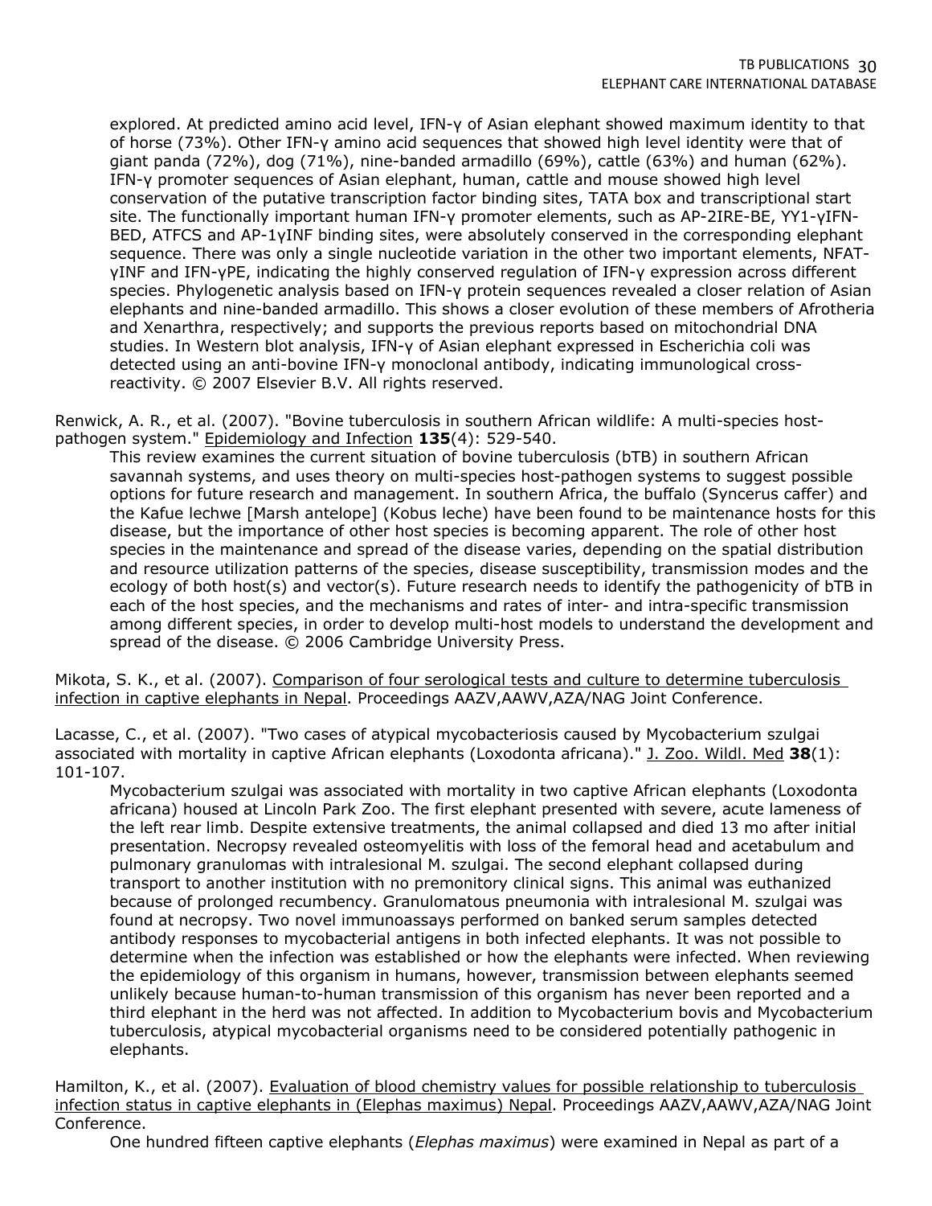explored. At predicted amino acid level, IFN-γ of Asian elephant showed maximum identity to that of horse (73%). Other IFN-γ amino acid sequences that showed high level identity were that of giant panda (72%), dog (71%), nine-banded armadillo (69%), cattle (63%) and human (62%). IFN-γ promoter sequences of Asian elephant, human, cattle and mouse showed high level conservation of the putative transcription factor binding sites, TATA box and transcriptional start site. The functionally important human IFN-γ promoter elements, such as AP-2IRE-BE, YY1-γIFN-BED, ATFCS and AP-1γINF binding sites, were absolutely conserved in the corresponding elephant sequence. There was only a single nucleotide variation in the other two important elements, NFAT-γINF and IFN-γPE, indicating the highly conserved regulation of IFN-γ expression across different species. Phylogenetic analysis based on IFN-γ protein sequences revealed a closer relation of Asian elephants and nine-banded armadillo. This shows a closer evolution of these members of Afrotheria and Xenarthra, respectively; and supports the previous reports based on mitochondrial DNA studies. In Western blot analysis, IFN-γ of Asian elephant expressed in Escherichia coli was detected using an anti-bovine IFN-γ monoclonal antibody, indicating immunological cross-reactivity. © 2007 Elsevier B.V. All rights reserved.

Renwick, A. R., et al. (2007). "Bovine tuberculosis in southern African wildlife: A multi-species host-pathogen system." Epidemiology and Infection **135**(4): 529-540.

This review examines the current situation of bovine tuberculosis (bTB) in southern African savannah systems, and uses theory on multi-species host-pathogen systems to suggest possible options for future research and management. In southern Africa, the buffalo (Syncerus caffer) and the Kafue lechwe [Marsh antelope] (Kobus leche) have been found to be maintenance hosts for this disease, but the importance of other host species is becoming apparent. The role of other host species in the maintenance and spread of the disease varies, depending on the spatial distribution and resource utilization patterns of the species, disease susceptibility, transmission modes and the ecology of both host(s) and vector(s). Future research needs to identify the pathogenicity of bTB in each of the host species, and the mechanisms and rates of inter- and intra-specific transmission among different species, in order to develop multi-host models to understand the development and spread of the disease. © 2006 Cambridge University Press.

Mikota, S. K., et al. (2007). Comparison of four serological tests and culture to determine tuberculosis infection in captive elephants in Nepal. Proceedings AAZV,AAWV,AZA/NAG Joint Conference.

Lacasse, C., et al. (2007). "Two cases of atypical mycobacteriosis caused by Mycobacterium szulgai associated with mortality in captive African elephants (Loxodonta africana)." J. Zoo. Wildl. Med **38**(1): 101-107.

Mycobacterium szulgai was associated with mortality in two captive African elephants (Loxodonta africana) housed at Lincoln Park Zoo. The first elephant presented with severe, acute lameness of the left rear limb. Despite extensive treatments, the animal collapsed and died 13 mo after initial presentation. Necropsy revealed osteomyelitis with loss of the femoral head and acetabulum and pulmonary granulomas with intralesional M. szulgai. The second elephant collapsed during transport to another institution with no premonitory clinical signs. This animal was euthanized because of prolonged recumbency. Granulomatous pneumonia with intralesional M. szulgai was found at necropsy. Two novel immunoassays performed on banked serum samples detected antibody responses to mycobacterial antigens in both infected elephants. It was not possible to determine when the infection was established or how the elephants were infected. When reviewing the epidemiology of this organism in humans, however, transmission between elephants seemed unlikely because human-to-human transmission of this organism has never been reported and a third elephant in the herd was not affected. In addition to Mycobacterium bovis and Mycobacterium tuberculosis, atypical mycobacterial organisms need to be considered potentially pathogenic in elephants.

Hamilton, K., et al. (2007). Evaluation of blood chemistry values for possible relationship to tuberculosis infection status in captive elephants in (Elephas maximus) Nepal. Proceedings AAZV,AAWV,AZA/NAG Joint Conference.

One hundred fifteen captive elephants (*Elephas maximus*) were examined in Nepal as part of a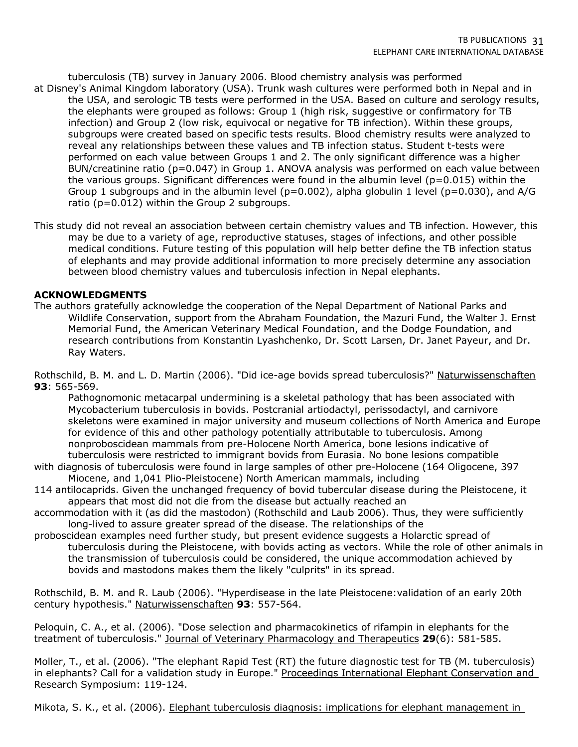tuberculosis (TB) survey in January 2006. Blood chemistry analysis was performed at Disney's Animal Kingdom laboratory (USA). Trunk wash cultures were performed both in Nepal and in the USA, and serologic TB tests were performed in the USA. Based on culture and serology results, the elephants were grouped as follows: Group 1 (high risk, suggestive or confirmatory for TB infection) and Group 2 (low risk, equivocal or negative for TB infection). Within these groups, subgroups were created based on specific tests results. Blood chemistry results were analyzed to reveal any relationships between these values and TB infection status. Student t-tests were performed on each value between Groups 1 and 2. The only significant difference was a higher BUN/creatinine ratio ($p=0.047$) in Group 1. ANOVA analysis was performed on each value between the various groups. Significant differences were found in the albumin level ($p=0.015$) within the Group 1 subgroups and in the albumin level ($p=0.002$), alpha globulin 1 level ($p=0.030$), and A/G ratio ($p=0.012$) within the Group 2 subgroups.

This study did not reveal an association between certain chemistry values and TB infection. However, this may be due to a variety of age, reproductive statuses, stages of infections, and other possible medical conditions. Future testing of this population will help better define the TB infection status of elephants and may provide additional information to more precisely determine any association between blood chemistry values and tuberculosis infection in Nepal elephants.

**ACKNOWLEDGMENTS**

The authors gratefully acknowledge the cooperation of the Nepal Department of National Parks and Wildlife Conservation, support from the Abraham Foundation, the Mazuri Fund, the Walter J. Ernst Memorial Fund, the American Veterinary Medical Foundation, and the Dodge Foundation, and research contributions from Konstantin Lyashchenko, Dr. Scott Larsen, Dr. Janet Payeur, and Dr. Ray Waters.

Rothschild, B. M. and L. D. Martin (2006). "Did ice-age bovids spread tuberculosis?" Naturwissenschaften **93**: 565-569.

Pathognomonic metacarpal undermining is a skeletal pathology that has been associated with Mycobacterium tuberculosis in bovids. Postcranial artiodactyl, perissodactyl, and carnivore skeletons were examined in major university and museum collections of North America and Europe for evidence of this and other pathology potentially attributable to tuberculosis. Among nonproboscidean mammals from pre-Holocene North America, bone lesions indicative of tuberculosis were restricted to immigrant bovids from Eurasia. No bone lesions compatible with diagnosis of tuberculosis were found in large samples of other pre-Holocene (164 Oligocene, 397 Miocene, and 1,041 Plio-Pleistocene) North American mammals, including 114 antilocaprids. Given the unchanged frequency of bovid tubercular disease during the Pleistocene, it appears that most did not die from the disease but actually reached an accommodation with it (as did the mastodon) (Rothschild and Laub 2006). Thus, they were sufficiently long-lived to assure greater spread of the disease. The relationships of the proboscidean examples need further study, but present evidence suggests a Holarctic spread of tuberculosis during the Pleistocene, with bovids acting as vectors. While the role of other animals in the transmission of tuberculosis could be considered, the unique accommodation achieved by bovids and mastodons makes them the likely "culprits" in its spread.

Rothschild, B. M. and R. Laub (2006). "Hyperdisease in the late Pleistocene:validation of an early 20th century hypothesis." Naturwissenschaften **93**: 557-564.

Peloquin, C. A., et al. (2006). "Dose selection and pharmacokinetics of rifampin in elephants for the treatment of tuberculosis." Journal of Veterinary Pharmacology and Therapeutics **29**(6): 581-585.

Moller, T., et al. (2006). "The elephant Rapid Test (RT) the future diagnostic test for TB (M. tuberculosis) in elephants? Call for a validation study in Europe." Proceedings International Elephant Conservation and Research Symposium: 119-124.

Mikota, S. K., et al. (2006). Elephant tuberculosis diagnosis: implications for elephant management in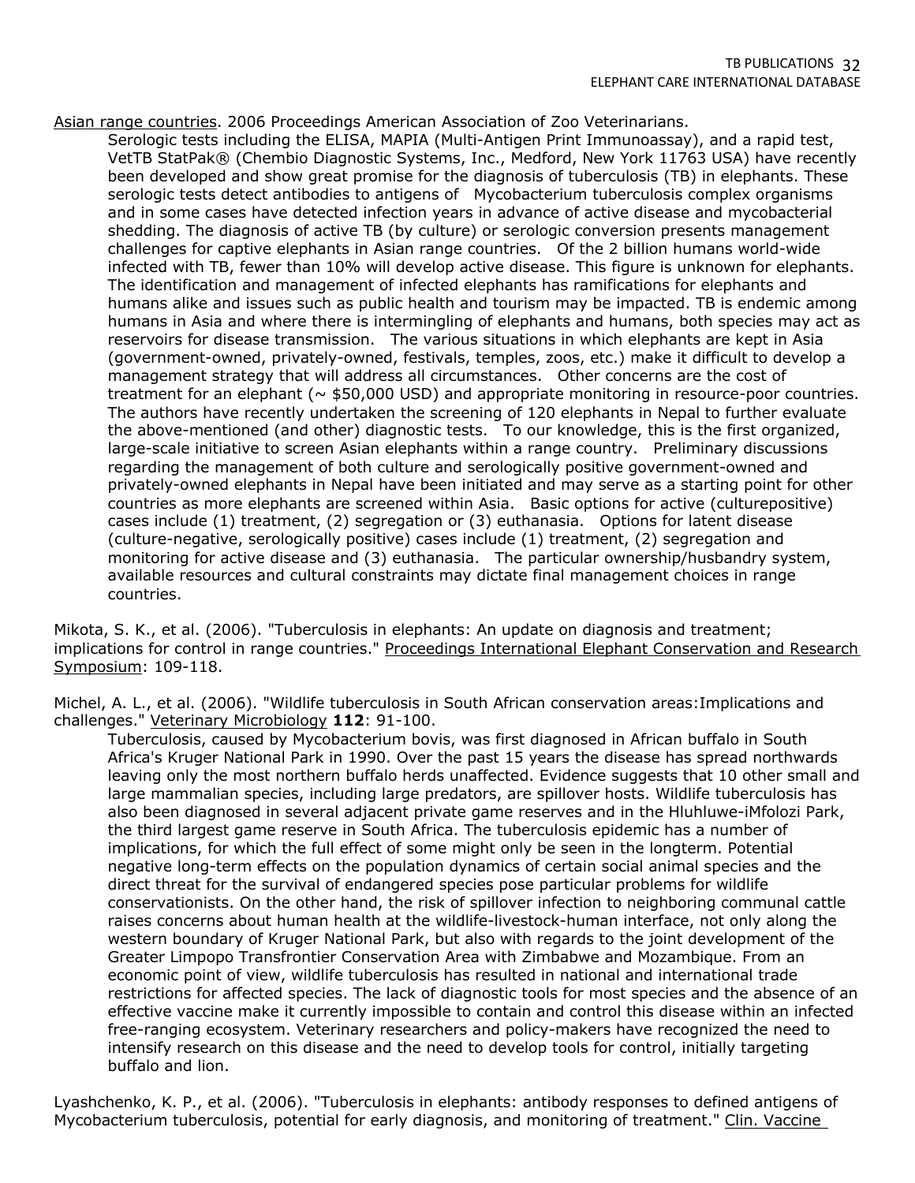Asian range countries. 2006 Proceedings American Association of Zoo Veterinarians.

Serologic tests including the ELISA, MAPIA (Multi-Antigen Print Immunoassay), and a rapid test, VetTB StatPak® (Chembio Diagnostic Systems, Inc., Medford, New York 11763 USA) have recently been developed and show great promise for the diagnosis of tuberculosis (TB) in elephants. These serologic tests detect antibodies to antigens of Mycobacterium tuberculosis complex organisms and in some cases have detected infection years in advance of active disease and mycobacterial shedding. The diagnosis of active TB (by culture) or serologic conversion presents management challenges for captive elephants in Asian range countries. Of the 2 billion humans world-wide infected with TB, fewer than 10% will develop active disease. This figure is unknown for elephants. The identification and management of infected elephants has ramifications for elephants and humans alike and issues such as public health and tourism may be impacted. TB is endemic among humans in Asia and where there is intermingling of elephants and humans, both species may act as reservoirs for disease transmission. The various situations in which elephants are kept in Asia (government-owned, privately-owned, festivals, temples, zoos, etc.) make it difficult to develop a management strategy that will address all circumstances. Other concerns are the cost of treatment for an elephant (~ $50,000 USD) and appropriate monitoring in resource-poor countries. The authors have recently undertaken the screening of 120 elephants in Nepal to further evaluate the above-mentioned (and other) diagnostic tests. To our knowledge, this is the first organized, large-scale initiative to screen Asian elephants within a range country. Preliminary discussions regarding the management of both culture and serologically positive government-owned and privately-owned elephants in Nepal have been initiated and may serve as a starting point for other countries as more elephants are screened within Asia. Basic options for active (culturepositive) cases include (1) treatment, (2) segregation or (3) euthanasia. Options for latent disease (culture-negative, serologically positive) cases include (1) treatment, (2) segregation and monitoring for active disease and (3) euthanasia. The particular ownership/husbandry system, available resources and cultural constraints may dictate final management choices in range countries.

Mikota, S. K., et al. (2006). "Tuberculosis in elephants: An update on diagnosis and treatment; implications for control in range countries." Proceedings International Elephant Conservation and Research Symposium: 109-118.

Michel, A. L., et al. (2006). "Wildlife tuberculosis in South African conservation areas:Implications and challenges." Veterinary Microbiology **112**: 91-100.

Tuberculosis, caused by Mycobacterium bovis, was first diagnosed in African buffalo in South Africa's Kruger National Park in 1990. Over the past 15 years the disease has spread northwards leaving only the most northern buffalo herds unaffected. Evidence suggests that 10 other small and large mammalian species, including large predators, are spillover hosts. Wildlife tuberculosis has also been diagnosed in several adjacent private game reserves and in the Hluhluwe-iMfolozi Park, the third largest game reserve in South Africa. The tuberculosis epidemic has a number of implications, for which the full effect of some might only be seen in the longterm. Potential negative long-term effects on the population dynamics of certain social animal species and the direct threat for the survival of endangered species pose particular problems for wildlife conservationists. On the other hand, the risk of spillover infection to neighboring communal cattle raises concerns about human health at the wildlife-livestock-human interface, not only along the western boundary of Kruger National Park, but also with regards to the joint development of the Greater Limpopo Transfrontier Conservation Area with Zimbabwe and Mozambique. From an economic point of view, wildlife tuberculosis has resulted in national and international trade restrictions for affected species. The lack of diagnostic tools for most species and the absence of an effective vaccine make it currently impossible to contain and control this disease within an infected free-ranging ecosystem. Veterinary researchers and policy-makers have recognized the need to intensify research on this disease and the need to develop tools for control, initially targeting buffalo and lion.

Lyashchenko, K. P., et al. (2006). "Tuberculosis in elephants: antibody responses to defined antigens of Mycobacterium tuberculosis, potential for early diagnosis, and monitoring of treatment." Clin. Vaccine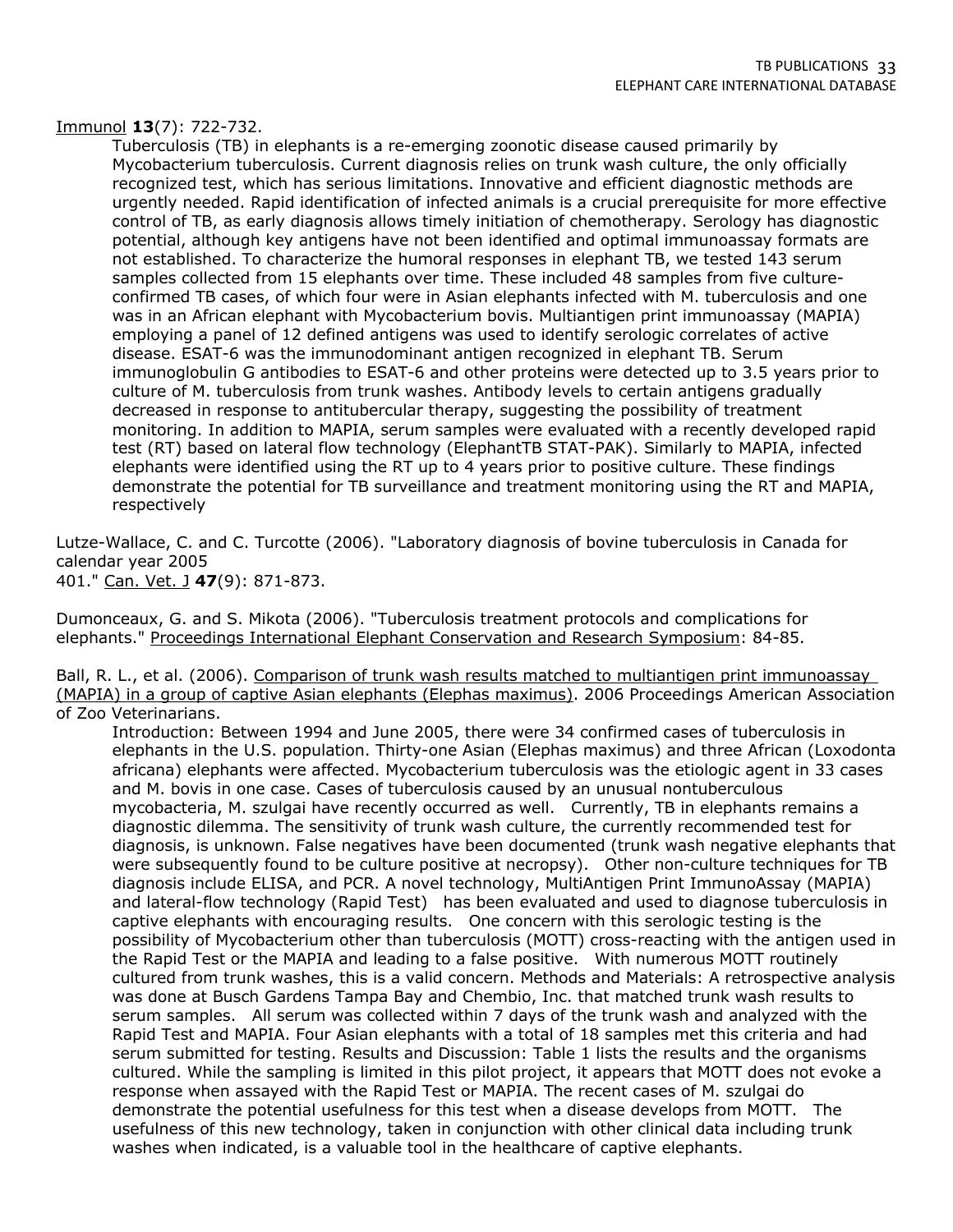Immunol **13**(7): 722-732.

Tuberculosis (TB) in elephants is a re-emerging zoonotic disease caused primarily by Mycobacterium tuberculosis. Current diagnosis relies on trunk wash culture, the only officially recognized test, which has serious limitations. Innovative and efficient diagnostic methods are urgently needed. Rapid identification of infected animals is a crucial prerequisite for more effective control of TB, as early diagnosis allows timely initiation of chemotherapy. Serology has diagnostic potential, although key antigens have not been identified and optimal immunoassay formats are not established. To characterize the humoral responses in elephant TB, we tested 143 serum samples collected from 15 elephants over time. These included 48 samples from five culture-confirmed TB cases, of which four were in Asian elephants infected with M. tuberculosis and one was in an African elephant with Mycobacterium bovis. Multiantigen print immunoassay (MAPIA) employing a panel of 12 defined antigens was used to identify serologic correlates of active disease. ESAT-6 was the immunodominant antigen recognized in elephant TB. Serum immunoglobulin G antibodies to ESAT-6 and other proteins were detected up to 3.5 years prior to culture of M. tuberculosis from trunk washes. Antibody levels to certain antigens gradually decreased in response to antitubercular therapy, suggesting the possibility of treatment monitoring. In addition to MAPIA, serum samples were evaluated with a recently developed rapid test (RT) based on lateral flow technology (ElephantTB STAT-PAK). Similarly to MAPIA, infected elephants were identified using the RT up to 4 years prior to positive culture. These findings demonstrate the potential for TB surveillance and treatment monitoring using the RT and MAPIA, respectively

Lutze-Wallace, C. and C. Turcotte (2006). "Laboratory diagnosis of bovine tuberculosis in Canada for calendar year 2005
401." Can. Vet. J **47**(9): 871-873.

Dumonceaux, G. and S. Mikota (2006). "Tuberculosis treatment protocols and complications for elephants." Proceedings International Elephant Conservation and Research Symposium: 84-85.

Ball, R. L., et al. (2006). Comparison of trunk wash results matched to multiantigen print immunoassay (MAPIA) in a group of captive Asian elephants (Elephas maximus). 2006 Proceedings American Association of Zoo Veterinarians.

Introduction: Between 1994 and June 2005, there were 34 confirmed cases of tuberculosis in elephants in the U.S. population. Thirty-one Asian (Elephas maximus) and three African (Loxodonta africana) elephants were affected. Mycobacterium tuberculosis was the etiologic agent in 33 cases and M. bovis in one case. Cases of tuberculosis caused by an unusual nontuberculous mycobacteria, M. szulgai have recently occurred as well. Currently, TB in elephants remains a diagnostic dilemma. The sensitivity of trunk wash culture, the currently recommended test for diagnosis, is unknown. False negatives have been documented (trunk wash negative elephants that were subsequently found to be culture positive at necropsy). Other non-culture techniques for TB diagnosis include ELISA, and PCR. A novel technology, MultiAntigen Print ImmunoAssay (MAPIA) and lateral-flow technology (Rapid Test) has been evaluated and used to diagnose tuberculosis in captive elephants with encouraging results. One concern with this serologic testing is the possibility of Mycobacterium other than tuberculosis (MOTT) cross-reacting with the antigen used in the Rapid Test or the MAPIA and leading to a false positive. With numerous MOTT routinely cultured from trunk washes, this is a valid concern. Methods and Materials: A retrospective analysis was done at Busch Gardens Tampa Bay and Chembio, Inc. that matched trunk wash results to serum samples. All serum was collected within 7 days of the trunk wash and analyzed with the Rapid Test and MAPIA. Four Asian elephants with a total of 18 samples met this criteria and had serum submitted for testing. Results and Discussion: Table 1 lists the results and the organisms cultured. While the sampling is limited in this pilot project, it appears that MOTT does not evoke a response when assayed with the Rapid Test or MAPIA. The recent cases of M. szulgai do demonstrate the potential usefulness for this test when a disease develops from MOTT. The usefulness of this new technology, taken in conjunction with other clinical data including trunk washes when indicated, is a valuable tool in the healthcare of captive elephants.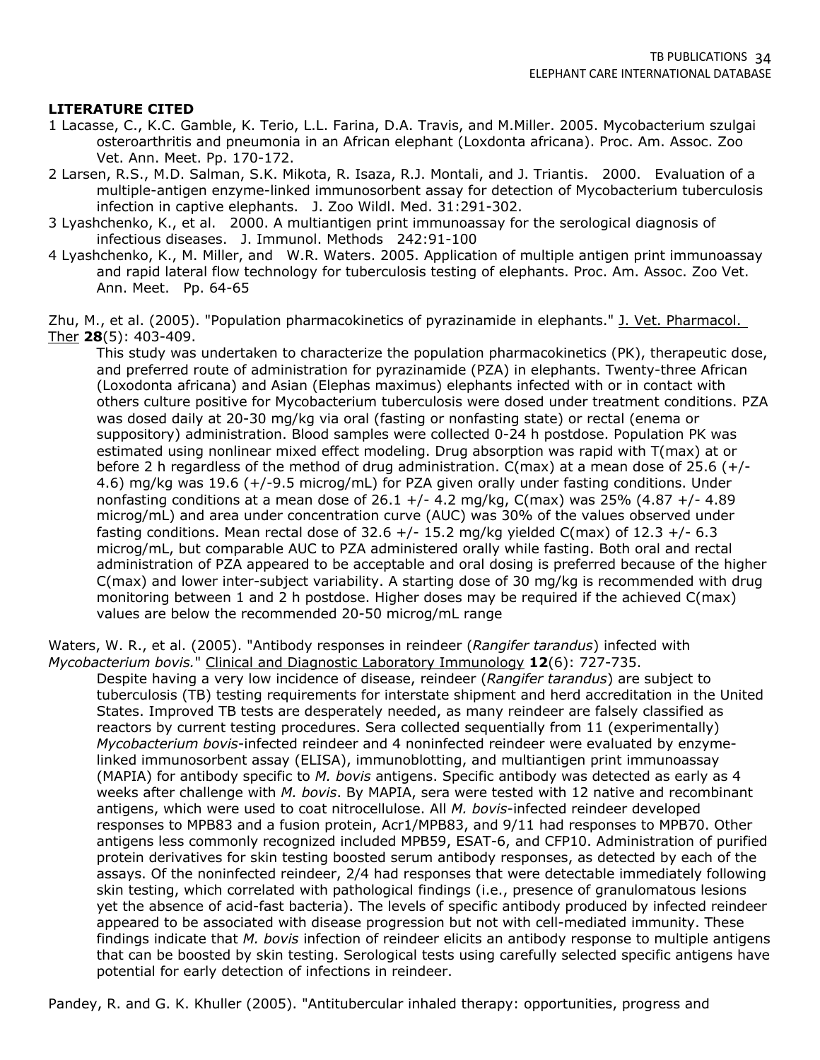**LITERATURE CITED**

1 Lacasse, C., K.C. Gamble, K. Terio, L.L. Farina, D.A. Travis, and M.Miller. 2005. Mycobacterium szulgai osteroarthritis and pneumonia in an African elephant (Loxdonta africana). Proc. Am. Assoc. Zoo Vet. Ann. Meet. Pp. 170-172.

2 Larsen, R.S., M.D. Salman, S.K. Mikota, R. Isaza, R.J. Montali, and J. Triantis. 2000. Evaluation of a multiple-antigen enzyme-linked immunosorbent assay for detection of Mycobacterium tuberculosis infection in captive elephants. J. Zoo Wildl. Med. 31:291-302.

3 Lyashchenko, K., et al. 2000. A multiantigen print immunoassay for the serological diagnosis of infectious diseases. J. Immunol. Methods 242:91-100

4 Lyashchenko, K., M. Miller, and W.R. Waters. 2005. Application of multiple antigen print immunoassay and rapid lateral flow technology for tuberculosis testing of elephants. Proc. Am. Assoc. Zoo Vet. Ann. Meet. Pp. 64-65

Zhu, M., et al. (2005). "Population pharmacokinetics of pyrazinamide in elephants." J. Vet. Pharmacol. Ther **28**(5): 403-409.

This study was undertaken to characterize the population pharmacokinetics (PK), therapeutic dose, and preferred route of administration for pyrazinamide (PZA) in elephants. Twenty-three African (Loxodonta africana) and Asian (Elephas maximus) elephants infected with or in contact with others culture positive for Mycobacterium tuberculosis were dosed under treatment conditions. PZA was dosed daily at 20-30 mg/kg via oral (fasting or nonfasting state) or rectal (enema or suppository) administration. Blood samples were collected 0-24 h postdose. Population PK was estimated using nonlinear mixed effect modeling. Drug absorption was rapid with T(max) at or before 2 h regardless of the method of drug administration. C(max) at a mean dose of 25.6 (+/- 4.6) mg/kg was 19.6 (+/-9.5 microg/mL) for PZA given orally under fasting conditions. Under nonfasting conditions at a mean dose of 26.1 +/- 4.2 mg/kg, C(max) was 25% (4.87 +/- 4.89 microg/mL) and area under concentration curve (AUC) was 30% of the values observed under fasting conditions. Mean rectal dose of 32.6 +/- 15.2 mg/kg yielded C(max) of 12.3 +/- 6.3 microg/mL, but comparable AUC to PZA administered orally while fasting. Both oral and rectal administration of PZA appeared to be acceptable and oral dosing is preferred because of the higher C(max) and lower inter-subject variability. A starting dose of 30 mg/kg is recommended with drug monitoring between 1 and 2 h postdose. Higher doses may be required if the achieved C(max) values are below the recommended 20-50 microg/mL range

Waters, W. R., et al. (2005). "Antibody responses in reindeer (*Rangifer tarandus*) infected with *Mycobacterium bovis.*" Clinical and Diagnostic Laboratory Immunology **12**(6): 727-735.

Despite having a very low incidence of disease, reindeer (*Rangifer tarandus*) are subject to tuberculosis (TB) testing requirements for interstate shipment and herd accreditation in the United States. Improved TB tests are desperately needed, as many reindeer are falsely classified as reactors by current testing procedures. Sera collected sequentially from 11 (experimentally) *Mycobacterium bovis*-infected reindeer and 4 noninfected reindeer were evaluated by enzyme-linked immunosorbent assay (ELISA), immunoblotting, and multiantigen print immunoassay (MAPIA) for antibody specific to *M. bovis* antigens. Specific antibody was detected as early as 4 weeks after challenge with *M. bovis*. By MAPIA, sera were tested with 12 native and recombinant antigens, which were used to coat nitrocellulose. All *M. bovis*-infected reindeer developed responses to MPB83 and a fusion protein, Acr1/MPB83, and 9/11 had responses to MPB70. Other antigens less commonly recognized included MPB59, ESAT-6, and CFP10. Administration of purified protein derivatives for skin testing boosted serum antibody responses, as detected by each of the assays. Of the noninfected reindeer, 2/4 had responses that were detectable immediately following skin testing, which correlated with pathological findings (i.e., presence of granulomatous lesions yet the absence of acid-fast bacteria). The levels of specific antibody produced by infected reindeer appeared to be associated with disease progression but not with cell-mediated immunity. These findings indicate that *M. bovis* infection of reindeer elicits an antibody response to multiple antigens that can be boosted by skin testing. Serological tests using carefully selected specific antigens have potential for early detection of infections in reindeer.

Pandey, R. and G. K. Khuller (2005). "Antitubercular inhaled therapy: opportunities, progress and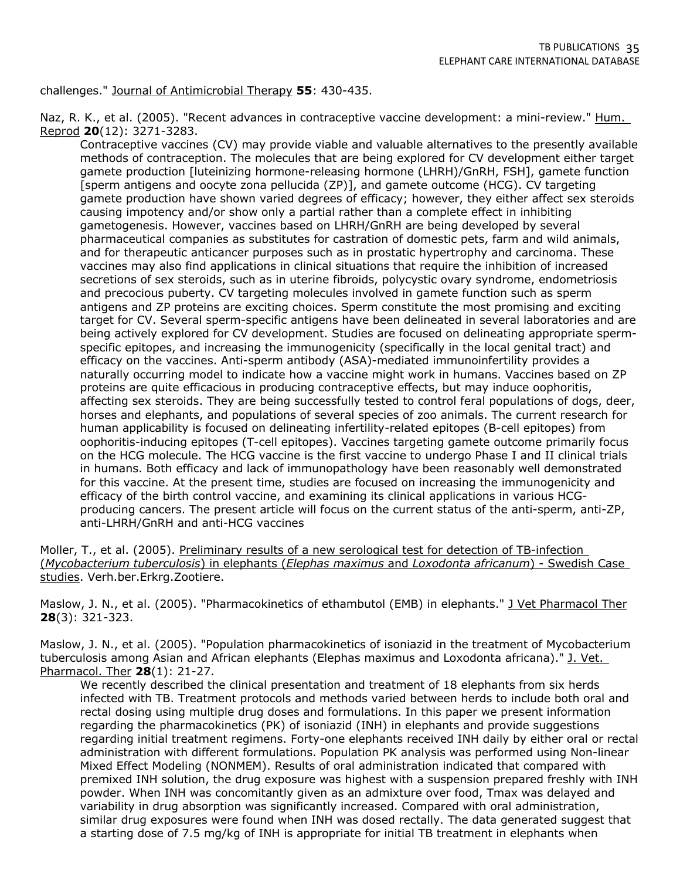challenges." Journal of Antimicrobial Therapy **55**: 430-435.

Naz, R. K., et al. (2005). "Recent advances in contraceptive vaccine development: a mini-review." Hum. Reprod **20**(12): 3271-3283.

Contraceptive vaccines (CV) may provide viable and valuable alternatives to the presently available methods of contraception. The molecules that are being explored for CV development either target gamete production [luteinizing hormone-releasing hormone (LHRH)/GnRH, FSH], gamete function [sperm antigens and oocyte zona pellucida (ZP)], and gamete outcome (HCG). CV targeting gamete production have shown varied degrees of efficacy; however, they either affect sex steroids causing impotency and/or show only a partial rather than a complete effect in inhibiting gametogenesis. However, vaccines based on LHRH/GnRH are being developed by several pharmaceutical companies as substitutes for castration of domestic pets, farm and wild animals, and for therapeutic anticancer purposes such as in prostatic hypertrophy and carcinoma. These vaccines may also find applications in clinical situations that require the inhibition of increased secretions of sex steroids, such as in uterine fibroids, polycystic ovary syndrome, endometriosis and precocious puberty. CV targeting molecules involved in gamete function such as sperm antigens and ZP proteins are exciting choices. Sperm constitute the most promising and exciting target for CV. Several sperm-specific antigens have been delineated in several laboratories and are being actively explored for CV development. Studies are focused on delineating appropriate sperm-specific epitopes, and increasing the immunogenicity (specifically in the local genital tract) and efficacy on the vaccines. Anti-sperm antibody (ASA)-mediated immunoinfertility provides a naturally occurring model to indicate how a vaccine might work in humans. Vaccines based on ZP proteins are quite efficacious in producing contraceptive effects, but may induce oophoritis, affecting sex steroids. They are being successfully tested to control feral populations of dogs, deer, horses and elephants, and populations of several species of zoo animals. The current research for human applicability is focused on delineating infertility-related epitopes (B-cell epitopes) from oophoritis-inducing epitopes (T-cell epitopes). Vaccines targeting gamete outcome primarily focus on the HCG molecule. The HCG vaccine is the first vaccine to undergo Phase I and II clinical trials in humans. Both efficacy and lack of immunopathology have been reasonably well demonstrated for this vaccine. At the present time, studies are focused on increasing the immunogenicity and efficacy of the birth control vaccine, and examining its clinical applications in various HCG-producing cancers. The present article will focus on the current status of the anti-sperm, anti-ZP, anti-LHRH/GnRH and anti-HCG vaccines

Moller, T., et al. (2005). Preliminary results of a new serological test for detection of TB-infection (*Mycobacterium tuberculosis*) in elephants (*Elephas maximus* and *Loxodonta africanum*) - Swedish Case studies. Verh.ber.Erkrg.Zootiere.

Maslow, J. N., et al. (2005). "Pharmacokinetics of ethambutol (EMB) in elephants." J Vet Pharmacol Ther **28**(3): 321-323.

Maslow, J. N., et al. (2005). "Population pharmacokinetics of isoniazid in the treatment of Mycobacterium tuberculosis among Asian and African elephants (Elephas maximus and Loxodonta africana)." J. Vet. Pharmacol. Ther **28**(1): 21-27.

We recently described the clinical presentation and treatment of 18 elephants from six herds infected with TB. Treatment protocols and methods varied between herds to include both oral and rectal dosing using multiple drug doses and formulations. In this paper we present information regarding the pharmacokinetics (PK) of isoniazid (INH) in elephants and provide suggestions regarding initial treatment regimens. Forty-one elephants received INH daily by either oral or rectal administration with different formulations. Population PK analysis was performed using Non-linear Mixed Effect Modeling (NONMEM). Results of oral administration indicated that compared with premixed INH solution, the drug exposure was highest with a suspension prepared freshly with INH powder. When INH was concomitantly given as an admixture over food, Tmax was delayed and variability in drug absorption was significantly increased. Compared with oral administration, similar drug exposures were found when INH was dosed rectally. The data generated suggest that a starting dose of 7.5 mg/kg of INH is appropriate for initial TB treatment in elephants when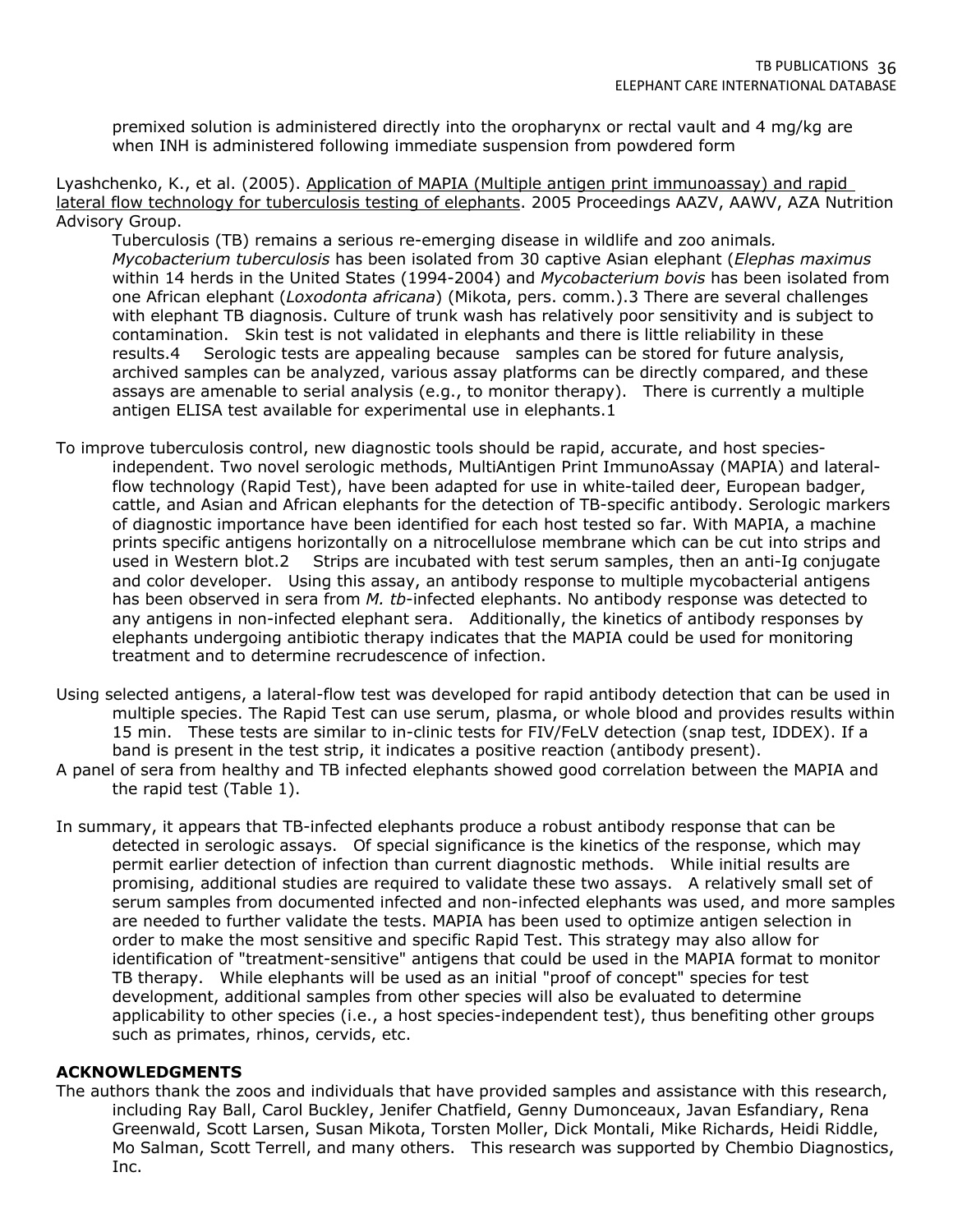premixed solution is administered directly into the oropharynx or rectal vault and 4 mg/kg are when INH is administered following immediate suspension from powdered form

Lyashchenko, K., et al. (2005). Application of MAPIA (Multiple antigen print immunoassay) and rapid lateral flow technology for tuberculosis testing of elephants. 2005 Proceedings AAZV, AAWV, AZA Nutrition Advisory Group.

Tuberculosis (TB) remains a serious re-emerging disease in wildlife and zoo animals. *Mycobacterium tuberculosis* has been isolated from 30 captive Asian elephant (*Elephas maximus* within 14 herds in the United States (1994-2004) and *Mycobacterium bovis* has been isolated from one African elephant (*Loxodonta africana*) (Mikota, pers. comm.).3 There are several challenges with elephant TB diagnosis. Culture of trunk wash has relatively poor sensitivity and is subject to contamination. Skin test is not validated in elephants and there is little reliability in these results.4 Serologic tests are appealing because samples can be stored for future analysis, archived samples can be analyzed, various assay platforms can be directly compared, and these assays are amenable to serial analysis (e.g., to monitor therapy). There is currently a multiple antigen ELISA test available for experimental use in elephants.1

To improve tuberculosis control, new diagnostic tools should be rapid, accurate, and host species-independent. Two novel serologic methods, MultiAntigen Print ImmunoAssay (MAPIA) and lateral-flow technology (Rapid Test), have been adapted for use in white-tailed deer, European badger, cattle, and Asian and African elephants for the detection of TB-specific antibody. Serologic markers of diagnostic importance have been identified for each host tested so far. With MAPIA, a machine prints specific antigens horizontally on a nitrocellulose membrane which can be cut into strips and used in Western blot.2 Strips are incubated with test serum samples, then an anti-Ig conjugate and color developer. Using this assay, an antibody response to multiple mycobacterial antigens has been observed in sera from *M. tb*-infected elephants. No antibody response was detected to any antigens in non-infected elephant sera. Additionally, the kinetics of antibody responses by elephants undergoing antibiotic therapy indicates that the MAPIA could be used for monitoring treatment and to determine recrudescence of infection.

Using selected antigens, a lateral-flow test was developed for rapid antibody detection that can be used in multiple species. The Rapid Test can use serum, plasma, or whole blood and provides results within 15 min. These tests are similar to in-clinic tests for FIV/FeLV detection (snap test, IDDEX). If a band is present in the test strip, it indicates a positive reaction (antibody present).

A panel of sera from healthy and TB infected elephants showed good correlation between the MAPIA and the rapid test (Table 1).

In summary, it appears that TB-infected elephants produce a robust antibody response that can be detected in serologic assays. Of special significance is the kinetics of the response, which may permit earlier detection of infection than current diagnostic methods. While initial results are promising, additional studies are required to validate these two assays. A relatively small set of serum samples from documented infected and non-infected elephants was used, and more samples are needed to further validate the tests. MAPIA has been used to optimize antigen selection in order to make the most sensitive and specific Rapid Test. This strategy may also allow for identification of "treatment-sensitive" antigens that could be used in the MAPIA format to monitor TB therapy. While elephants will be used as an initial "proof of concept" species for test development, additional samples from other species will also be evaluated to determine applicability to other species (i.e., a host species-independent test), thus benefiting other groups such as primates, rhinos, cervids, etc.

**ACKNOWLEDGMENTS**

The authors thank the zoos and individuals that have provided samples and assistance with this research, including Ray Ball, Carol Buckley, Jenifer Chatfield, Genny Dumonceaux, Javan Esfandiary, Rena Greenwald, Scott Larsen, Susan Mikota, Torsten Moller, Dick Montali, Mike Richards, Heidi Riddle, Mo Salman, Scott Terrell, and many others. This research was supported by Chembio Diagnostics, Inc.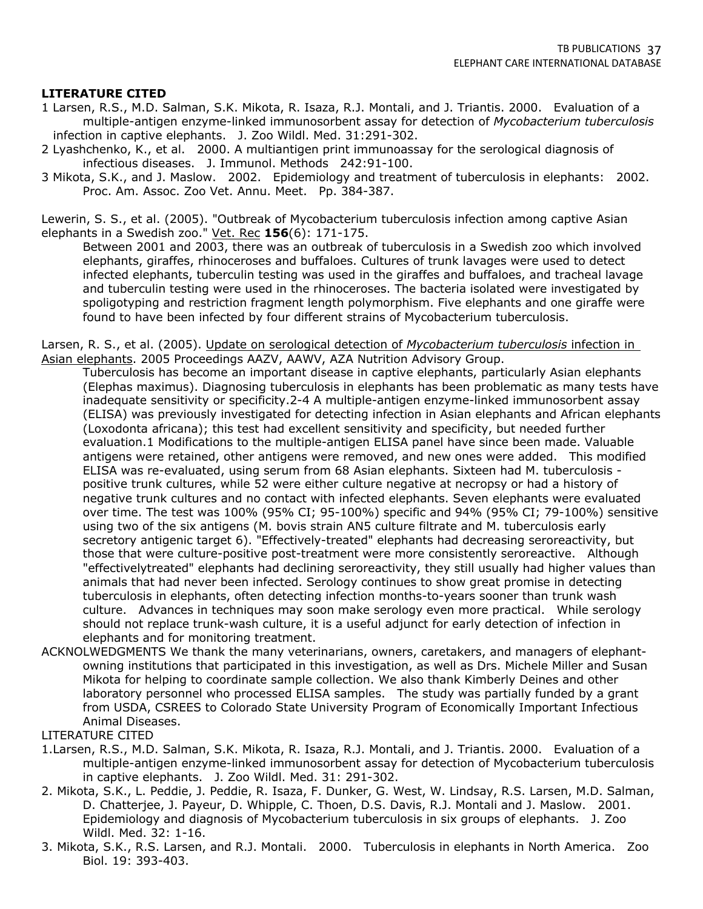**LITERATURE CITED**

1 Larsen, R.S., M.D. Salman, S.K. Mikota, R. Isaza, R.J. Montali, and J. Triantis. 2000. Evaluation of a multiple-antigen enzyme-linked immunosorbent assay for detection of *Mycobacterium tuberculosis* infection in captive elephants. J. Zoo Wildl. Med. 31:291-302.

2 Lyashchenko, K., et al. 2000. A multiantigen print immunoassay for the serological diagnosis of infectious diseases. J. Immunol. Methods 242:91-100.

3 Mikota, S.K., and J. Maslow. 2002. Epidemiology and treatment of tuberculosis in elephants: 2002. Proc. Am. Assoc. Zoo Vet. Annu. Meet. Pp. 384-387.

Lewerin, S. S., et al. (2005). "Outbreak of Mycobacterium tuberculosis infection among captive Asian elephants in a Swedish zoo." Vet. Rec **156**(6): 171-175.

Between 2001 and 2003, there was an outbreak of tuberculosis in a Swedish zoo which involved elephants, giraffes, rhinoceroses and buffaloes. Cultures of trunk lavages were used to detect infected elephants, tuberculin testing was used in the giraffes and buffaloes, and tracheal lavage and tuberculin testing were used in the rhinoceroses. The bacteria isolated were investigated by spoligotyping and restriction fragment length polymorphism. Five elephants and one giraffe were found to have been infected by four different strains of Mycobacterium tuberculosis.

Larsen, R. S., et al. (2005). Update on serological detection of *Mycobacterium tuberculosis* infection in Asian elephants. 2005 Proceedings AAZV, AAWV, AZA Nutrition Advisory Group.

Tuberculosis has become an important disease in captive elephants, particularly Asian elephants (Elephas maximus). Diagnosing tuberculosis in elephants has been problematic as many tests have inadequate sensitivity or specificity.2-4 A multiple-antigen enzyme-linked immunosorbent assay (ELISA) was previously investigated for detecting infection in Asian elephants and African elephants (Loxodonta africana); this test had excellent sensitivity and specificity, but needed further evaluation.1 Modifications to the multiple-antigen ELISA panel have since been made. Valuable antigens were retained, other antigens were removed, and new ones were added. This modified ELISA was re-evaluated, using serum from 68 Asian elephants. Sixteen had M. tuberculosis - positive trunk cultures, while 52 were either culture negative at necropsy or had a history of negative trunk cultures and no contact with infected elephants. Seven elephants were evaluated over time. The test was 100% (95% CI; 95-100%) specific and 94% (95% CI; 79-100%) sensitive using two of the six antigens (M. bovis strain AN5 culture filtrate and M. tuberculosis early secretory antigenic target 6). "Effectively-treated" elephants had decreasing seroreactivity, but those that were culture-positive post-treatment were more consistently seroreactive. Although "effectivelytreated" elephants had declining seroreactivity, they still usually had higher values than animals that had never been infected. Serology continues to show great promise in detecting tuberculosis in elephants, often detecting infection months-to-years sooner than trunk wash culture. Advances in techniques may soon make serology even more practical. While serology should not replace trunk-wash culture, it is a useful adjunct for early detection of infection in elephants and for monitoring treatment.

ACKNOLWEDGMENTS We thank the many veterinarians, owners, caretakers, and managers of elephant-owning institutions that participated in this investigation, as well as Drs. Michele Miller and Susan Mikota for helping to coordinate sample collection. We also thank Kimberly Deines and other laboratory personnel who processed ELISA samples. The study was partially funded by a grant from USDA, CSREES to Colorado State University Program of Economically Important Infectious Animal Diseases.

LITERATURE CITED

1. Larsen, R.S., M.D. Salman, S.K. Mikota, R. Isaza, R.J. Montali, and J. Triantis. 2000. Evaluation of a multiple-antigen enzyme-linked immunosorbent assay for detection of Mycobacterium tuberculosis in captive elephants. J. Zoo Wildl. Med. 31: 291-302.
2. Mikota, S.K., L. Peddie, J. Peddie, R. Isaza, F. Dunker, G. West, W. Lindsay, R.S. Larsen, M.D. Salman, D. Chatterjee, J. Payeur, D. Whipple, C. Thoen, D.S. Davis, R.J. Montali and J. Maslow. 2001. Epidemiology and diagnosis of Mycobacterium tuberculosis in six groups of elephants. J. Zoo Wildl. Med. 32: 1-16.
3. Mikota, S.K., R.S. Larsen, and R.J. Montali. 2000. Tuberculosis in elephants in North America. Zoo Biol. 19: 393-403.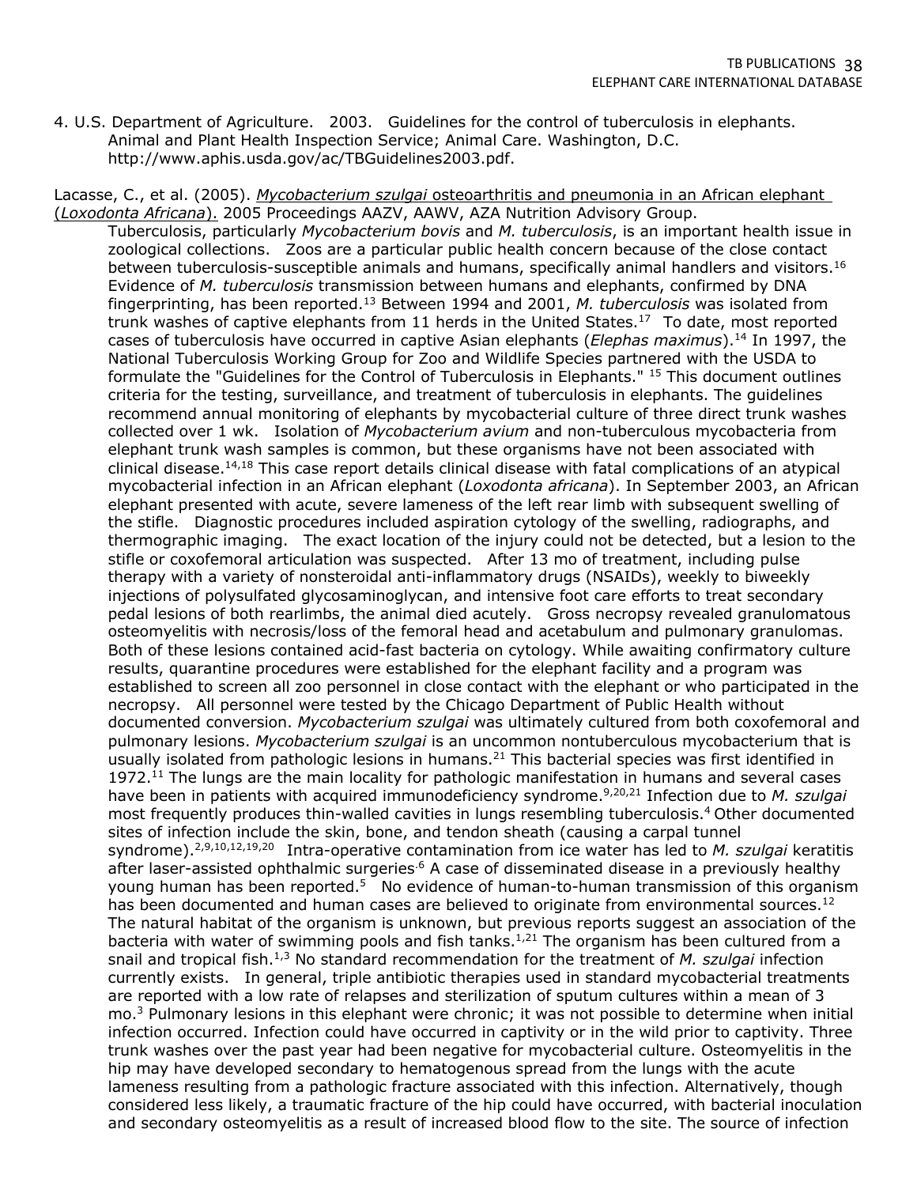4. U.S. Department of Agriculture. 2003. Guidelines for the control of tuberculosis in elephants. Animal and Plant Health Inspection Service; Animal Care. Washington, D.C. http://www.aphis.usda.gov/ac/TBGuidelines2003.pdf.

Lacasse, C., et al. (2005). *Mycobacterium szulgai* osteoarthritis and pneumonia in an African elephant (*Loxodonta Africana*). 2005 Proceedings AAZV, AAWV, AZA Nutrition Advisory Group.

Tuberculosis, particularly *Mycobacterium bovis* and *M. tuberculosis*, is an important health issue in zoological collections. Zoos are a particular public health concern because of the close contact between tuberculosis-susceptible animals and humans, specifically animal handlers and visitors.[16] Evidence of *M. tuberculosis* transmission between humans and elephants, confirmed by DNA fingerprinting, has been reported.[13] Between 1994 and 2001, *M. tuberculosis* was isolated from trunk washes of captive elephants from 11 herds in the United States.[17] To date, most reported cases of tuberculosis have occurred in captive Asian elephants (*Elephas maximus*).[14] In 1997, the National Tuberculosis Working Group for Zoo and Wildlife Species partnered with the USDA to formulate the "Guidelines for the Control of Tuberculosis in Elephants." [15] This document outlines criteria for the testing, surveillance, and treatment of tuberculosis in elephants. The guidelines recommend annual monitoring of elephants by mycobacterial culture of three direct trunk washes collected over 1 wk. Isolation of *Mycobacterium avium* and non-tuberculous mycobacteria from elephant trunk wash samples is common, but these organisms have not been associated with clinical disease.[14,18] This case report details clinical disease with fatal complications of an atypical mycobacterial infection in an African elephant (*Loxodonta africana*). In September 2003, an African elephant presented with acute, severe lameness of the left rear limb with subsequent swelling of the stifle. Diagnostic procedures included aspiration cytology of the swelling, radiographs, and thermographic imaging. The exact location of the injury could not be detected, but a lesion to the stifle or coxofemoral articulation was suspected. After 13 mo of treatment, including pulse therapy with a variety of nonsteroidal anti-inflammatory drugs (NSAIDs), weekly to biweekly injections of polysulfated glycosaminoglycan, and intensive foot care efforts to treat secondary pedal lesions of both rearlimbs, the animal died acutely. Gross necropsy revealed granulomatous osteomyelitis with necrosis/loss of the femoral head and acetabulum and pulmonary granulomas. Both of these lesions contained acid-fast bacteria on cytology. While awaiting confirmatory culture results, quarantine procedures were established for the elephant facility and a program was established to screen all zoo personnel in close contact with the elephant or who participated in the necropsy. All personnel were tested by the Chicago Department of Public Health without documented conversion. *Mycobacterium szulgai* was ultimately cultured from both coxofemoral and pulmonary lesions. *Mycobacterium szulgai* is an uncommon nontuberculous mycobacterium that is usually isolated from pathologic lesions in humans.[21] This bacterial species was first identified in 1972.[11] The lungs are the main locality for pathologic manifestation in humans and several cases have been in patients with acquired immunodeficiency syndrome.[9,20,21] Infection due to *M. szulgai* most frequently produces thin-walled cavities in lungs resembling tuberculosis.[4] Other documented sites of infection include the skin, bone, and tendon sheath (causing a carpal tunnel syndrome).[2,9,10,12,19,20] Intra-operative contamination from ice water has led to *M. szulgai* keratitis after laser-assisted ophthalmic surgeries.[6] A case of disseminated disease in a previously healthy young human has been reported.[5] No evidence of human-to-human transmission of this organism has been documented and human cases are believed to originate from environmental sources.[12] The natural habitat of the organism is unknown, but previous reports suggest an association of the bacteria with water of swimming pools and fish tanks.[1,21] The organism has been cultured from a snail and tropical fish.[1,3] No standard recommendation for the treatment of *M. szulgai* infection currently exists. In general, triple antibiotic therapies used in standard mycobacterial treatments are reported with a low rate of relapses and sterilization of sputum cultures within a mean of 3 mo.[3] Pulmonary lesions in this elephant were chronic; it was not possible to determine when initial infection occurred. Infection could have occurred in captivity or in the wild prior to captivity. Three trunk washes over the past year had been negative for mycobacterial culture. Osteomyelitis in the hip may have developed secondary to hematogenous spread from the lungs with the acute lameness resulting from a pathologic fracture associated with this infection. Alternatively, though considered less likely, a traumatic fracture of the hip could have occurred, with bacterial inoculation and secondary osteomyelitis as a result of increased blood flow to the site. The source of infection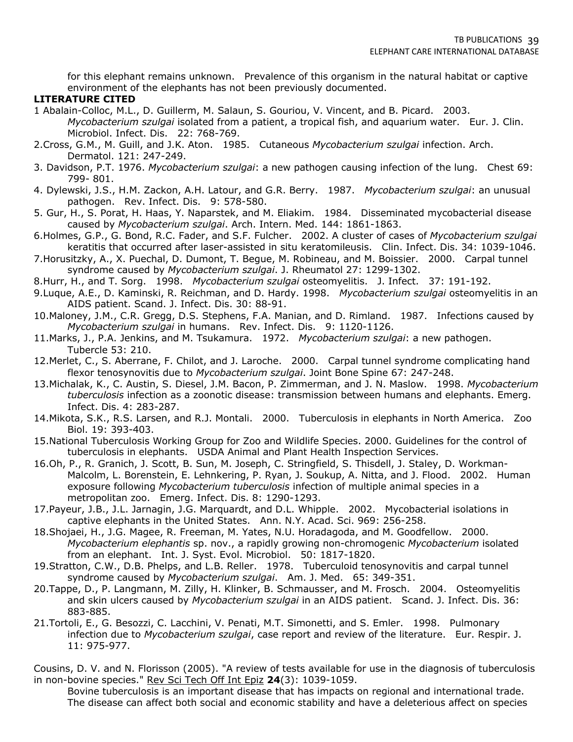for this elephant remains unknown. Prevalence of this organism in the natural habitat or captive environment of the elephants has not been previously documented.

**LITERATURE CITED**

1 Abalain-Colloc, M.L., D. Guillerm, M. Salaun, S. Gouriou, V. Vincent, and B. Picard. 2003. *Mycobacterium szulgai* isolated from a patient, a tropical fish, and aquarium water. Eur. J. Clin. Microbiol. Infect. Dis. 22: 768-769.

2.Cross, G.M., M. Guill, and J.K. Aton. 1985. Cutaneous *Mycobacterium szulgai* infection. Arch. Dermatol. 121: 247-249.

3. Davidson, P.T. 1976. *Mycobacterium szulgai*: a new pathogen causing infection of the lung. Chest 69: 799- 801.

4. Dylewski, J.S., H.M. Zackon, A.H. Latour, and G.R. Berry. 1987. *Mycobacterium szulgai*: an unusual pathogen. Rev. Infect. Dis. 9: 578-580.

5. Gur, H., S. Porat, H. Haas, Y. Naparstek, and M. Eliakim. 1984. Disseminated mycobacterial disease caused by *Mycobacterium szulgai*. Arch. Intern. Med. 144: 1861-1863.

6.Holmes, G.P., G. Bond, R.C. Fader, and S.F. Fulcher. 2002. A cluster of cases of *Mycobacterium szulgai* keratitis that occurred after laser-assisted in situ keratomileusis. Clin. Infect. Dis. 34: 1039-1046.

7.Horusitzky, A., X. Puechal, D. Dumont, T. Begue, M. Robineau, and M. Boissier. 2000. Carpal tunnel syndrome caused by *Mycobacterium szulgai*. J. Rheumatol 27: 1299-1302.

8.Hurr, H., and T. Sorg. 1998. *Mycobacterium szulgai* osteomyelitis. J. Infect. 37: 191-192.

9.Luque, A.E., D. Kaminski, R. Reichman, and D. Hardy. 1998. *Mycobacterium szulgai* osteomyelitis in an AIDS patient. Scand. J. Infect. Dis. 30: 88-91.

10.Maloney, J.M., C.R. Gregg, D.S. Stephens, F.A. Manian, and D. Rimland. 1987. Infections caused by *Mycobacterium szulgai* in humans. Rev. Infect. Dis. 9: 1120-1126.

11.Marks, J., P.A. Jenkins, and M. Tsukamura. 1972. *Mycobacterium szulgai*: a new pathogen. Tubercle 53: 210.

12.Merlet, C., S. Aberrane, F. Chilot, and J. Laroche. 2000. Carpal tunnel syndrome complicating hand flexor tenosynovitis due to *Mycobacterium szulgai*. Joint Bone Spine 67: 247-248.

13.Michalak, K., C. Austin, S. Diesel, J.M. Bacon, P. Zimmerman, and J. N. Maslow. 1998. *Mycobacterium tuberculosis* infection as a zoonotic disease: transmission between humans and elephants. Emerg. Infect. Dis. 4: 283-287.

14.Mikota, S.K., R.S. Larsen, and R.J. Montali. 2000. Tuberculosis in elephants in North America. Zoo Biol. 19: 393-403.

15.National Tuberculosis Working Group for Zoo and Wildlife Species. 2000. Guidelines for the control of tuberculosis in elephants. USDA Animal and Plant Health Inspection Services.

16.Oh, P., R. Granich, J. Scott, B. Sun, M. Joseph, C. Stringfield, S. Thisdell, J. Staley, D. Workman-Malcolm, L. Borenstein, E. Lehnkering, P. Ryan, J. Soukup, A. Nitta, and J. Flood. 2002. Human exposure following *Mycobacterium tuberculosis* infection of multiple animal species in a metropolitan zoo. Emerg. Infect. Dis. 8: 1290-1293.

17.Payeur, J.B., J.L. Jarnagin, J.G. Marquardt, and D.L. Whipple. 2002. Mycobacterial isolations in captive elephants in the United States. Ann. N.Y. Acad. Sci. 969: 256-258.

18.Shojaei, H., J.G. Magee, R. Freeman, M. Yates, N.U. Horadagoda, and M. Goodfellow. 2000. *Mycobacterium elephantis* sp. nov., a rapidly growing non-chromogenic *Mycobacterium* isolated from an elephant. Int. J. Syst. Evol. Microbiol. 50: 1817-1820.

19.Stratton, C.W., D.B. Phelps, and L.B. Reller. 1978. Tuberculoid tenosynovitis and carpal tunnel syndrome caused by *Mycobacterium szulgai*. Am. J. Med. 65: 349-351.

20.Tappe, D., P. Langmann, M. Zilly, H. Klinker, B. Schmausser, and M. Frosch. 2004. Osteomyelitis and skin ulcers caused by *Mycobacterium szulgai* in an AIDS patient. Scand. J. Infect. Dis. 36: 883-885.

21.Tortoli, E., G. Besozzi, C. Lacchini, V. Penati, M.T. Simonetti, and S. Emler. 1998. Pulmonary infection due to *Mycobacterium szulgai*, case report and review of the literature. Eur. Respir. J. 11: 975-977.

Cousins, D. V. and N. Florisson (2005). "A review of tests available for use in the diagnosis of tuberculosis in non-bovine species." Rev Sci Tech Off Int Epiz **24**(3): 1039-1059.

Bovine tuberculosis is an important disease that has impacts on regional and international trade. The disease can affect both social and economic stability and have a deleterious affect on species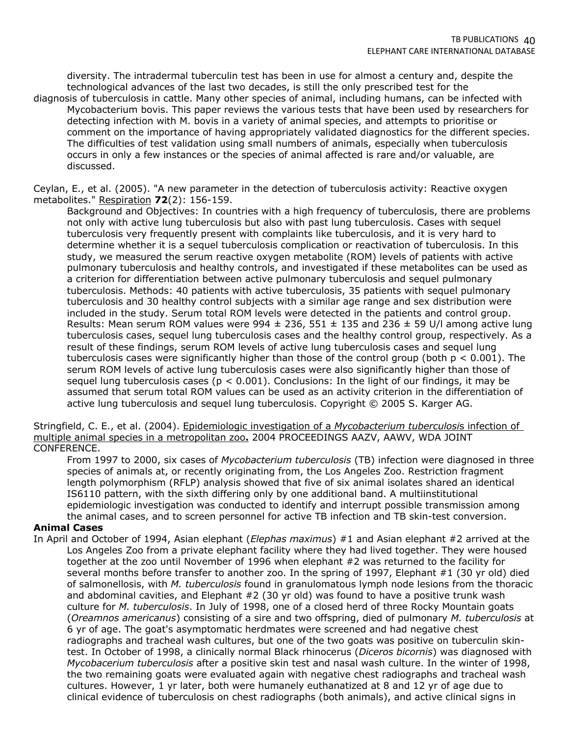diversity. The intradermal tuberculin test has been in use for almost a century and, despite the technological advances of the last two decades, is still the only prescribed test for the diagnosis of tuberculosis in cattle. Many other species of animal, including humans, can be infected with Mycobacterium bovis. This paper reviews the various tests that have been used by researchers for detecting infection with M. bovis in a variety of animal species, and attempts to prioritise or comment on the importance of having appropriately validated diagnostics for the different species. The difficulties of test validation using small numbers of animals, especially when tuberculosis occurs in only a few instances or the species of animal affected is rare and/or valuable, are discussed.

Ceylan, E., et al. (2005). "A new parameter in the detection of tuberculosis activity: Reactive oxygen metabolites." Respiration **72**(2): 156-159.

Background and Objectives: In countries with a high frequency of tuberculosis, there are problems not only with active lung tuberculosis but also with past lung tuberculosis. Cases with sequel tuberculosis very frequently present with complaints like tuberculosis, and it is very hard to determine whether it is a sequel tuberculosis complication or reactivation of tuberculosis. In this study, we measured the serum reactive oxygen metabolite (ROM) levels of patients with active pulmonary tuberculosis and healthy controls, and investigated if these metabolites can be used as a criterion for differentiation between active pulmonary tuberculosis and sequel pulmonary tuberculosis. Methods: 40 patients with active tuberculosis, 35 patients with sequel pulmonary tuberculosis and 30 healthy control subjects with a similar age range and sex distribution were included in the study. Serum total ROM levels were detected in the patients and control group. Results: Mean serum ROM values were 994 ± 236, 551 ± 135 and 236 ± 59 U/l among active lung tuberculosis cases, sequel lung tuberculosis cases and the healthy control group, respectively. As a result of these findings, serum ROM levels of active lung tuberculosis cases and sequel lung tuberculosis cases were significantly higher than those of the control group (both $p < 0.001$). The serum ROM levels of active lung tuberculosis cases were also significantly higher than those of sequel lung tuberculosis cases ($p < 0.001$). Conclusions: In the light of our findings, it may be assumed that serum total ROM values can be used as an activity criterion in the differentiation of active lung tuberculosis and sequel lung tuberculosis. Copyright © 2005 S. Karger AG.

Stringfield, C. E., et al. (2004). Epidemiologic investigation of a *Mycobacterium tuberculosis* infection of multiple animal species in a metropolitan zoo**.** 2004 PROCEEDINGS AAZV, AAWV, WDA JOINT CONFERENCE.

From 1997 to 2000, six cases of *Mycobacterium tuberculosis* (TB) infection were diagnosed in three species of animals at, or recently originating from, the Los Angeles Zoo. Restriction fragment length polymorphism (RFLP) analysis showed that five of six animal isolates shared an identical IS6110 pattern, with the sixth differing only by one additional band. A multiinstitutional epidemiologic investigation was conducted to identify and interrupt possible transmission among the animal cases, and to screen personnel for active TB infection and TB skin-test conversion.

**Animal Cases**

In April and October of 1994, Asian elephant (*Elephas maximus*) #1 and Asian elephant #2 arrived at the Los Angeles Zoo from a private elephant facility where they had lived together. They were housed together at the zoo until November of 1996 when elephant #2 was returned to the facility for several months before transfer to another zoo. In the spring of 1997, Elephant #1 (30 yr old) died of salmonellosis, with *M. tuberculosis* found in granulomatous lymph node lesions from the thoracic and abdominal cavities, and Elephant #2 (30 yr old) was found to have a positive trunk wash culture for *M. tuberculosis*. In July of 1998, one of a closed herd of three Rocky Mountain goats (*Oreamnos americanus*) consisting of a sire and two offspring, died of pulmonary *M. tuberculosis* at 6 yr of age. The goat's asymptomatic herdmates were screened and had negative chest radiographs and tracheal wash cultures, but one of the two goats was positive on tuberculin skin-test. In October of 1998, a clinically normal Black rhinocerus (*Diceros bicornis*) was diagnosed with *Mycobacerium tuberculosis* after a positive skin test and nasal wash culture. In the winter of 1998, the two remaining goats were evaluated again with negative chest radiographs and tracheal wash cultures. However, 1 yr later, both were humanely euthanatized at 8 and 12 yr of age due to clinical evidence of tuberculosis on chest radiographs (both animals), and active clinical signs in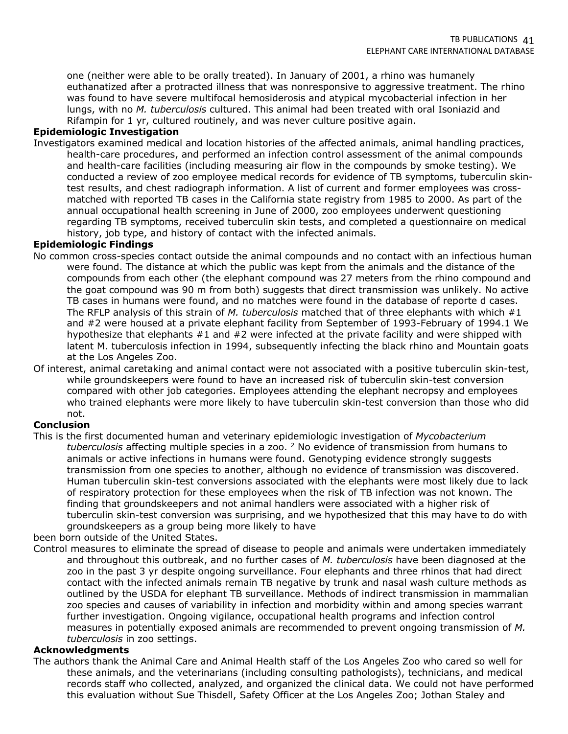one (neither were able to be orally treated). In January of 2001, a rhino was humanely euthanized after a protracted illness that was nonresponsive to aggressive treatment. The rhino was found to have severe multifocal hemosiderosis and atypical mycobacterial infection in her lungs, with no *M. tuberculosis* cultured. This animal had been treated with oral Isoniazid and Rifampin for 1 yr, cultured routinely, and was never culture positive again.

**Epidemiologic Investigation**

Investigators examined medical and location histories of the affected animals, animal handling practices, health-care procedures, and performed an infection control assessment of the animal compounds and health-care facilities (including measuring air flow in the compounds by smoke testing). We conducted a review of zoo employee medical records for evidence of TB symptoms, tuberculin skin-test results, and chest radiograph information. A list of current and former employees was cross-matched with reported TB cases in the California state registry from 1985 to 2000. As part of the annual occupational health screening in June of 2000, zoo employees underwent questioning regarding TB symptoms, received tuberculin skin tests, and completed a questionnaire on medical history, job type, and history of contact with the infected animals.

**Epidemiologic Findings**

No common cross-species contact outside the animal compounds and no contact with an infectious human were found. The distance at which the public was kept from the animals and the distance of the compounds from each other (the elephant compound was 27 meters from the rhino compound and the goat compound was 90 m from both) suggests that direct transmission was unlikely. No active TB cases in humans were found, and no matches were found in the database of reporte d cases. The RFLP analysis of this strain of *M. tuberculosis* matched that of three elephants with which #1 and #2 were housed at a private elephant facility from September of 1993-February of 1994.1 We hypothesize that elephants #1 and #2 were infected at the private facility and were shipped with latent M. tuberculosis infection in 1994, subsequently infecting the black rhino and Mountain goats at the Los Angeles Zoo.

Of interest, animal caretaking and animal contact were not associated with a positive tuberculin skin-test, while groundskeepers were found to have an increased risk of tuberculin skin-test conversion compared with other job categories. Employees attending the elephant necropsy and employees who trained elephants were more likely to have tuberculin skin-test conversion than those who did not.

**Conclusion**

This is the first documented human and veterinary epidemiologic investigation of *Mycobacterium tuberculosis* affecting multiple species in a zoo. [2] No evidence of transmission from humans to animals or active infections in humans were found. Genotyping evidence strongly suggests transmission from one species to another, although no evidence of transmission was discovered. Human tuberculin skin-test conversions associated with the elephants were most likely due to lack of respiratory protection for these employees when the risk of TB infection was not known. The finding that groundskeepers and not animal handlers were associated with a higher risk of tuberculin skin-test conversion was surprising, and we hypothesized that this may have to do with groundskeepers as a group being more likely to have been born outside of the United States.

Control measures to eliminate the spread of disease to people and animals were undertaken immediately and throughout this outbreak, and no further cases of *M. tuberculosis* have been diagnosed at the zoo in the past 3 yr despite ongoing surveillance. Four elephants and three rhinos that had direct contact with the infected animals remain TB negative by trunk and nasal wash culture methods as outlined by the USDA for elephant TB surveillance. Methods of indirect transmission in mammalian zoo species and causes of variability in infection and morbidity within and among species warrant further investigation. Ongoing vigilance, occupational health programs and infection control measures in potentially exposed animals are recommended to prevent ongoing transmission of *M. tuberculosis* in zoo settings.

**Acknowledgments**

The authors thank the Animal Care and Animal Health staff of the Los Angeles Zoo who cared so well for these animals, and the veterinarians (including consulting pathologists), technicians, and medical records staff who collected, analyzed, and organized the clinical data. We could not have performed this evaluation without Sue Thisdell, Safety Officer at the Los Angeles Zoo; Jothan Staley and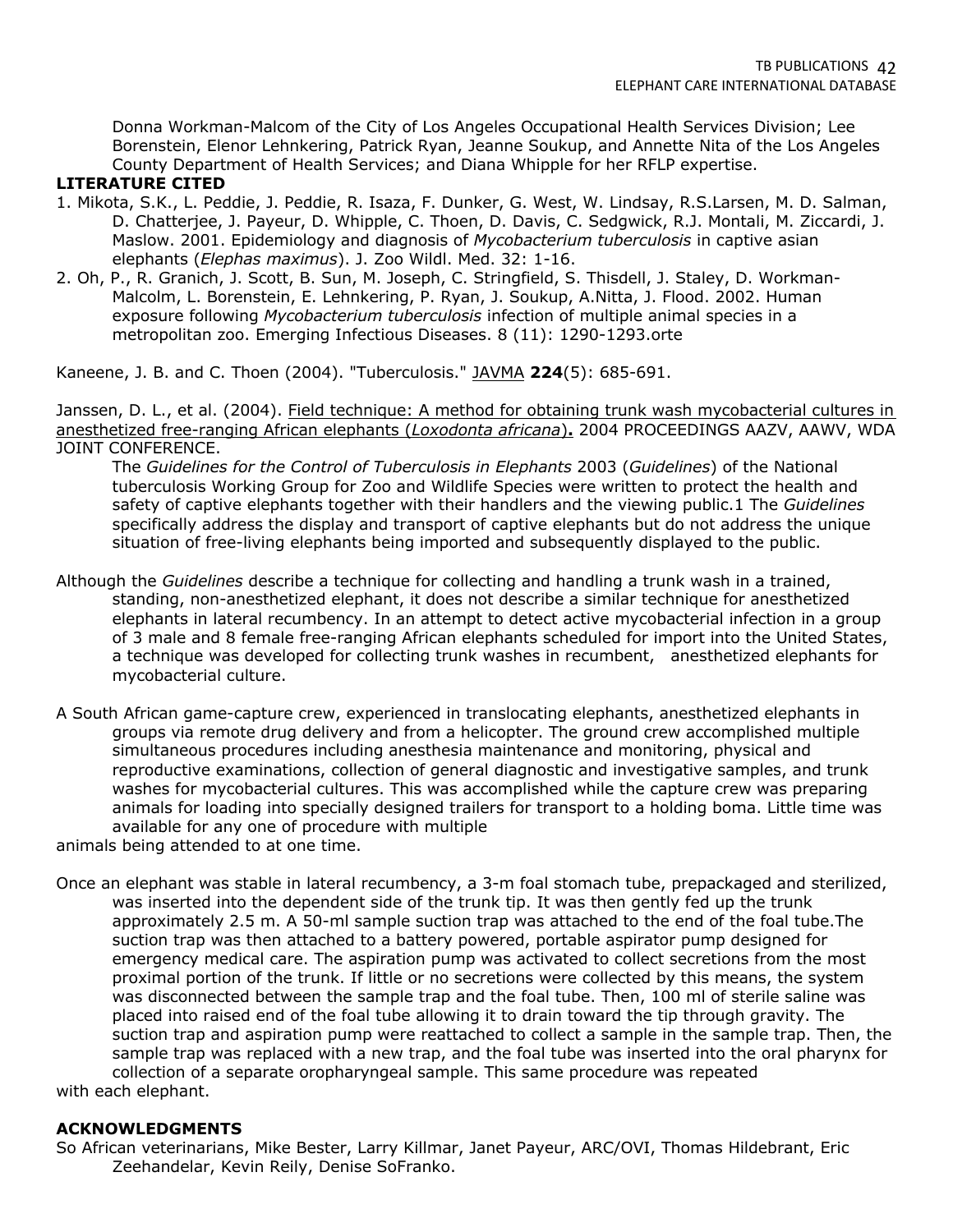Donna Workman-Malcom of the City of Los Angeles Occupational Health Services Division; Lee Borenstein, Elenor Lehnkering, Patrick Ryan, Jeanne Soukup, and Annette Nita of the Los Angeles County Department of Health Services; and Diana Whipple for her RFLP expertise.

**LITERATURE CITED**

1. Mikota, S.K., L. Peddie, J. Peddie, R. Isaza, F. Dunker, G. West, W. Lindsay, R.S.Larsen, M. D. Salman, D. Chatterjee, J. Payeur, D. Whipple, C. Thoen, D. Davis, C. Sedgwick, R.J. Montali, M. Ziccardi, J. Maslow. 2001. Epidemiology and diagnosis of *Mycobacterium tuberculosis* in captive asian elephants (*Elephas maximus*). J. Zoo Wildl. Med. 32: 1-16.
2. Oh, P., R. Granich, J. Scott, B. Sun, M. Joseph, C. Stringfield, S. Thisdell, J. Staley, D. Workman-Malcolm, L. Borenstein, E. Lehnkering, P. Ryan, J. Soukup, A.Nitta, J. Flood. 2002. Human exposure following *Mycobacterium tuberculosis* infection of multiple animal species in a metropolitan zoo. Emerging Infectious Diseases. 8 (11): 1290-1293.orte

Kaneene, J. B. and C. Thoen (2004). "Tuberculosis." JAVMA **224**(5): 685-691.

Janssen, D. L., et al. (2004). Field technique: A method for obtaining trunk wash mycobacterial cultures in anesthetized free-ranging African elephants (*Loxodonta africana*)**.** 2004 PROCEEDINGS AAZV, AAWV, WDA JOINT CONFERENCE.

The *Guidelines for the Control of Tuberculosis in Elephants* 2003 (*Guidelines*) of the National tuberculosis Working Group for Zoo and Wildlife Species were written to protect the health and safety of captive elephants together with their handlers and the viewing public.1 The *Guidelines* specifically address the display and transport of captive elephants but do not address the unique situation of free-living elephants being imported and subsequently displayed to the public.

Although the *Guidelines* describe a technique for collecting and handling a trunk wash in a trained, standing, non-anesthetized elephant, it does not describe a similar technique for anesthetized elephants in lateral recumbency. In an attempt to detect active mycobacterial infection in a group of 3 male and 8 female free-ranging African elephants scheduled for import into the United States, a technique was developed for collecting trunk washes in recumbent, anesthetized elephants for mycobacterial culture.

A South African game-capture crew, experienced in translocating elephants, anesthetized elephants in groups via remote drug delivery and from a helicopter. The ground crew accomplished multiple simultaneous procedures including anesthesia maintenance and monitoring, physical and reproductive examinations, collection of general diagnostic and investigative samples, and trunk washes for mycobacterial cultures. This was accomplished while the capture crew was preparing animals for loading into specially designed trailers for transport to a holding boma. Little time was available for any one of procedure with multiple animals being attended to at one time.

Once an elephant was stable in lateral recumbency, a 3-m foal stomach tube, prepackaged and sterilized, was inserted into the dependent side of the trunk tip. It was then gently fed up the trunk approximately 2.5 m. A 50-ml sample suction trap was attached to the end of the foal tube.The suction trap was then attached to a battery powered, portable aspirator pump designed for emergency medical care. The aspiration pump was activated to collect secretions from the most proximal portion of the trunk. If little or no secretions were collected by this means, the system was disconnected between the sample trap and the foal tube. Then, 100 ml of sterile saline was placed into raised end of the foal tube allowing it to drain toward the tip through gravity. The suction trap and aspiration pump were reattached to collect a sample in the sample trap. Then, the sample trap was replaced with a new trap, and the foal tube was inserted into the oral pharynx for collection of a separate oropharyngeal sample. This same procedure was repeated with each elephant.

**ACKNOWLEDGMENTS**

So African veterinarians, Mike Bester, Larry Killmar, Janet Payeur, ARC/OVI, Thomas Hildebrant, Eric Zeehandelar, Kevin Reily, Denise SoFranko.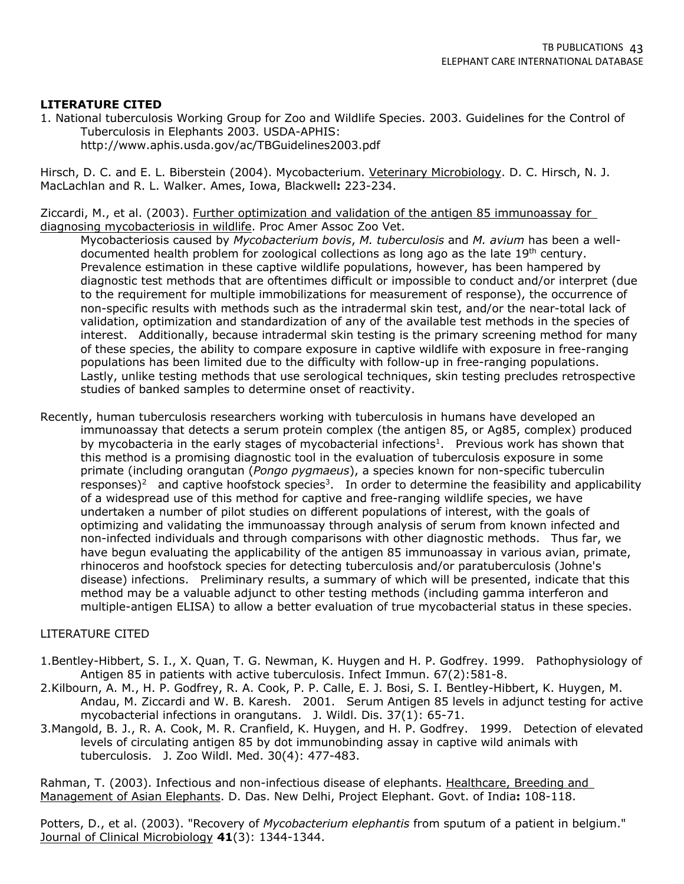**LITERATURE CITED**

1. National tuberculosis Working Group for Zoo and Wildlife Species. 2003. Guidelines for the Control of Tuberculosis in Elephants 2003. USDA-APHIS: http://www.aphis.usda.gov/ac/TBGuidelines2003.pdf

Hirsch, D. C. and E. L. Biberstein (2004). Mycobacterium. Veterinary Microbiology. D. C. Hirsch, N. J. MacLachlan and R. L. Walker. Ames, Iowa, Blackwell**:** 223-234.

Ziccardi, M., et al. (2003). Further optimization and validation of the antigen 85 immunoassay for diagnosing mycobacteriosis in wildlife. Proc Amer Assoc Zoo Vet.

Mycobacteriosis caused by *Mycobacterium bovis*, *M. tuberculosis* and *M. avium* has been a well-documented health problem for zoological collections as long ago as the late 19th century. Prevalence estimation in these captive wildlife populations, however, has been hampered by diagnostic test methods that are oftentimes difficult or impossible to conduct and/or interpret (due to the requirement for multiple immobilizations for measurement of response), the occurrence of non-specific results with methods such as the intradermal skin test, and/or the near-total lack of validation, optimization and standardization of any of the available test methods in the species of interest. Additionally, because intradermal skin testing is the primary screening method for many of these species, the ability to compare exposure in captive wildlife with exposure in free-ranging populations has been limited due to the difficulty with follow-up in free-ranging populations. Lastly, unlike testing methods that use serological techniques, skin testing precludes retrospective studies of banked samples to determine onset of reactivity.

Recently, human tuberculosis researchers working with tuberculosis in humans have developed an immunoassay that detects a serum protein complex (the antigen 85, or Ag85, complex) produced by mycobacteria in the early stages of mycobacterial infections[1]. Previous work has shown that this method is a promising diagnostic tool in the evaluation of tuberculosis exposure in some primate (including orangutan (*Pongo pygmaeus*), a species known for non-specific tuberculin responses)[2] and captive hoofstock species[3]. In order to determine the feasibility and applicability of a widespread use of this method for captive and free-ranging wildlife species, we have undertaken a number of pilot studies on different populations of interest, with the goals of optimizing and validating the immunoassay through analysis of serum from known infected and non-infected individuals and through comparisons with other diagnostic methods. Thus far, we have begun evaluating the applicability of the antigen 85 immunoassay in various avian, primate, rhinoceros and hoofstock species for detecting tuberculosis and/or paratuberculosis (Johne's disease) infections. Preliminary results, a summary of which will be presented, indicate that this method may be a valuable adjunct to other testing methods (including gamma interferon and multiple-antigen ELISA) to allow a better evaluation of true mycobacterial status in these species.

LITERATURE CITED

1. Bentley-Hibbert, S. I., X. Quan, T. G. Newman, K. Huygen and H. P. Godfrey. 1999. Pathophysiology of Antigen 85 in patients with active tuberculosis. Infect Immun. 67(2):581-8.
2. Kilbourn, A. M., H. P. Godfrey, R. A. Cook, P. P. Calle, E. J. Bosi, S. I. Bentley-Hibbert, K. Huygen, M. Andau, M. Ziccardi and W. B. Karesh. 2001. Serum Antigen 85 levels in adjunct testing for active mycobacterial infections in orangutans. J. Wildl. Dis. 37(1): 65-71.
3. Mangold, B. J., R. A. Cook, M. R. Cranfield, K. Huygen, and H. P. Godfrey. 1999. Detection of elevated levels of circulating antigen 85 by dot immunobinding assay in captive wild animals with tuberculosis. J. Zoo Wildl. Med. 30(4): 477-483.

Rahman, T. (2003). Infectious and non-infectious disease of elephants. Healthcare, Breeding and Management of Asian Elephants. D. Das. New Delhi, Project Elephant. Govt. of India**:** 108-118.

Potters, D., et al. (2003). "Recovery of *Mycobacterium elephantis* from sputum of a patient in belgium." Journal of Clinical Microbiology **41**(3): 1344-1344.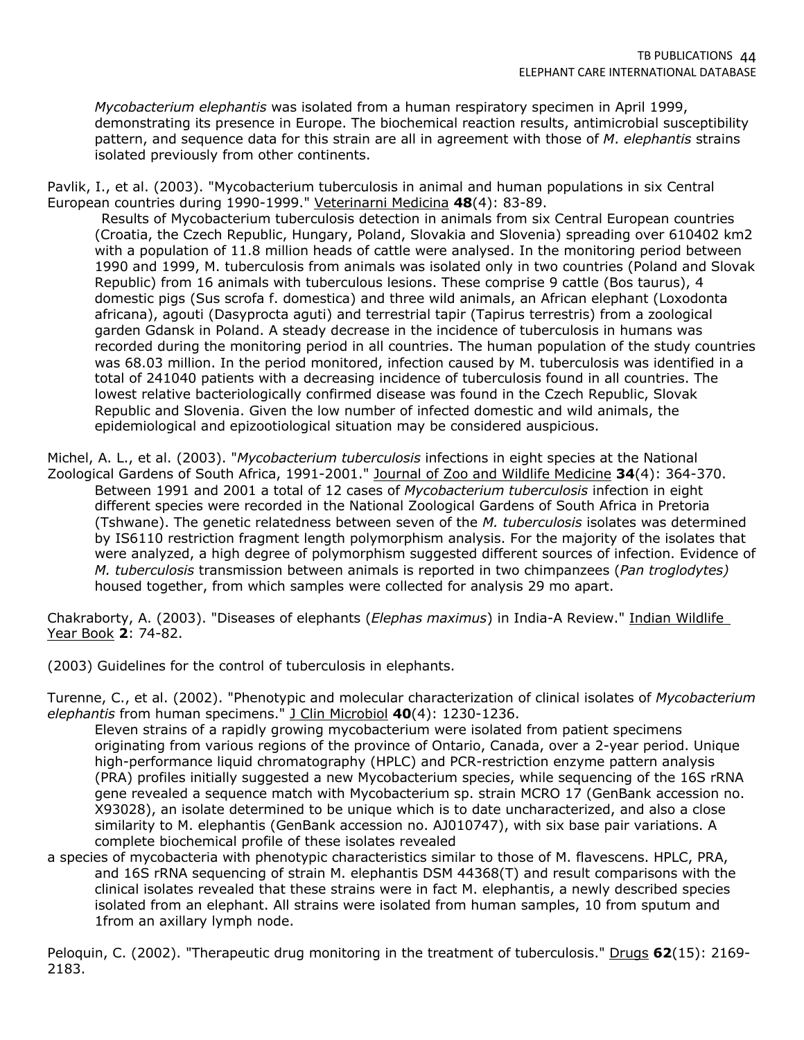*Mycobacterium elephantis* was isolated from a human respiratory specimen in April 1999, demonstrating its presence in Europe. The biochemical reaction results, antimicrobial susceptibility pattern, and sequence data for this strain are all in agreement with those of *M. elephantis* strains isolated previously from other continents.

Pavlik, I., et al. (2003). "Mycobacterium tuberculosis in animal and human populations in six Central European countries during 1990-1999." Veterinarni Medicina **48**(4): 83-89.

Results of Mycobacterium tuberculosis detection in animals from six Central European countries (Croatia, the Czech Republic, Hungary, Poland, Slovakia and Slovenia) spreading over 610402 km2 with a population of 11.8 million heads of cattle were analysed. In the monitoring period between 1990 and 1999, M. tuberculosis from animals was isolated only in two countries (Poland and Slovak Republic) from 16 animals with tuberculous lesions. These comprise 9 cattle (Bos taurus), 4 domestic pigs (Sus scrofa f. domestica) and three wild animals, an African elephant (Loxodonta africana), agouti (Dasyprocta aguti) and terrestrial tapir (Tapirus terrestris) from a zoological garden Gdansk in Poland. A steady decrease in the incidence of tuberculosis in humans was recorded during the monitoring period in all countries. The human population of the study countries was 68.03 million. In the period monitored, infection caused by M. tuberculosis was identified in a total of 241040 patients with a decreasing incidence of tuberculosis found in all countries. The lowest relative bacteriologically confirmed disease was found in the Czech Republic, Slovak Republic and Slovenia. Given the low number of infected domestic and wild animals, the epidemiological and epizootiological situation may be considered auspicious.

Michel, A. L., et al. (2003). "*Mycobacterium tuberculosis* infections in eight species at the National Zoological Gardens of South Africa, 1991-2001." Journal of Zoo and Wildlife Medicine **34**(4): 364-370.

Between 1991 and 2001 a total of 12 cases of *Mycobacterium tuberculosis* infection in eight different species were recorded in the National Zoological Gardens of South Africa in Pretoria (Tshwane). The genetic relatedness between seven of the *M. tuberculosis* isolates was determined by IS6110 restriction fragment length polymorphism analysis. For the majority of the isolates that were analyzed, a high degree of polymorphism suggested different sources of infection. Evidence of *M. tuberculosis* transmission between animals is reported in two chimpanzees (*Pan troglodytes)* housed together, from which samples were collected for analysis 29 mo apart.

Chakraborty, A. (2003). "Diseases of elephants (*Elephas maximus*) in India-A Review." Indian Wildlife Year Book **2**: 74-82.

(2003) Guidelines for the control of tuberculosis in elephants.

Turenne, C., et al. (2002). "Phenotypic and molecular characterization of clinical isolates of *Mycobacterium elephantis* from human specimens." J Clin Microbiol **40**(4): 1230-1236.

Eleven strains of a rapidly growing mycobacterium were isolated from patient specimens originating from various regions of the province of Ontario, Canada, over a 2-year period. Unique high-performance liquid chromatography (HPLC) and PCR-restriction enzyme pattern analysis (PRA) profiles initially suggested a new Mycobacterium species, while sequencing of the 16S rRNA gene revealed a sequence match with Mycobacterium sp. strain MCRO 17 (GenBank accession no. X93028), an isolate determined to be unique which is to date uncharacterized, and also a close similarity to M. elephantis (GenBank accession no. AJ010747), with six base pair variations. A complete biochemical profile of these isolates revealed
a species of mycobacteria with phenotypic characteristics similar to those of M. flavescens. HPLC, PRA, and 16S rRNA sequencing of strain M. elephantis DSM 44368(T) and result comparisons with the clinical isolates revealed that these strains were in fact M. elephantis, a newly described species isolated from an elephant. All strains were isolated from human samples, 10 from sputum and 1from an axillary lymph node.

Peloquin, C. (2002). "Therapeutic drug monitoring in the treatment of tuberculosis." Drugs **62**(15): 2169-2183.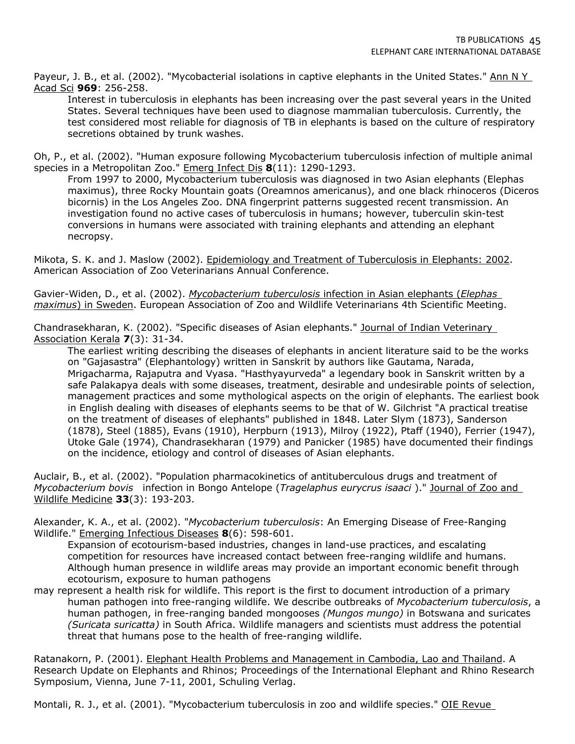Payeur, J. B., et al. (2002). "Mycobacterial isolations in captive elephants in the United States." Ann N Y Acad Sci **969**: 256-258.

> Interest in tuberculosis in elephants has been increasing over the past several years in the United States. Several techniques have been used to diagnose mammalian tuberculosis. Currently, the test considered most reliable for diagnosis of TB in elephants is based on the culture of respiratory secretions obtained by trunk washes.

Oh, P., et al. (2002). "Human exposure following Mycobacterium tuberculosis infection of multiple animal species in a Metropolitan Zoo." Emerg Infect Dis **8**(11): 1290-1293.

> From 1997 to 2000, Mycobacterium tuberculosis was diagnosed in two Asian elephants (Elephas maximus), three Rocky Mountain goats (Oreamnos americanus), and one black rhinoceros (Diceros bicornis) in the Los Angeles Zoo. DNA fingerprint patterns suggested recent transmission. An investigation found no active cases of tuberculosis in humans; however, tuberculin skin-test conversions in humans were associated with training elephants and attending an elephant necropsy.

Mikota, S. K. and J. Maslow (2002). Epidemiology and Treatment of Tuberculosis in Elephants: 2002. American Association of Zoo Veterinarians Annual Conference.

Gavier-Widen, D., et al. (2002). *Mycobacterium tuberculosis* infection in Asian elephants (*Elephas maximus*) in Sweden. European Association of Zoo and Wildlife Veterinarians 4th Scientific Meeting.

Chandrasekharan, K. (2002). "Specific diseases of Asian elephants." Journal of Indian Veterinary Association Kerala **7**(3): 31-34.

> The earliest writing describing the diseases of elephants in ancient literature said to be the works on "Gajasastra" (Elephantology) written in Sanskrit by authors like Gautama, Narada, Mrigacharma, Rajaputra and Vyasa. "Hasthyayurveda" a legendary book in Sanskrit written by a safe Palakapya deals with some diseases, treatment, desirable and undesirable points of selection, management practices and some mythological aspects on the origin of elephants. The earliest book in English dealing with diseases of elephants seems to be that of W. Gilchrist "A practical treatise on the treatment of diseases of elephants" published in 1848. Later Slym (1873), Sanderson (1878), Steel (1885), Evans (1910), Herpburn (1913), Milroy (1922), Ptaff (1940), Ferrier (1947), Utoke Gale (1974), Chandrasekharan (1979) and Panicker (1985) have documented their findings on the incidence, etiology and control of diseases of Asian elephants.

Auclair, B., et al. (2002). "Population pharmacokinetics of antituberculous drugs and treatment of *Mycobacterium bovis* infection in Bongo Antelope (*Tragelaphus eurycrus isaaci* )." Journal of Zoo and Wildlife Medicine **33**(3): 193-203.

Alexander, K. A., et al. (2002). "*Mycobacterium tuberculosis*: An Emerging Disease of Free-Ranging Wildlife." Emerging Infectious Diseases **8**(6): 598-601.

> Expansion of ecotourism-based industries, changes in land-use practices, and escalating competition for resources have increased contact between free-ranging wildlife and humans. Although human presence in wildlife areas may provide an important economic benefit through ecotourism, exposure to human pathogens may represent a health risk for wildlife. This report is the first to document introduction of a primary human pathogen into free-ranging wildlife. We describe outbreaks of *Mycobacterium tuberculosis*, a human pathogen, in free-ranging banded mongooses *(Mungos mungo)* in Botswana and suricates *(Suricata suricatta)* in South Africa. Wildlife managers and scientists must address the potential threat that humans pose to the health of free-ranging wildlife.

Ratanakorn, P. (2001). Elephant Health Problems and Management in Cambodia, Lao and Thailand. A Research Update on Elephants and Rhinos; Proceedings of the International Elephant and Rhino Research Symposium, Vienna, June 7-11, 2001, Schuling Verlag.

Montali, R. J., et al. (2001). "Mycobacterium tuberculosis in zoo and wildlife species." OIE Revue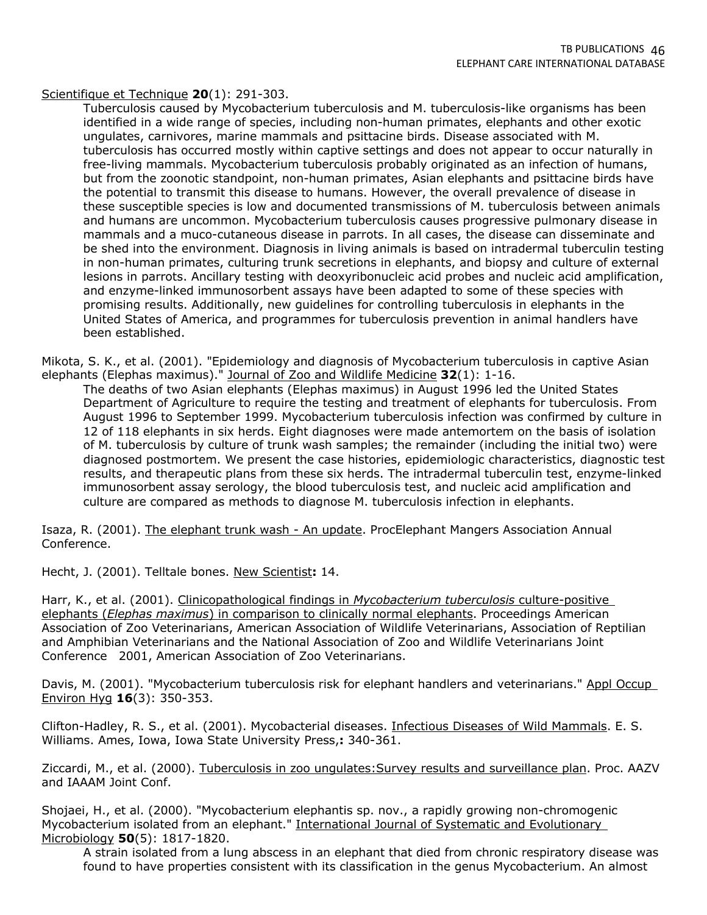Scientifique et Technique **20**(1): 291-303.

Tuberculosis caused by Mycobacterium tuberculosis and M. tuberculosis-like organisms has been identified in a wide range of species, including non-human primates, elephants and other exotic ungulates, carnivores, marine mammals and psittacine birds. Disease associated with M. tuberculosis has occurred mostly within captive settings and does not appear to occur naturally in free-living mammals. Mycobacterium tuberculosis probably originated as an infection of humans, but from the zoonotic standpoint, non-human primates, Asian elephants and psittacine birds have the potential to transmit this disease to humans. However, the overall prevalence of disease in these susceptible species is low and documented transmissions of M. tuberculosis between animals and humans are uncommon. Mycobacterium tuberculosis causes progressive pulmonary disease in mammals and a muco-cutaneous disease in parrots. In all cases, the disease can disseminate and be shed into the environment. Diagnosis in living animals is based on intradermal tuberculin testing in non-human primates, culturing trunk secretions in elephants, and biopsy and culture of external lesions in parrots. Ancillary testing with deoxyribonucleic acid probes and nucleic acid amplification, and enzyme-linked immunosorbent assays have been adapted to some of these species with promising results. Additionally, new guidelines for controlling tuberculosis in elephants in the United States of America, and programmes for tuberculosis prevention in animal handlers have been established.

Mikota, S. K., et al. (2001). "Epidemiology and diagnosis of Mycobacterium tuberculosis in captive Asian elephants (Elephas maximus)." Journal of Zoo and Wildlife Medicine **32**(1): 1-16.

The deaths of two Asian elephants (Elephas maximus) in August 1996 led the United States Department of Agriculture to require the testing and treatment of elephants for tuberculosis. From August 1996 to September 1999. Mycobacterium tuberculosis infection was confirmed by culture in 12 of 118 elephants in six herds. Eight diagnoses were made antemortem on the basis of isolation of M. tuberculosis by culture of trunk wash samples; the remainder (including the initial two) were diagnosed postmortem. We present the case histories, epidemiologic characteristics, diagnostic test results, and therapeutic plans from these six herds. The intradermal tuberculin test, enzyme-linked immunosorbent assay serology, the blood tuberculosis test, and nucleic acid amplification and culture are compared as methods to diagnose M. tuberculosis infection in elephants.

Isaza, R. (2001). The elephant trunk wash - An update. ProcElephant Mangers Association Annual Conference.

Hecht, J. (2001). Telltale bones. New Scientist**:** 14.

Harr, K., et al. (2001). Clinicopathological findings in *Mycobacterium tuberculosis* culture-positive elephants (*Elephas maximus*) in comparison to clinically normal elephants. Proceedings American Association of Zoo Veterinarians, American Association of Wildlife Veterinarians, Association of Reptilian and Amphibian Veterinarians and the National Association of Zoo and Wildlife Veterinarians Joint Conference 2001, American Association of Zoo Veterinarians.

Davis, M. (2001). "Mycobacterium tuberculosis risk for elephant handlers and veterinarians." Appl Occup Environ Hyg **16**(3): 350-353.

Clifton-Hadley, R. S., et al. (2001). Mycobacterial diseases. Infectious Diseases of Wild Mammals. E. S. Williams. Ames, Iowa, Iowa State University Press,**:** 340-361.

Ziccardi, M., et al. (2000). Tuberculosis in zoo ungulates:Survey results and surveillance plan. Proc. AAZV and IAAAM Joint Conf.

Shojaei, H., et al. (2000). "Mycobacterium elephantis sp. nov., a rapidly growing non-chromogenic Mycobacterium isolated from an elephant." International Journal of Systematic and Evolutionary Microbiology **50**(5): 1817-1820.

A strain isolated from a lung abscess in an elephant that died from chronic respiratory disease was found to have properties consistent with its classification in the genus Mycobacterium. An almost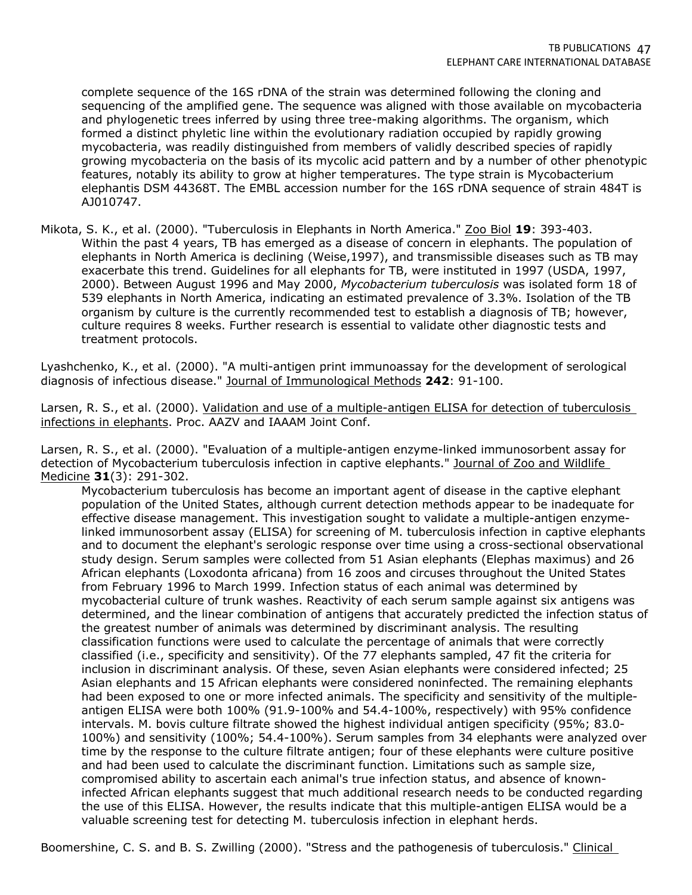complete sequence of the 16S rDNA of the strain was determined following the cloning and sequencing of the amplified gene. The sequence was aligned with those available on mycobacteria and phylogenetic trees inferred by using three tree-making algorithms. The organism, which formed a distinct phyletic line within the evolutionary radiation occupied by rapidly growing mycobacteria, was readily distinguished from members of validly described species of rapidly growing mycobacteria on the basis of its mycolic acid pattern and by a number of other phenotypic features, notably its ability to grow at higher temperatures. The type strain is Mycobacterium elephantis DSM 44368T. The EMBL accession number for the 16S rDNA sequence of strain 484T is AJ010747.

Mikota, S. K., et al. (2000). "Tuberculosis in Elephants in North America." Zoo Biol **19**: 393-403.
Within the past 4 years, TB has emerged as a disease of concern in elephants. The population of elephants in North America is declining (Weise,1997), and transmissible diseases such as TB may exacerbate this trend. Guidelines for all elephants for TB, were instituted in 1997 (USDA, 1997, 2000). Between August 1996 and May 2000, *Mycobacterium tuberculosis* was isolated form 18 of 539 elephants in North America, indicating an estimated prevalence of 3.3%. Isolation of the TB organism by culture is the currently recommended test to establish a diagnosis of TB; however, culture requires 8 weeks. Further research is essential to validate other diagnostic tests and treatment protocols.

Lyashchenko, K., et al. (2000). "A multi-antigen print immunoassay for the development of serological diagnosis of infectious disease." Journal of Immunological Methods **242**: 91-100.

Larsen, R. S., et al. (2000). Validation and use of a multiple-antigen ELISA for detection of tuberculosis infections in elephants. Proc. AAZV and IAAAM Joint Conf.

Larsen, R. S., et al. (2000). "Evaluation of a multiple-antigen enzyme-linked immunosorbent assay for detection of Mycobacterium tuberculosis infection in captive elephants." Journal of Zoo and Wildlife Medicine **31**(3): 291-302.
Mycobacterium tuberculosis has become an important agent of disease in the captive elephant population of the United States, although current detection methods appear to be inadequate for effective disease management. This investigation sought to validate a multiple-antigen enzyme-linked immunosorbent assay (ELISA) for screening of M. tuberculosis infection in captive elephants and to document the elephant's serologic response over time using a cross-sectional observational study design. Serum samples were collected from 51 Asian elephants (Elephas maximus) and 26 African elephants (Loxodonta africana) from 16 zoos and circuses throughout the United States from February 1996 to March 1999. Infection status of each animal was determined by mycobacterial culture of trunk washes. Reactivity of each serum sample against six antigens was determined, and the linear combination of antigens that accurately predicted the infection status of the greatest number of animals was determined by discriminant analysis. The resulting classification functions were used to calculate the percentage of animals that were correctly classified (i.e., specificity and sensitivity). Of the 77 elephants sampled, 47 fit the criteria for inclusion in discriminant analysis. Of these, seven Asian elephants were considered infected; 25 Asian elephants and 15 African elephants were considered noninfected. The remaining elephants had been exposed to one or more infected animals. The specificity and sensitivity of the multiple-antigen ELISA were both 100% (91.9-100% and 54.4-100%, respectively) with 95% confidence intervals. M. bovis culture filtrate showed the highest individual antigen specificity (95%; 83.0-100%) and sensitivity (100%; 54.4-100%). Serum samples from 34 elephants were analyzed over time by the response to the culture filtrate antigen; four of these elephants were culture positive and had been used to calculate the discriminant function. Limitations such as sample size, compromised ability to ascertain each animal's true infection status, and absence of known-infected African elephants suggest that much additional research needs to be conducted regarding the use of this ELISA. However, the results indicate that this multiple-antigen ELISA would be a valuable screening test for detecting M. tuberculosis infection in elephant herds.

Boomershine, C. S. and B. S. Zwilling (2000). "Stress and the pathogenesis of tuberculosis." Clinical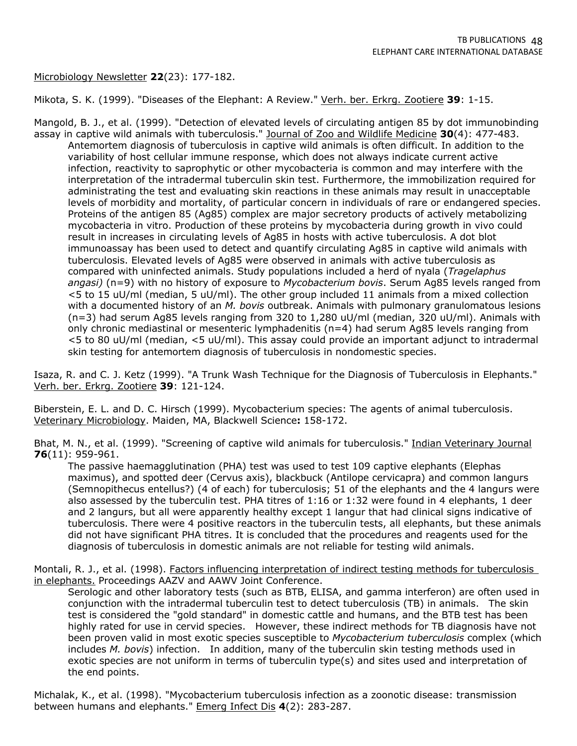Microbiology Newsletter **22**(23): 177-182.

Mikota, S. K. (1999). "Diseases of the Elephant: A Review." Verh. ber. Erkrg. Zootiere **39**: 1-15.

Mangold, B. J., et al. (1999). "Detection of elevated levels of circulating antigen 85 by dot immunobinding assay in captive wild animals with tuberculosis." Journal of Zoo and Wildlife Medicine **30**(4): 477-483.

> Antemortem diagnosis of tuberculosis in captive wild animals is often difficult. In addition to the variability of host cellular immune response, which does not always indicate current active infection, reactivity to saprophytic or other mycobacteria is common and may interfere with the interpretation of the intradermal tuberculin skin test. Furthermore, the immobilization required for administrating the test and evaluating skin reactions in these animals may result in unacceptable levels of morbidity and mortality, of particular concern in individuals of rare or endangered species. Proteins of the antigen 85 (Ag85) complex are major secretory products of actively metabolizing mycobacteria in vitro. Production of these proteins by mycobacteria during growth in vivo could result in increases in circulating levels of Ag85 in hosts with active tuberculosis. A dot blot immunoassay has been used to detect and quantify circulating Ag85 in captive wild animals with tuberculosis. Elevated levels of Ag85 were observed in animals with active tuberculosis as compared with uninfected animals. Study populations included a herd of nyala (*Tragelaphus angasi)* (n=9) with no history of exposure to *Mycobacterium bovis*. Serum Ag85 levels ranged from <5 to 15 uU/ml (median, 5 uU/ml). The other group included 11 animals from a mixed collection with a documented history of an *M. bovis* outbreak. Animals with pulmonary granulomatous lesions (n=3) had serum Ag85 levels ranging from 320 to 1,280 uU/ml (median, 320 uU/ml). Animals with only chronic mediastinal or mesenteric lymphadenitis (n=4) had serum Ag85 levels ranging from <5 to 80 uU/ml (median, <5 uU/ml). This assay could provide an important adjunct to intradermal skin testing for antemortem diagnosis of tuberculosis in nondomestic species.

Isaza, R. and C. J. Ketz (1999). "A Trunk Wash Technique for the Diagnosis of Tuberculosis in Elephants." Verh. ber. Erkrg. Zootiere **39**: 121-124.

Biberstein, E. L. and D. C. Hirsch (1999). Mycobacterium species: The agents of animal tuberculosis. Veterinary Microbiology. Maiden, MA, Blackwell Science**:** 158-172.

Bhat, M. N., et al. (1999). "Screening of captive wild animals for tuberculosis." Indian Veterinary Journal **76**(11): 959-961.

> The passive haemagglutination (PHA) test was used to test 109 captive elephants (Elephas maximus), and spotted deer (Cervus axis), blackbuck (Antilope cervicapra) and common langurs (Semnopithecus entellus?) (4 of each) for tuberculosis; 51 of the elephants and the 4 langurs were also assessed by the tuberculin test. PHA titres of 1:16 or 1:32 were found in 4 elephants, 1 deer and 2 langurs, but all were apparently healthy except 1 langur that had clinical signs indicative of tuberculosis. There were 4 positive reactors in the tuberculin tests, all elephants, but these animals did not have significant PHA titres. It is concluded that the procedures and reagents used for the diagnosis of tuberculosis in domestic animals are not reliable for testing wild animals.

Montali, R. J., et al. (1998). Factors influencing interpretation of indirect testing methods for tuberculosis in elephants. Proceedings AAZV and AAWV Joint Conference.

> Serologic and other laboratory tests (such as BTB, ELISA, and gamma interferon) are often used in conjunction with the intradermal tuberculin test to detect tuberculosis (TB) in animals. The skin test is considered the "gold standard" in domestic cattle and humans, and the BTB test has been highly rated for use in cervid species. However, these indirect methods for TB diagnosis have not been proven valid in most exotic species susceptible to *Mycobacterium tuberculosis* complex (which includes *M. bovis*) infection. In addition, many of the tuberculin skin testing methods used in exotic species are not uniform in terms of tuberculin type(s) and sites used and interpretation of the end points.

Michalak, K., et al. (1998). "Mycobacterium tuberculosis infection as a zoonotic disease: transmission between humans and elephants." Emerg Infect Dis **4**(2): 283-287.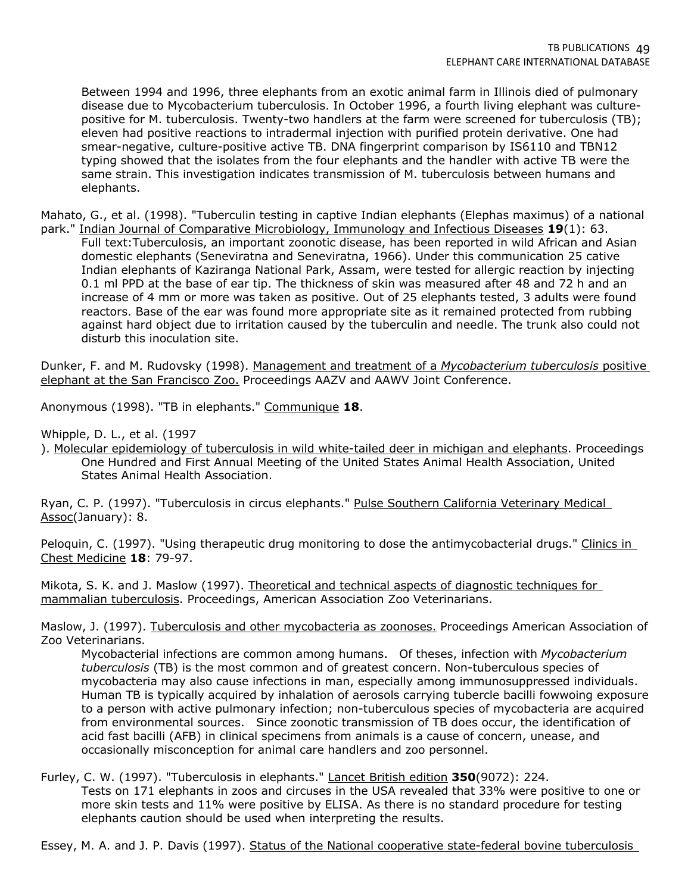Between 1994 and 1996, three elephants from an exotic animal farm in Illinois died of pulmonary disease due to Mycobacterium tuberculosis. In October 1996, a fourth living elephant was culture-positive for M. tuberculosis. Twenty-two handlers at the farm were screened for tuberculosis (TB); eleven had positive reactions to intradermal injection with purified protein derivative. One had smear-negative, culture-positive active TB. DNA fingerprint comparison by IS6110 and TBN12 typing showed that the isolates from the four elephants and the handler with active TB were the same strain. This investigation indicates transmission of M. tuberculosis between humans and elephants.

Mahato, G., et al. (1998). "Tuberculin testing in captive Indian elephants (Elephas maximus) of a national park." Indian Journal of Comparative Microbiology, Immunology and Infectious Diseases **19**(1): 63.

Full text:Tuberculosis, an important zoonotic disease, has been reported in wild African and Asian domestic elephants (Seneviratna and Seneviratna, 1966). Under this communication 25 cative Indian elephants of Kaziranga National Park, Assam, were tested for allergic reaction by injecting 0.1 ml PPD at the base of ear tip. The thickness of skin was measured after 48 and 72 h and an increase of 4 mm or more was taken as positive. Out of 25 elephants tested, 3 adults were found reactors. Base of the ear was found more appropriate site as it remained protected from rubbing against hard object due to irritation caused by the tuberculin and needle. The trunk also could not disturb this inoculation site.

Dunker, F. and M. Rudovsky (1998). Management and treatment of a *Mycobacterium tuberculosis* positive elephant at the San Francisco Zoo. Proceedings AAZV and AAWV Joint Conference.

Anonymous (1998). "TB in elephants." Communique **18**.

Whipple, D. L., et al. (1997
). Molecular epidemiology of tuberculosis in wild white-tailed deer in michigan and elephants. Proceedings One Hundred and First Annual Meeting of the United States Animal Health Association, United States Animal Health Association.

Ryan, C. P. (1997). "Tuberculosis in circus elephants." Pulse Southern California Veterinary Medical Assoc(January): 8.

Peloquin, C. (1997). "Using therapeutic drug monitoring to dose the antimycobacterial drugs." Clinics in Chest Medicine **18**: 79-97.

Mikota, S. K. and J. Maslow (1997). Theoretical and technical aspects of diagnostic techniques for mammalian tuberculosis. Proceedings, American Association Zoo Veterinarians.

Maslow, J. (1997). Tuberculosis and other mycobacteria as zoonoses. Proceedings American Association of Zoo Veterinarians.

Mycobacterial infections are common among humans. Of theses, infection with *Mycobacterium tuberculosis* (TB) is the most common and of greatest concern. Non-tuberculous species of mycobacteria may also cause infections in man, especially among immunosuppressed individuals. Human TB is typically acquired by inhalation of aerosols carrying tubercle bacilli fowwoing exposure to a person with active pulmonary infection; non-tuberculous species of mycobacteria are acquired from environmental sources. Since zoonotic transmission of TB does occur, the identification of acid fast bacilli (AFB) in clinical specimens from animals is a cause of concern, unease, and occasionally misconception for animal care handlers and zoo personnel.

Furley, C. W. (1997). "Tuberculosis in elephants." Lancet British edition **350**(9072): 224.

Tests on 171 elephants in zoos and circuses in the USA revealed that 33% were positive to one or more skin tests and 11% were positive by ELISA. As there is no standard procedure for testing elephants caution should be used when interpreting the results.

Essey, M. A. and J. P. Davis (1997). Status of the National cooperative state-federal bovine tuberculosis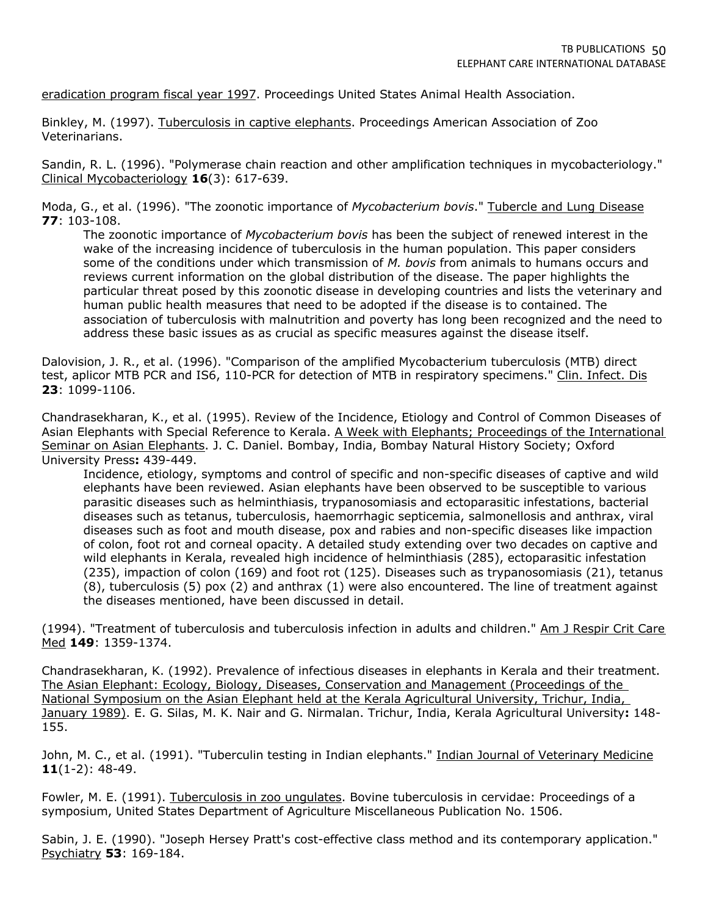eradication program fiscal year 1997. Proceedings United States Animal Health Association.

Binkley, M. (1997). Tuberculosis in captive elephants. Proceedings American Association of Zoo Veterinarians.

Sandin, R. L. (1996). "Polymerase chain reaction and other amplification techniques in mycobacteriology." Clinical Mycobacteriology **16**(3): 617-639.

Moda, G., et al. (1996). "The zoonotic importance of *Mycobacterium bovis*." Tubercle and Lung Disease **77**: 103-108.

> The zoonotic importance of *Mycobacterium bovis* has been the subject of renewed interest in the wake of the increasing incidence of tuberculosis in the human population. This paper considers some of the conditions under which transmission of *M. bovis* from animals to humans occurs and reviews current information on the global distribution of the disease. The paper highlights the particular threat posed by this zoonotic disease in developing countries and lists the veterinary and human public health measures that need to be adopted if the disease is to contained. The association of tuberculosis with malnutrition and poverty has long been recognized and the need to address these basic issues as as crucial as specific measures against the disease itself.

Dalovision, J. R., et al. (1996). "Comparison of the amplified Mycobacterium tuberculosis (MTB) direct test, aplicor MTB PCR and IS6, 110-PCR for detection of MTB in respiratory specimens." Clin. Infect. Dis **23**: 1099-1106.

Chandrasekharan, K., et al. (1995). Review of the Incidence, Etiology and Control of Common Diseases of Asian Elephants with Special Reference to Kerala. A Week with Elephants; Proceedings of the International Seminar on Asian Elephants. J. C. Daniel. Bombay, India, Bombay Natural History Society; Oxford University Press**:** 439-449.

> Incidence, etiology, symptoms and control of specific and non-specific diseases of captive and wild elephants have been reviewed. Asian elephants have been observed to be susceptible to various parasitic diseases such as helminthiasis, trypanosomiasis and ectoparasitic infestations, bacterial diseases such as tetanus, tuberculosis, haemorrhagic septicemia, salmonellosis and anthrax, viral diseases such as foot and mouth disease, pox and rabies and non-specific diseases like impaction of colon, foot rot and corneal opacity. A detailed study extending over two decades on captive and wild elephants in Kerala, revealed high incidence of helminthiasis (285), ectoparasitic infestation (235), impaction of colon (169) and foot rot (125). Diseases such as trypanosomiasis (21), tetanus (8), tuberculosis (5) pox (2) and anthrax (1) were also encountered. The line of treatment against the diseases mentioned, have been discussed in detail.

(1994). "Treatment of tuberculosis and tuberculosis infection in adults and children." Am J Respir Crit Care Med **149**: 1359-1374.

Chandrasekharan, K. (1992). Prevalence of infectious diseases in elephants in Kerala and their treatment. The Asian Elephant: Ecology, Biology, Diseases, Conservation and Management (Proceedings of the National Symposium on the Asian Elephant held at the Kerala Agricultural University, Trichur, India, January 1989). E. G. Silas, M. K. Nair and G. Nirmalan. Trichur, India, Kerala Agricultural University**:** 148-155.

John, M. C., et al. (1991). "Tuberculin testing in Indian elephants." Indian Journal of Veterinary Medicine **11**(1-2): 48-49.

Fowler, M. E. (1991). Tuberculosis in zoo ungulates. Bovine tuberculosis in cervidae: Proceedings of a symposium, United States Department of Agriculture Miscellaneous Publication No. 1506.

Sabin, J. E. (1990). "Joseph Hersey Pratt's cost-effective class method and its contemporary application." Psychiatry **53**: 169-184.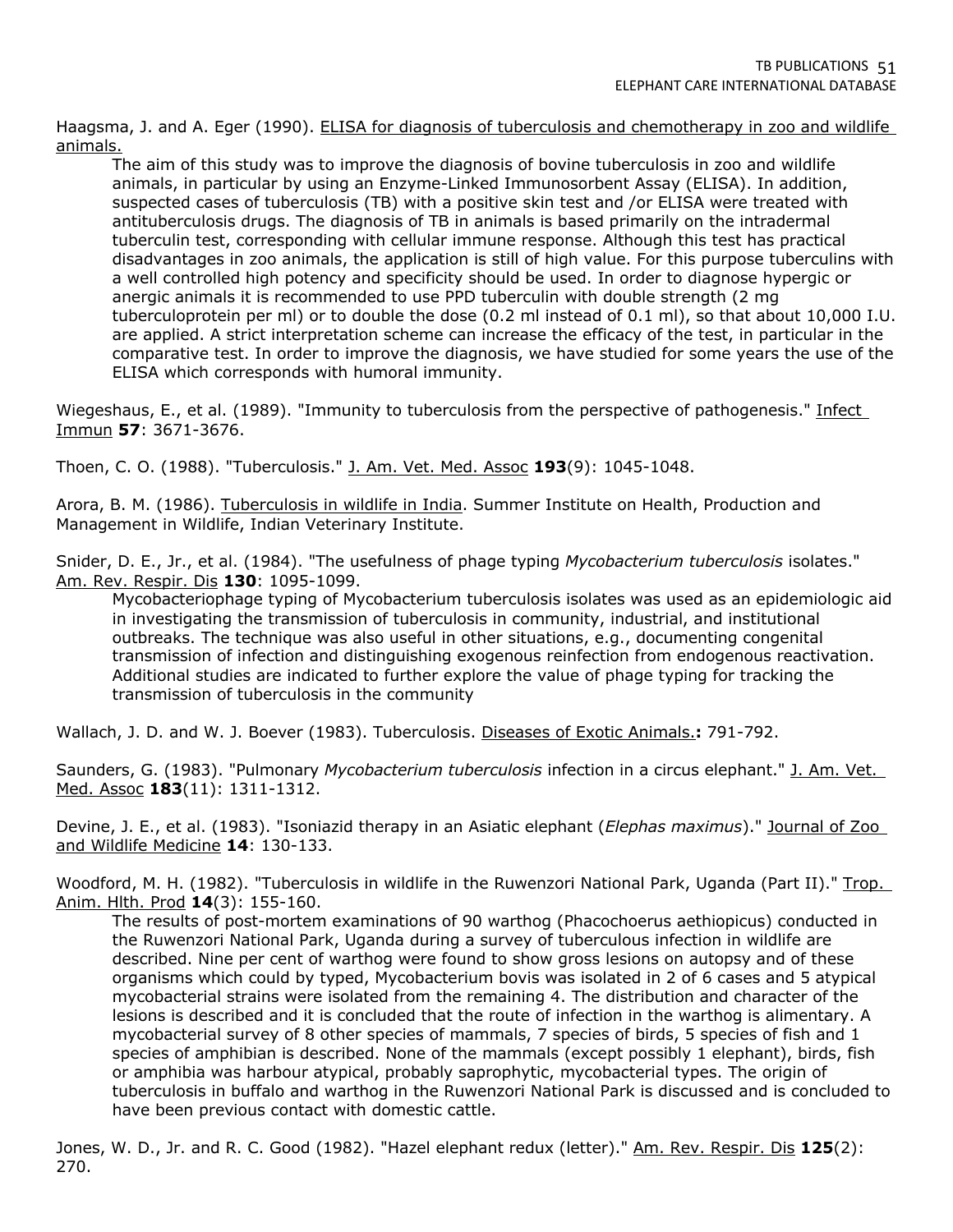Haagsma, J. and A. Eger (1990). ELISA for diagnosis of tuberculosis and chemotherapy in zoo and wildlife animals.

> The aim of this study was to improve the diagnosis of bovine tuberculosis in zoo and wildlife animals, in particular by using an Enzyme-Linked Immunosorbent Assay (ELISA). In addition, suspected cases of tuberculosis (TB) with a positive skin test and /or ELISA were treated with antituberculosis drugs. The diagnosis of TB in animals is based primarily on the intradermal tuberculin test, corresponding with cellular immune response. Although this test has practical disadvantages in zoo animals, the application is still of high value. For this purpose tuberculins with a well controlled high potency and specificity should be used. In order to diagnose hypergic or anergic animals it is recommended to use PPD tuberculin with double strength (2 mg tuberculoprotein per ml) or to double the dose (0.2 ml instead of 0.1 ml), so that about 10,000 I.U. are applied. A strict interpretation scheme can increase the efficacy of the test, in particular in the comparative test. In order to improve the diagnosis, we have studied for some years the use of the ELISA which corresponds with humoral immunity.

Wiegeshaus, E., et al. (1989). "Immunity to tuberculosis from the perspective of pathogenesis." Infect Immun **57**: 3671-3676.

Thoen, C. O. (1988). "Tuberculosis." J. Am. Vet. Med. Assoc **193**(9): 1045-1048.

Arora, B. M. (1986). Tuberculosis in wildlife in India. Summer Institute on Health, Production and Management in Wildlife, Indian Veterinary Institute.

Snider, D. E., Jr., et al. (1984). "The usefulness of phage typing *Mycobacterium tuberculosis* isolates." Am. Rev. Respir. Dis **130**: 1095-1099.

> Mycobacteriophage typing of Mycobacterium tuberculosis isolates was used as an epidemiologic aid in investigating the transmission of tuberculosis in community, industrial, and institutional outbreaks. The technique was also useful in other situations, e.g., documenting congenital transmission of infection and distinguishing exogenous reinfection from endogenous reactivation. Additional studies are indicated to further explore the value of phage typing for tracking the transmission of tuberculosis in the community

Wallach, J. D. and W. J. Boever (1983). Tuberculosis. Diseases of Exotic Animals.**:** 791-792.

Saunders, G. (1983). "Pulmonary *Mycobacterium tuberculosis* infection in a circus elephant." J. Am. Vet. Med. Assoc **183**(11): 1311-1312.

Devine, J. E., et al. (1983). "Isoniazid therapy in an Asiatic elephant (*Elephas maximus*)." Journal of Zoo and Wildlife Medicine **14**: 130-133.

Woodford, M. H. (1982). "Tuberculosis in wildlife in the Ruwenzori National Park, Uganda (Part II)." Trop. Anim. Hlth. Prod **14**(3): 155-160.

> The results of post-mortem examinations of 90 warthog (Phacochoerus aethiopicus) conducted in the Ruwenzori National Park, Uganda during a survey of tuberculous infection in wildlife are described. Nine per cent of warthog were found to show gross lesions on autopsy and of these organisms which could by typed, Mycobacterium bovis was isolated in 2 of 6 cases and 5 atypical mycobacterial strains were isolated from the remaining 4. The distribution and character of the lesions is described and it is concluded that the route of infection in the warthog is alimentary. A mycobacterial survey of 8 other species of mammals, 7 species of birds, 5 species of fish and 1 species of amphibian is described. None of the mammals (except possibly 1 elephant), birds, fish or amphibia was harbour atypical, probably saprophytic, mycobacterial types. The origin of tuberculosis in buffalo and warthog in the Ruwenzori National Park is discussed and is concluded to have been previous contact with domestic cattle.

Jones, W. D., Jr. and R. C. Good (1982). "Hazel elephant redux (letter)." Am. Rev. Respir. Dis **125**(2): 270.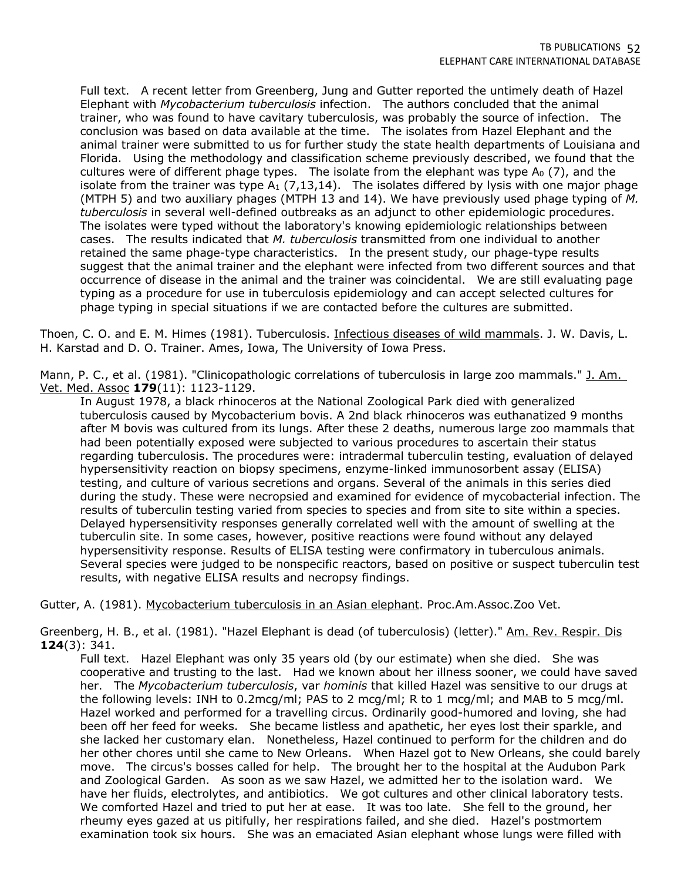Full text. A recent letter from Greenberg, Jung and Gutter reported the untimely death of Hazel Elephant with *Mycobacterium tuberculosis* infection. The authors concluded that the animal trainer, who was found to have cavitary tuberculosis, was probably the source of infection. The conclusion was based on data available at the time. The isolates from Hazel Elephant and the animal trainer were submitted to us for further study the state health departments of Louisiana and Florida. Using the methodology and classification scheme previously described, we found that the cultures were of different phage types. The isolate from the elephant was type $A_0$ (7), and the isolate from the trainer was type $A_1$ (7,13,14). The isolates differed by lysis with one major phage (MTPH 5) and two auxiliary phages (MTPH 13 and 14). We have previously used phage typing of *M. tuberculosis* in several well-defined outbreaks as an adjunct to other epidemiologic procedures. The isolates were typed without the laboratory's knowing epidemiologic relationships between cases. The results indicated that *M. tuberculosis* transmitted from one individual to another retained the same phage-type characteristics. In the present study, our phage-type results suggest that the animal trainer and the elephant were infected from two different sources and that occurrence of disease in the animal and the trainer was coincidental. We are still evaluating page typing as a procedure for use in tuberculosis epidemiology and can accept selected cultures for phage typing in special situations if we are contacted before the cultures are submitted.

Thoen, C. O. and E. M. Himes (1981). Tuberculosis. Infectious diseases of wild mammals. J. W. Davis, L. H. Karstad and D. O. Trainer. Ames, Iowa, The University of Iowa Press.

Mann, P. C., et al. (1981). "Clinicopathologic correlations of tuberculosis in large zoo mammals." J. Am. Vet. Med. Assoc **179**(11): 1123-1129.

In August 1978, a black rhinoceros at the National Zoological Park died with generalized tuberculosis caused by Mycobacterium bovis. A 2nd black rhinoceros was euthanatized 9 months after M bovis was cultured from its lungs. After these 2 deaths, numerous large zoo mammals that had been potentially exposed were subjected to various procedures to ascertain their status regarding tuberculosis. The procedures were: intradermal tuberculin testing, evaluation of delayed hypersensitivity reaction on biopsy specimens, enzyme-linked immunosorbent assay (ELISA) testing, and culture of various secretions and organs. Several of the animals in this series died during the study. These were necropsied and examined for evidence of mycobacterial infection. The results of tuberculin testing varied from species to species and from site to site within a species. Delayed hypersensitivity responses generally correlated well with the amount of swelling at the tuberculin site. In some cases, however, positive reactions were found without any delayed hypersensitivity response. Results of ELISA testing were confirmatory in tuberculous animals. Several species were judged to be nonspecific reactors, based on positive or suspect tuberculin test results, with negative ELISA results and necropsy findings.

Gutter, A. (1981). Mycobacterium tuberculosis in an Asian elephant. Proc.Am.Assoc.Zoo Vet.

Greenberg, H. B., et al. (1981). "Hazel Elephant is dead (of tuberculosis) (letter)." Am. Rev. Respir. Dis **124**(3): 341.

Full text. Hazel Elephant was only 35 years old (by our estimate) when she died. She was cooperative and trusting to the last. Had we known about her illness sooner, we could have saved her. The *Mycobacterium tuberculosis*, var *hominis* that killed Hazel was sensitive to our drugs at the following levels: INH to 0.2mcg/ml; PAS to 2 mcg/ml; R to 1 mcg/ml; and MAB to 5 mcg/ml. Hazel worked and performed for a travelling circus. Ordinarily good-humored and loving, she had been off her feed for weeks. She became listless and apathetic, her eyes lost their sparkle, and she lacked her customary elan. Nonetheless, Hazel continued to perform for the children and do her other chores until she came to New Orleans. When Hazel got to New Orleans, she could barely move. The circus's bosses called for help. The brought her to the hospital at the Audubon Park and Zoological Garden. As soon as we saw Hazel, we admitted her to the isolation ward. We have her fluids, electrolytes, and antibiotics. We got cultures and other clinical laboratory tests. We comforted Hazel and tried to put her at ease. It was too late. She fell to the ground, her rheumy eyes gazed at us pitifully, her respirations failed, and she died. Hazel's postmortem examination took six hours. She was an emaciated Asian elephant whose lungs were filled with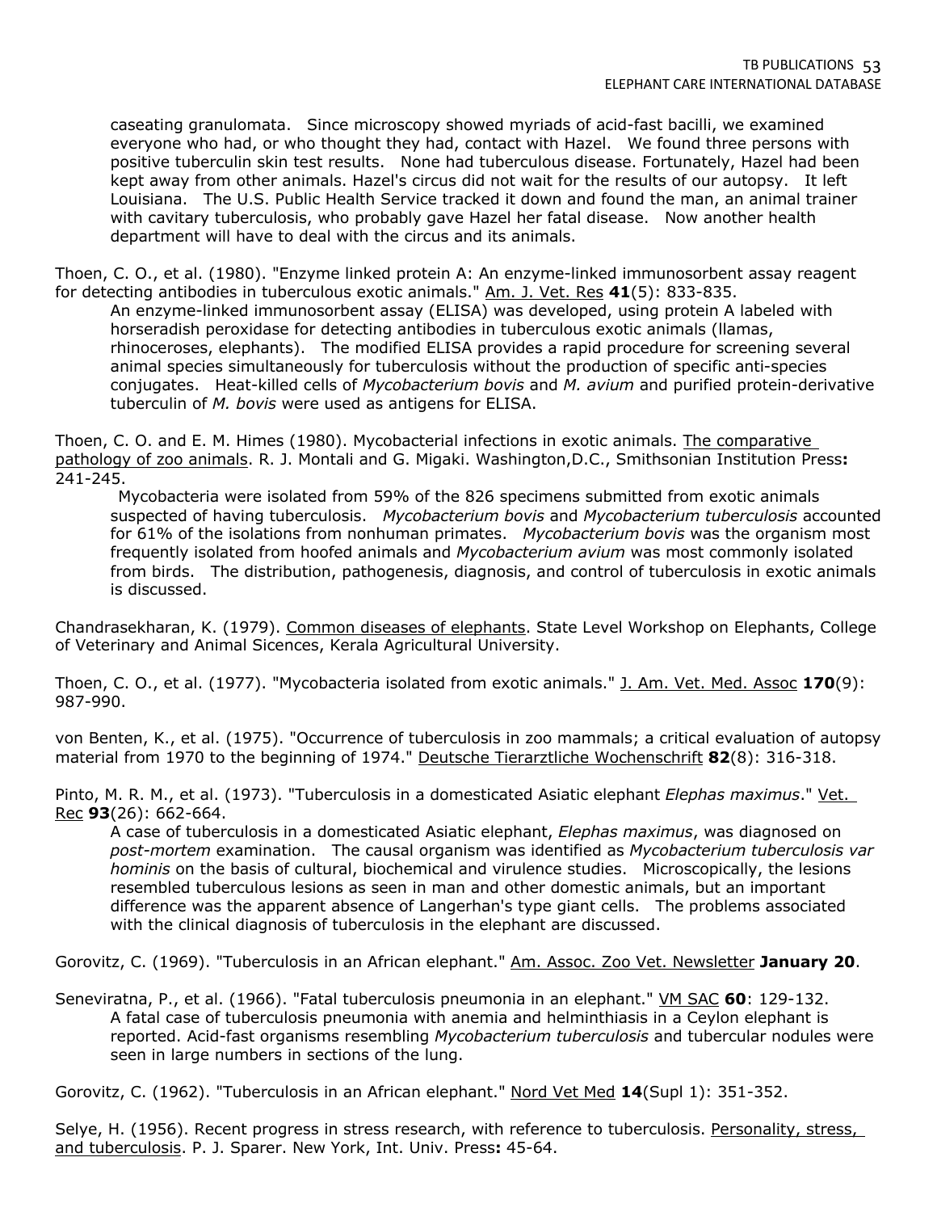caseating granulomata. Since microscopy showed myriads of acid-fast bacilli, we examined everyone who had, or who thought they had, contact with Hazel. We found three persons with positive tuberculin skin test results. None had tuberculous disease. Fortunately, Hazel had been kept away from other animals. Hazel's circus did not wait for the results of our autopsy. It left Louisiana. The U.S. Public Health Service tracked it down and found the man, an animal trainer with cavitary tuberculosis, who probably gave Hazel her fatal disease. Now another health department will have to deal with the circus and its animals.

Thoen, C. O., et al. (1980). "Enzyme linked protein A: An enzyme-linked immunosorbent assay reagent for detecting antibodies in tuberculous exotic animals." Am. J. Vet. Res **41**(5): 833-835.

An enzyme-linked immunosorbent assay (ELISA) was developed, using protein A labeled with horseradish peroxidase for detecting antibodies in tuberculous exotic animals (llamas, rhinoceroses, elephants). The modified ELISA provides a rapid procedure for screening several animal species simultaneously for tuberculosis without the production of specific anti-species conjugates. Heat-killed cells of *Mycobacterium bovis* and *M. avium* and purified protein-derivative tuberculin of *M. bovis* were used as antigens for ELISA.

Thoen, C. O. and E. M. Himes (1980). Mycobacterial infections in exotic animals. The comparative pathology of zoo animals. R. J. Montali and G. Migaki. Washington,D.C., Smithsonian Institution Press**:** 241-245.

Mycobacteria were isolated from 59% of the 826 specimens submitted from exotic animals suspected of having tuberculosis. *Mycobacterium bovis* and *Mycobacterium tuberculosis* accounted for 61% of the isolations from nonhuman primates. *Mycobacterium bovis* was the organism most frequently isolated from hoofed animals and *Mycobacterium avium* was most commonly isolated from birds. The distribution, pathogenesis, diagnosis, and control of tuberculosis in exotic animals is discussed.

Chandrasekharan, K. (1979). Common diseases of elephants. State Level Workshop on Elephants, College of Veterinary and Animal Sicences, Kerala Agricultural University.

Thoen, C. O., et al. (1977). "Mycobacteria isolated from exotic animals." J. Am. Vet. Med. Assoc **170**(9): 987-990.

von Benten, K., et al. (1975). "Occurrence of tuberculosis in zoo mammals; a critical evaluation of autopsy material from 1970 to the beginning of 1974." Deutsche Tierarztliche Wochenschrift **82**(8): 316-318.

Pinto, M. R. M., et al. (1973). "Tuberculosis in a domesticated Asiatic elephant *Elephas maximus*." Vet. Rec **93**(26): 662-664.

A case of tuberculosis in a domesticated Asiatic elephant, *Elephas maximus*, was diagnosed on *post-mortem* examination. The causal organism was identified as *Mycobacterium tuberculosis var hominis* on the basis of cultural, biochemical and virulence studies. Microscopically, the lesions resembled tuberculous lesions as seen in man and other domestic animals, but an important difference was the apparent absence of Langerhan's type giant cells. The problems associated with the clinical diagnosis of tuberculosis in the elephant are discussed.

Gorovitz, C. (1969). "Tuberculosis in an African elephant." Am. Assoc. Zoo Vet. Newsletter **January 20**.

Seneviratna, P., et al. (1966). "Fatal tuberculosis pneumonia in an elephant." VM SAC **60**: 129-132.

A fatal case of tuberculosis pneumonia with anemia and helminthiasis in a Ceylon elephant is reported. Acid-fast organisms resembling *Mycobacterium tuberculosis* and tubercular nodules were seen in large numbers in sections of the lung.

Gorovitz, C. (1962). "Tuberculosis in an African elephant." Nord Vet Med **14**(Supl 1): 351-352.

Selye, H. (1956). Recent progress in stress research, with reference to tuberculosis. Personality, stress, and tuberculosis. P. J. Sparer. New York, Int. Univ. Press**:** 45-64.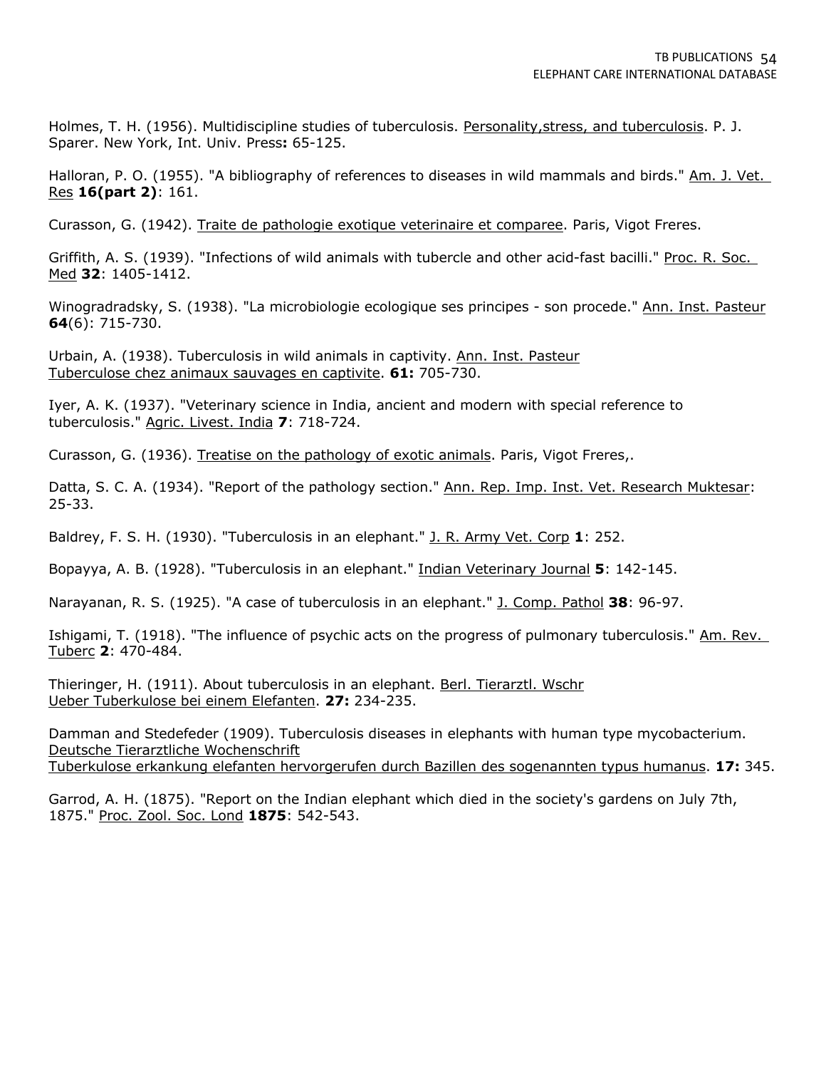Holmes, T. H. (1956). Multidiscipline studies of tuberculosis. Personality,stress, and tuberculosis. P. J. Sparer. New York, Int. Univ. Press**:** 65-125.

Halloran, P. O. (1955). "A bibliography of references to diseases in wild mammals and birds." Am. J. Vet. Res **16(part 2)**: 161.

Curasson, G. (1942). Traite de pathologie exotique veterinaire et comparee. Paris, Vigot Freres.

Griffith, A. S. (1939). "Infections of wild animals with tubercle and other acid-fast bacilli." Proc. R. Soc. Med **32**: 1405-1412.

Winogradradsky, S. (1938). "La microbiologie ecologique ses principes - son procede." Ann. Inst. Pasteur **64**(6): 715-730.

Urbain, A. (1938). Tuberculosis in wild animals in captivity. Ann. Inst. Pasteur Tuberculose chez animaux sauvages en captivite. **61:** 705-730.

Iyer, A. K. (1937). "Veterinary science in India, ancient and modern with special reference to tuberculosis." Agric. Livest. India **7**: 718-724.

Curasson, G. (1936). Treatise on the pathology of exotic animals. Paris, Vigot Freres,.

Datta, S. C. A. (1934). "Report of the pathology section." Ann. Rep. Imp. Inst. Vet. Research Muktesar: 25-33.

Baldrey, F. S. H. (1930). "Tuberculosis in an elephant." J. R. Army Vet. Corp **1**: 252.

Bopayya, A. B. (1928). "Tuberculosis in an elephant." Indian Veterinary Journal **5**: 142-145.

Narayanan, R. S. (1925). "A case of tuberculosis in an elephant." J. Comp. Pathol **38**: 96-97.

Ishigami, T. (1918). "The influence of psychic acts on the progress of pulmonary tuberculosis." Am. Rev. Tuberc **2**: 470-484.

Thieringer, H. (1911). About tuberculosis in an elephant. Berl. Tierarztl. Wschr Ueber Tuberkulose bei einem Elefanten. **27:** 234-235.

Damman and Stedefeder (1909). Tuberculosis diseases in elephants with human type mycobacterium. Deutsche Tierarztliche Wochenschrift Tuberkulose erkankung elefanten hervorgerufen durch Bazillen des sogenannten typus humanus. **17:** 345.

Garrod, A. H. (1875). "Report on the Indian elephant which died in the society's gardens on July 7th, 1875." Proc. Zool. Soc. Lond **1875**: 542-543.